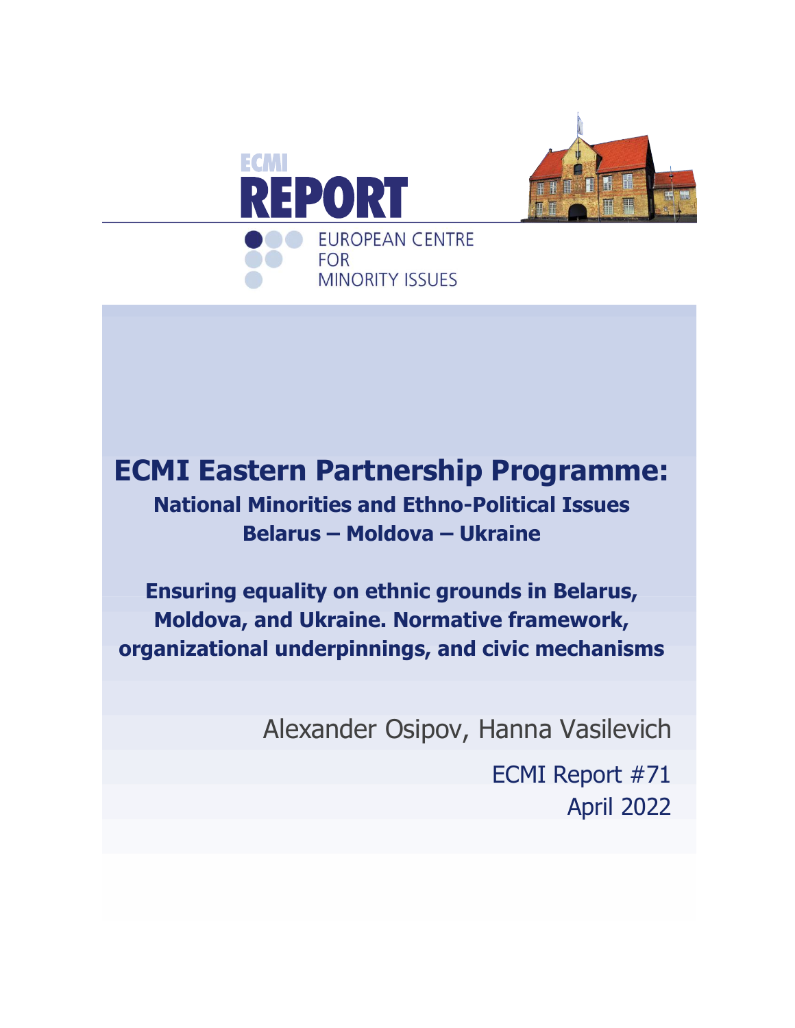ECMI

# REPORT

EUROPEAN CENTRE FOR MINORITY ISSUES

# ECMI Eastern Partnership Programme:

## National Minorities and Ethno-Political Issues

## Belarus – Moldova – Ukraine

## Ensuring equality on ethnic grounds in Belarus, Moldova, and Ukraine. Normative framework, organizational underpinnings, and civic mechanisms

Alexander Osipov, Hanna Vasilevich

ECMI Report #71

April 2022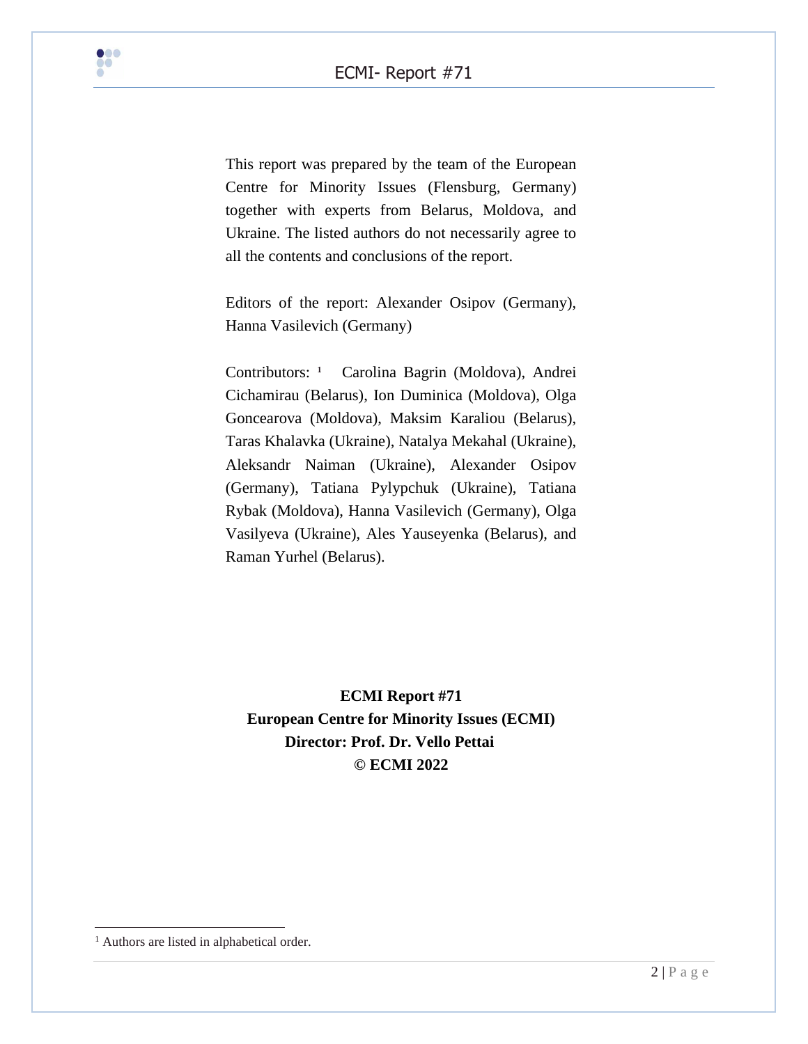This report was prepared by the team of the European Centre for Minority Issues (Flensburg, Germany) together with experts from Belarus, Moldova, and Ukraine. The listed authors do not necessarily agree to all the contents and conclusions of the report.

Editors of the report: Alexander Osipov (Germany), Hanna Vasilevich (Germany)

Contributors: [1] Carolina Bagrin (Moldova), Andrei Cichamirau (Belarus), Ion Duminica (Moldova), Olga Goncearova (Moldova), Maksim Karaliou (Belarus), Taras Khalavka (Ukraine), Natalya Mekahal (Ukraine), Aleksandr Naiman (Ukraine), Alexander Osipov (Germany), Tatiana Pylypchuk (Ukraine), Tatiana Rybak (Moldova), Hanna Vasilevich (Germany), Olga Vasilyeva (Ukraine), Ales Yauseyenka (Belarus), and Raman Yurhel (Belarus).

**ECMI Report #71**
**European Centre for Minority Issues (ECMI)**
**Director: Prof. Dr. Vello Pettai**
**© ECMI 2022**

[1] Authors are listed in alphabetical order.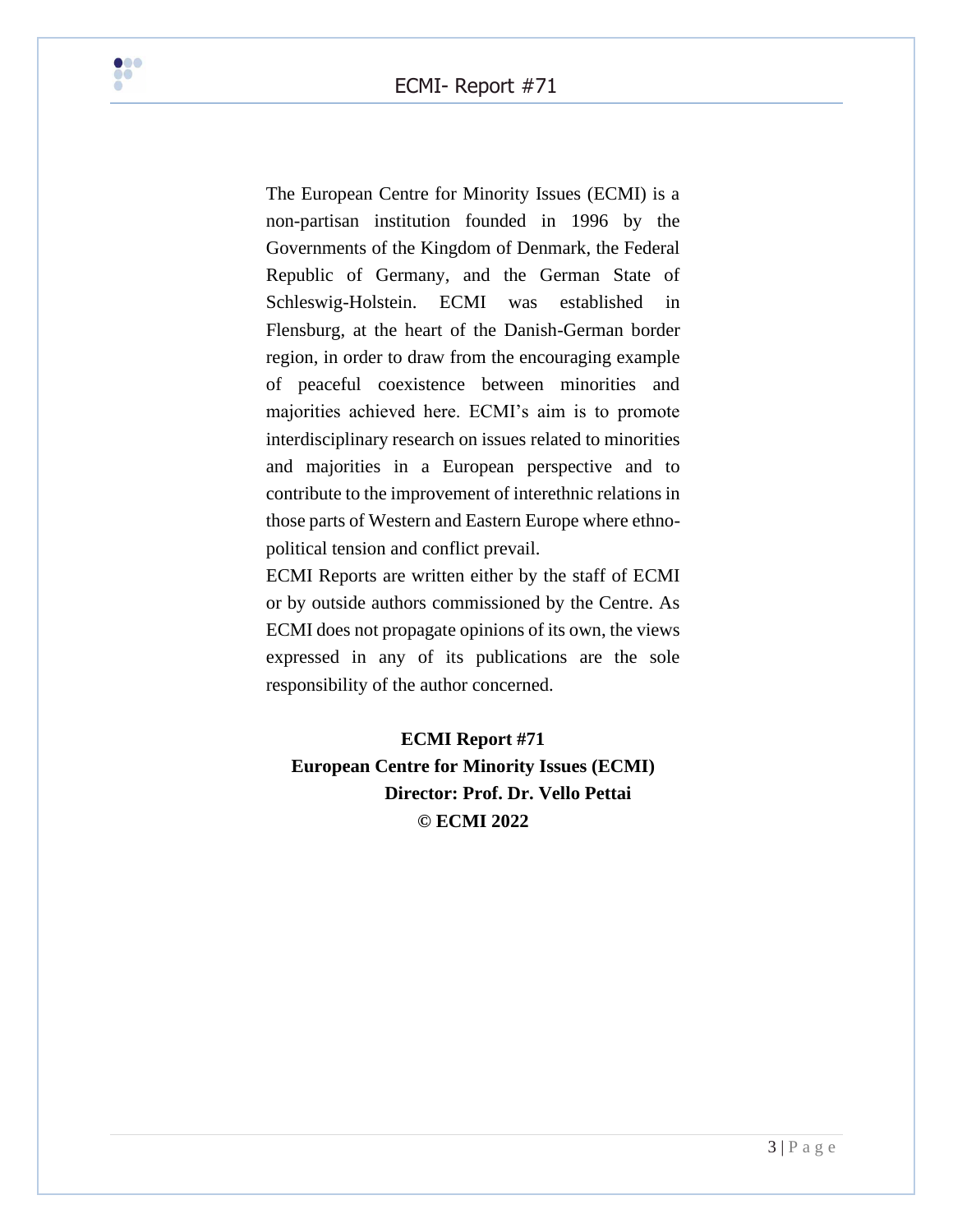The European Centre for Minority Issues (ECMI) is a non-partisan institution founded in 1996 by the Governments of the Kingdom of Denmark, the Federal Republic of Germany, and the German State of Schleswig-Holstein. ECMI was established in Flensburg, at the heart of the Danish-German border region, in order to draw from the encouraging example of peaceful coexistence between minorities and majorities achieved here. ECMI's aim is to promote interdisciplinary research on issues related to minorities and majorities in a European perspective and to contribute to the improvement of interethnic relations in those parts of Western and Eastern Europe where ethno-political tension and conflict prevail.

ECMI Reports are written either by the staff of ECMI or by outside authors commissioned by the Centre. As ECMI does not propagate opinions of its own, the views expressed in any of its publications are the sole responsibility of the author concerned.

**ECMI Report #71**
**European Centre for Minority Issues (ECMI)**
**Director: Prof. Dr. Vello Pettai**
**© ECMI 2022**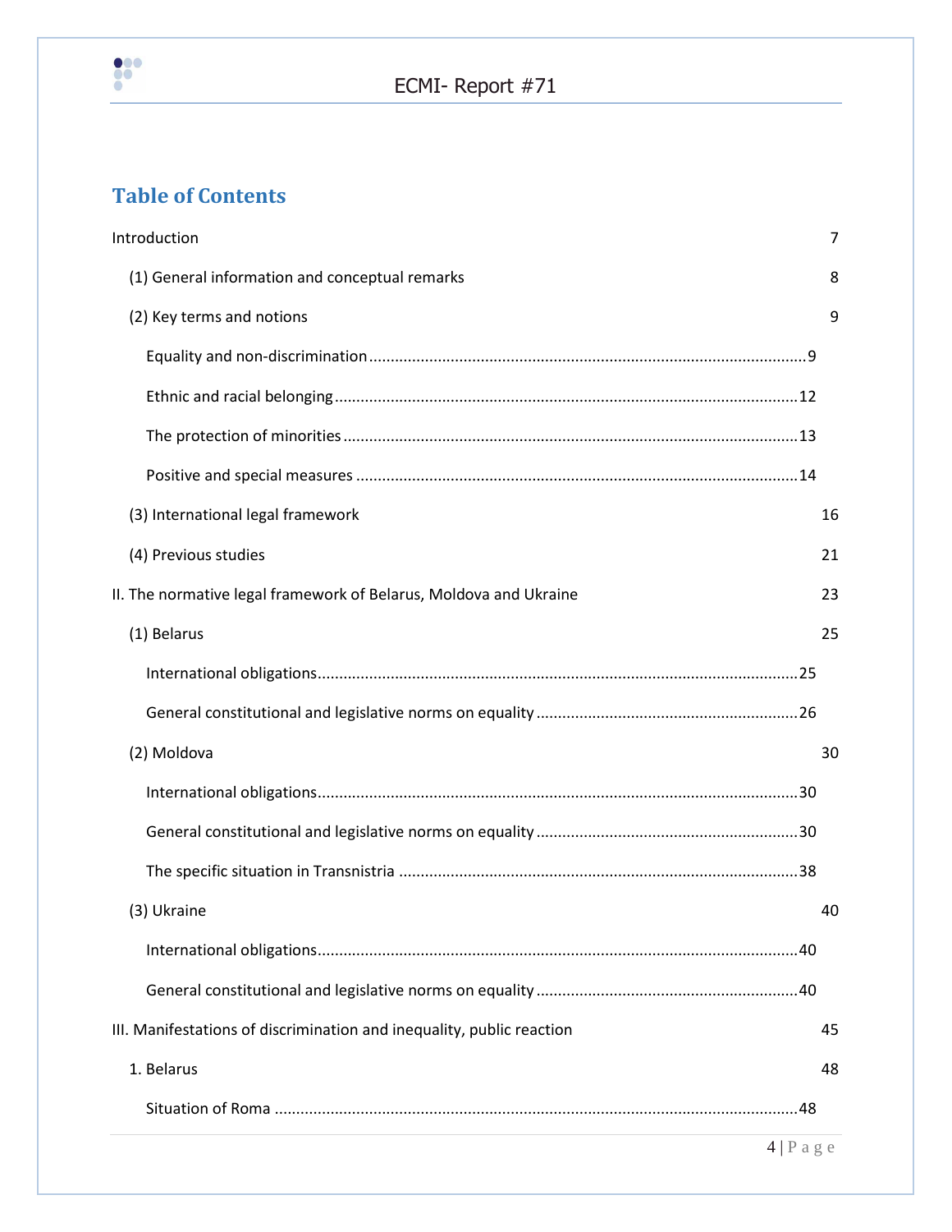## Table of Contents

Introduction 7

(1) General information and conceptual remarks 8

(2) Key terms and notions 9

Equality and non-discrimination ........ 9

Ethnic and racial belonging ........ 12

The protection of minorities ........ 13

Positive and special measures ........ 14

(3) International legal framework 16

(4) Previous studies 21

II. The normative legal framework of Belarus, Moldova and Ukraine 23

(1) Belarus 25

International obligations ........ 25

General constitutional and legislative norms on equality ........ 26

(2) Moldova 30

International obligations ........ 30

General constitutional and legislative norms on equality ........ 30

The specific situation in Transnistria ........ 38

(3) Ukraine 40

International obligations ........ 40

General constitutional and legislative norms on equality ........ 40

III. Manifestations of discrimination and inequality, public reaction 45

1. Belarus 48

Situation of Roma ........ 48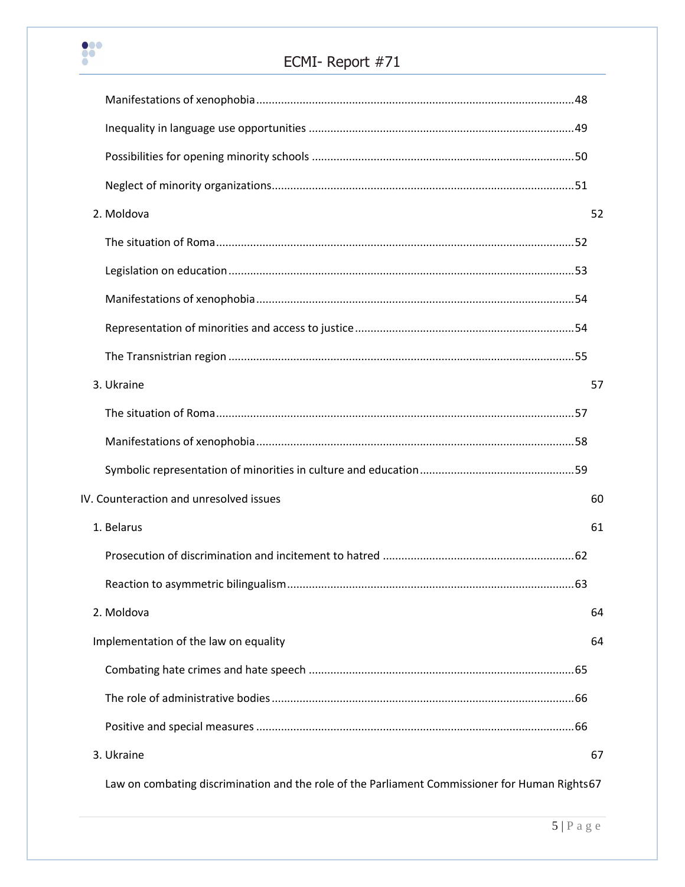Manifestations of xenophobia ....................................................................................................48

Inequality in language use opportunities ...................................................................................49

Possibilities for opening minority schools ..................................................................................50

Neglect of minority organizations...............................................................................................51

2. Moldova 52

The situation of Roma ..................................................................................................................52

Legislation on education ..............................................................................................................53

Manifestations of xenophobia .....................................................................................................54

Representation of minorities and access to justice .....................................................................54

The Transnistrian region ..............................................................................................................55

3. Ukraine 57

The situation of Roma ..................................................................................................................57

Manifestations of xenophobia .....................................................................................................58

Symbolic representation of minorities in culture and education ................................................59

IV. Counteraction and unresolved issues 60

1. Belarus 61

Prosecution of discrimination and incitement to hatred .............................................................62

Reaction to asymmetric bilingualism...........................................................................................63

2. Moldova 64

Implementation of the law on equality 64

Combating hate crimes and hate speech ....................................................................................65

The role of administrative bodies ................................................................................................66

Positive and special measures .....................................................................................................66

3. Ukraine 67

Law on combating discrimination and the role of the Parliament Commissioner for Human Rights67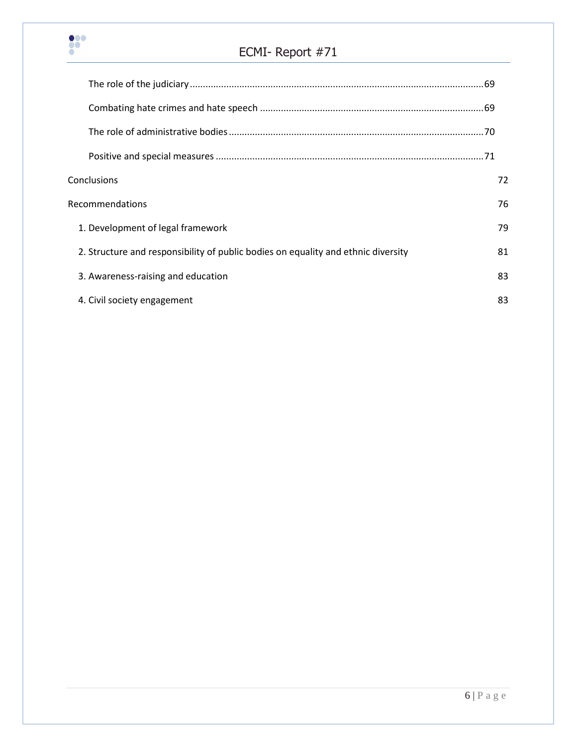The role of the judiciary.....69

Combating hate crimes and hate speech.....69

The role of administrative bodies.....70

Positive and special measures.....71

Conclusions 72

Recommendations 76

1. Development of legal framework 79

2. Structure and responsibility of public bodies on equality and ethnic diversity 81

3. Awareness-raising and education 83

4. Civil society engagement 83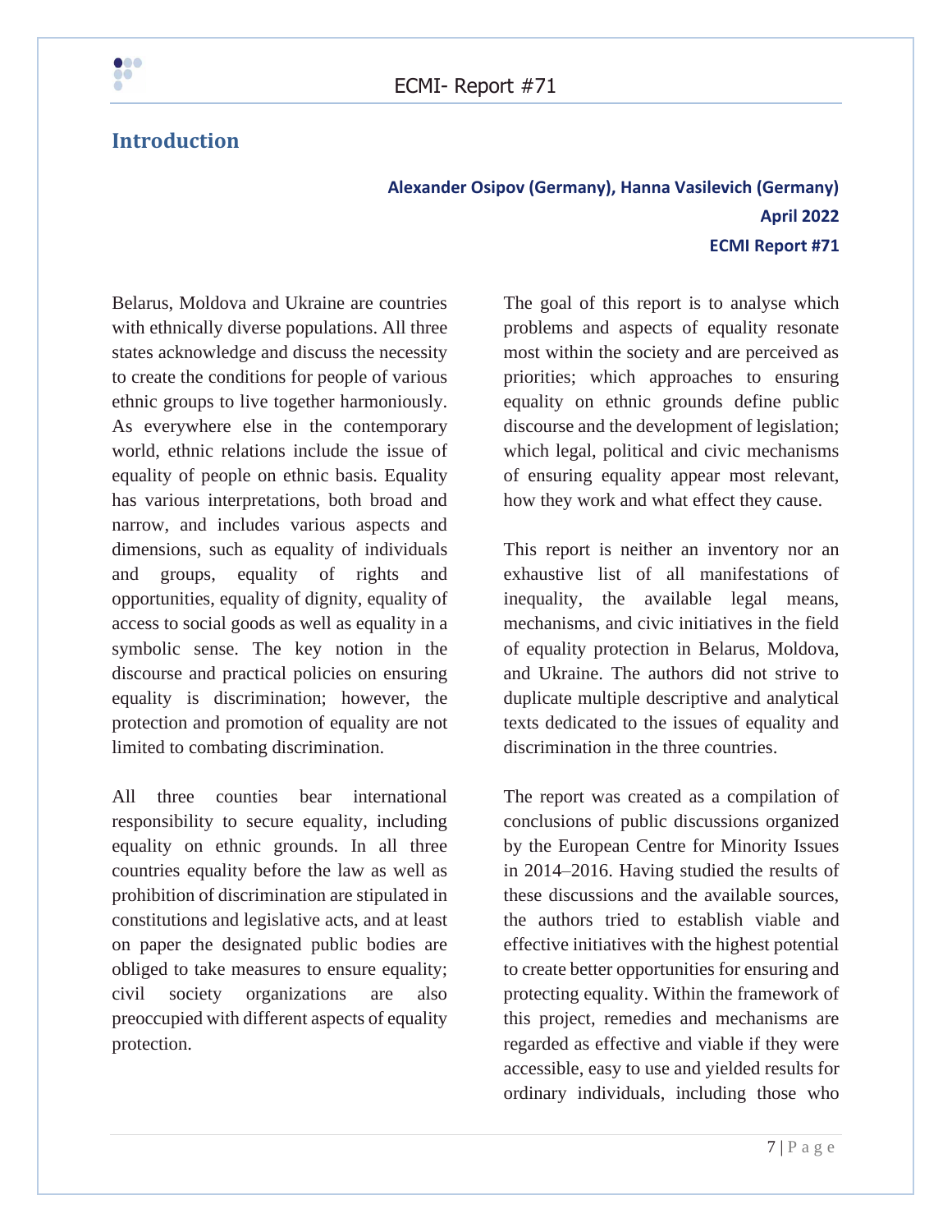## Introduction

**Alexander Osipov (Germany), Hanna Vasilevich (Germany)**
**April 2022**
**ECMI Report #71**

Belarus, Moldova and Ukraine are countries with ethnically diverse populations. All three states acknowledge and discuss the necessity to create the conditions for people of various ethnic groups to live together harmoniously. As everywhere else in the contemporary world, ethnic relations include the issue of equality of people on ethnic basis. Equality has various interpretations, both broad and narrow, and includes various aspects and dimensions, such as equality of individuals and groups, equality of rights and opportunities, equality of dignity, equality of access to social goods as well as equality in a symbolic sense. The key notion in the discourse and practical policies on ensuring equality is discrimination; however, the protection and promotion of equality are not limited to combating discrimination.

All three counties bear international responsibility to secure equality, including equality on ethnic grounds. In all three countries equality before the law as well as prohibition of discrimination are stipulated in constitutions and legislative acts, and at least on paper the designated public bodies are obliged to take measures to ensure equality; civil society organizations are also preoccupied with different aspects of equality protection.

The goal of this report is to analyse which problems and aspects of equality resonate most within the society and are perceived as priorities; which approaches to ensuring equality on ethnic grounds define public discourse and the development of legislation; which legal, political and civic mechanisms of ensuring equality appear most relevant, how they work and what effect they cause.

This report is neither an inventory nor an exhaustive list of all manifestations of inequality, the available legal means, mechanisms, and civic initiatives in the field of equality protection in Belarus, Moldova, and Ukraine. The authors did not strive to duplicate multiple descriptive and analytical texts dedicated to the issues of equality and discrimination in the three countries.

The report was created as a compilation of conclusions of public discussions organized by the European Centre for Minority Issues in 2014–2016. Having studied the results of these discussions and the available sources, the authors tried to establish viable and effective initiatives with the highest potential to create better opportunities for ensuring and protecting equality. Within the framework of this project, remedies and mechanisms are regarded as effective and viable if they were accessible, easy to use and yielded results for ordinary individuals, including those who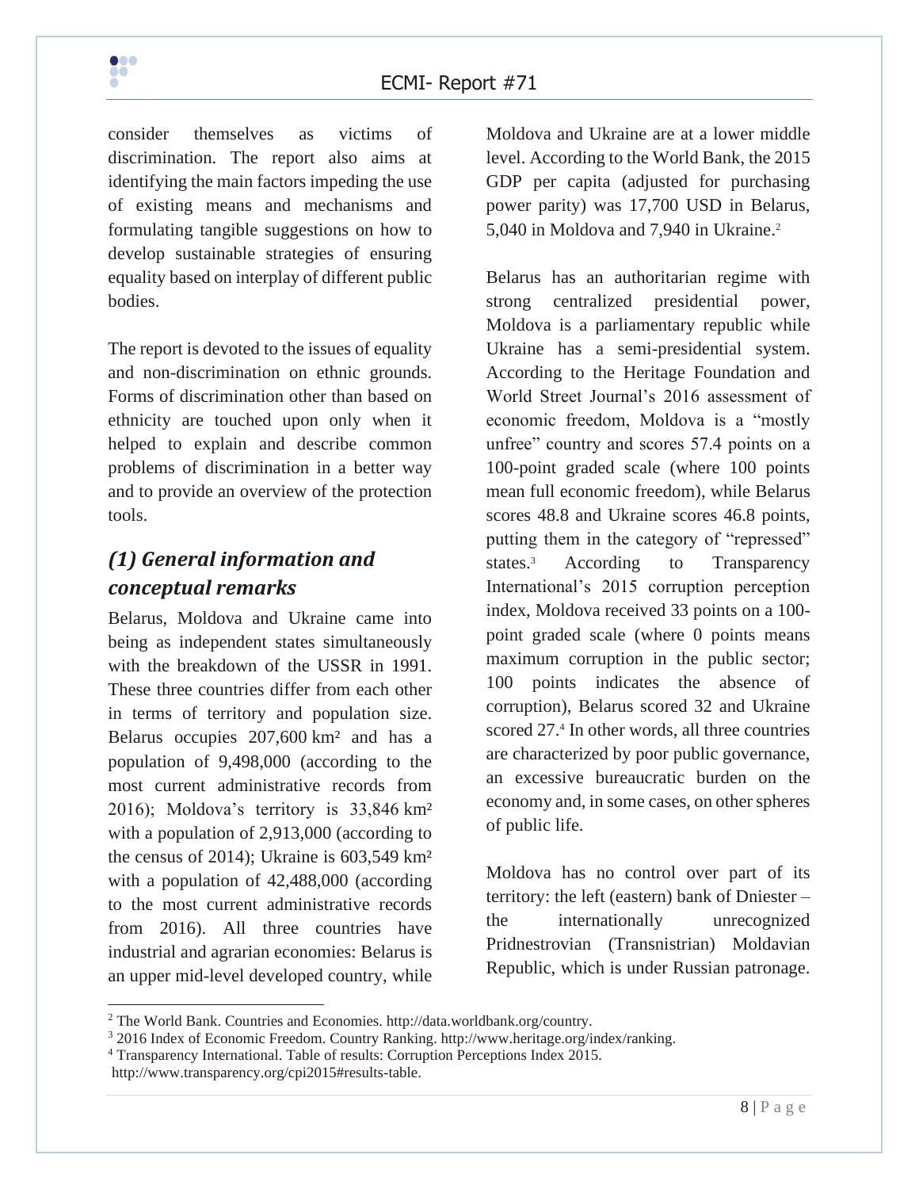consider themselves as victims of discrimination. The report also aims at identifying the main factors impeding the use of existing means and mechanisms and formulating tangible suggestions on how to develop sustainable strategies of ensuring equality based on interplay of different public bodies.

The report is devoted to the issues of equality and non-discrimination on ethnic grounds. Forms of discrimination other than based on ethnicity are touched upon only when it helped to explain and describe common problems of discrimination in a better way and to provide an overview of the protection tools.

## *(1) General information and conceptual remarks*

Belarus, Moldova and Ukraine came into being as independent states simultaneously with the breakdown of the USSR in 1991. These three countries differ from each other in terms of territory and population size. Belarus occupies 207,600 km² and has a population of 9,498,000 (according to the most current administrative records from 2016); Moldova's territory is 33,846 km² with a population of 2,913,000 (according to the census of 2014); Ukraine is 603,549 km² with a population of 42,488,000 (according to the most current administrative records from 2016). All three countries have industrial and agrarian economies: Belarus is an upper mid-level developed country, while Moldova and Ukraine are at a lower middle level. According to the World Bank, the 2015 GDP per capita (adjusted for purchasing power parity) was 17,700 USD in Belarus, 5,040 in Moldova and 7,940 in Ukraine.[2]

Belarus has an authoritarian regime with strong centralized presidential power, Moldova is a parliamentary republic while Ukraine has a semi-presidential system. According to the Heritage Foundation and World Street Journal's 2016 assessment of economic freedom, Moldova is a "mostly unfree" country and scores 57.4 points on a 100-point graded scale (where 100 points mean full economic freedom), while Belarus scores 48.8 and Ukraine scores 46.8 points, putting them in the category of "repressed" states.[3] According to Transparency International's 2015 corruption perception index, Moldova received 33 points on a 100-point graded scale (where 0 points means maximum corruption in the public sector; 100 points indicates the absence of corruption), Belarus scored 32 and Ukraine scored 27.[4] In other words, all three countries are characterized by poor public governance, an excessive bureaucratic burden on the economy and, in some cases, on other spheres of public life.

Moldova has no control over part of its territory: the left (eastern) bank of Dniester – the internationally unrecognized Pridnestrovian (Transnistrian) Moldavian Republic, which is under Russian patronage.

---

[2] The World Bank. Countries and Economies. http://data.worldbank.org/country.

[3] 2016 Index of Economic Freedom. Country Ranking. http://www.heritage.org/index/ranking.

[4] Transparency International. Table of results: Corruption Perceptions Index 2015. http://www.transparency.org/cpi2015#results-table.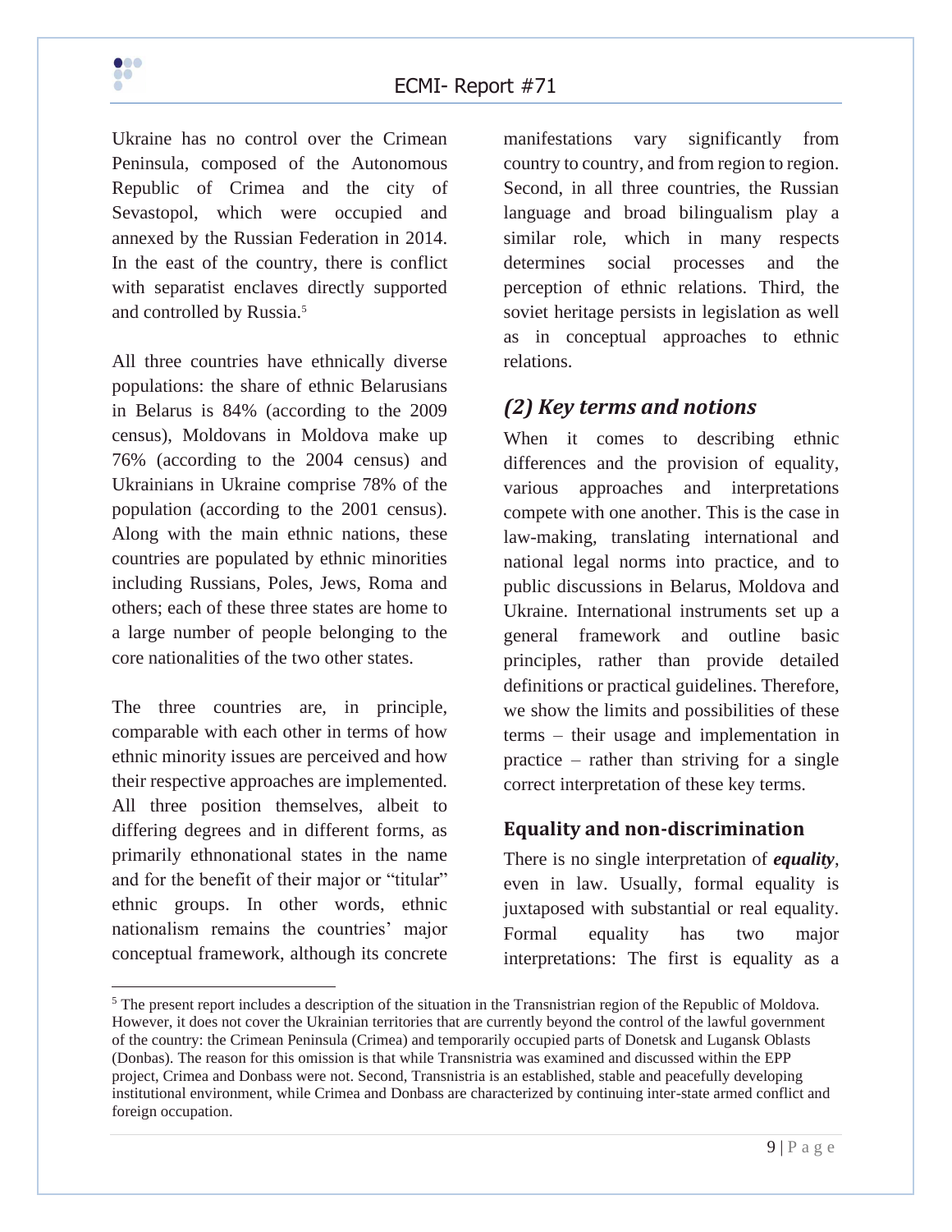Ukraine has no control over the Crimean Peninsula, composed of the Autonomous Republic of Crimea and the city of Sevastopol, which were occupied and annexed by the Russian Federation in 2014. In the east of the country, there is conflict with separatist enclaves directly supported and controlled by Russia.[5]

All three countries have ethnically diverse populations: the share of ethnic Belarusians in Belarus is 84% (according to the 2009 census), Moldovans in Moldova make up 76% (according to the 2004 census) and Ukrainians in Ukraine comprise 78% of the population (according to the 2001 census). Along with the main ethnic nations, these countries are populated by ethnic minorities including Russians, Poles, Jews, Roma and others; each of these three states are home to a large number of people belonging to the core nationalities of the two other states.

The three countries are, in principle, comparable with each other in terms of how ethnic minority issues are perceived and how their respective approaches are implemented. All three position themselves, albeit to differing degrees and in different forms, as primarily ethnonational states in the name and for the benefit of their major or "titular" ethnic groups. In other words, ethnic nationalism remains the countries' major conceptual framework, although its concrete manifestations vary significantly from country to country, and from region to region. Second, in all three countries, the Russian language and broad bilingualism play a similar role, which in many respects determines social processes and the perception of ethnic relations. Third, the soviet heritage persists in legislation as well as in conceptual approaches to ethnic relations.

## *(2) Key terms and notions*

When it comes to describing ethnic differences and the provision of equality, various approaches and interpretations compete with one another. This is the case in law-making, translating international and national legal norms into practice, and to public discussions in Belarus, Moldova and Ukraine. International instruments set up a general framework and outline basic principles, rather than provide detailed definitions or practical guidelines. Therefore, we show the limits and possibilities of these terms – their usage and implementation in practice – rather than striving for a single correct interpretation of these key terms.

### Equality and non-discrimination

There is no single interpretation of ***equality***, even in law. Usually, formal equality is juxtaposed with substantial or real equality. Formal equality has two major interpretations: The first is equality as a

---

[5] The present report includes a description of the situation in the Transnistrian region of the Republic of Moldova. However, it does not cover the Ukrainian territories that are currently beyond the control of the lawful government of the country: the Crimean Peninsula (Crimea) and temporarily occupied parts of Donetsk and Lugansk Oblasts (Donbas). The reason for this omission is that while Transnistria was examined and discussed within the EPP project, Crimea and Donbass were not. Second, Transnistria is an established, stable and peacefully developing institutional environment, while Crimea and Donbass are characterized by continuing inter-state armed conflict and foreign occupation.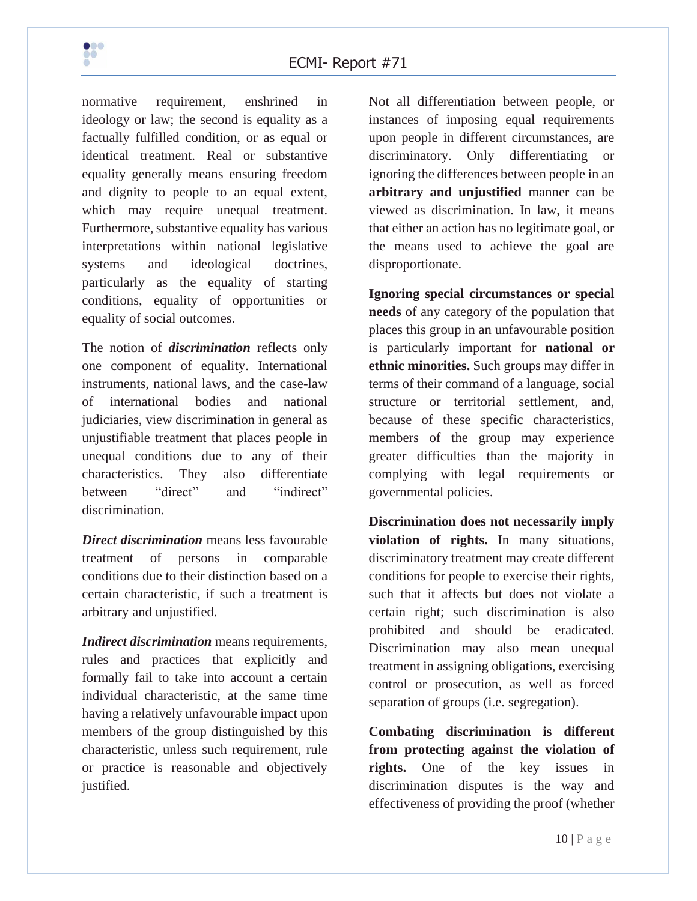normative requirement, enshrined in ideology or law; the second is equality as a factually fulfilled condition, or as equal or identical treatment. Real or substantive equality generally means ensuring freedom and dignity to people to an equal extent, which may require unequal treatment. Furthermore, substantive equality has various interpretations within national legislative systems and ideological doctrines, particularly as the equality of starting conditions, equality of opportunities or equality of social outcomes.

The notion of ***discrimination*** reflects only one component of equality. International instruments, national laws, and the case-law of international bodies and national judiciaries, view discrimination in general as unjustifiable treatment that places people in unequal conditions due to any of their characteristics. They also differentiate between "direct" and "indirect" discrimination.

***Direct discrimination*** means less favourable treatment of persons in comparable conditions due to their distinction based on a certain characteristic, if such a treatment is arbitrary and unjustified.

***Indirect discrimination*** means requirements, rules and practices that explicitly and formally fail to take into account a certain individual characteristic, at the same time having a relatively unfavourable impact upon members of the group distinguished by this characteristic, unless such requirement, rule or practice is reasonable and objectively justified.

Not all differentiation between people, or instances of imposing equal requirements upon people in different circumstances, are discriminatory. Only differentiating or ignoring the differences between people in an **arbitrary and unjustified** manner can be viewed as discrimination. In law, it means that either an action has no legitimate goal, or the means used to achieve the goal are disproportionate.

**Ignoring special circumstances or special needs** of any category of the population that places this group in an unfavourable position is particularly important for **national or ethnic minorities.** Such groups may differ in terms of their command of a language, social structure or territorial settlement, and, because of these specific characteristics, members of the group may experience greater difficulties than the majority in complying with legal requirements or governmental policies.

**Discrimination does not necessarily imply violation of rights.** In many situations, discriminatory treatment may create different conditions for people to exercise their rights, such that it affects but does not violate a certain right; such discrimination is also prohibited and should be eradicated. Discrimination may also mean unequal treatment in assigning obligations, exercising control or prosecution, as well as forced separation of groups (i.e. segregation).

**Combating discrimination is different from protecting against the violation of rights.** One of the key issues in discrimination disputes is the way and effectiveness of providing the proof (whether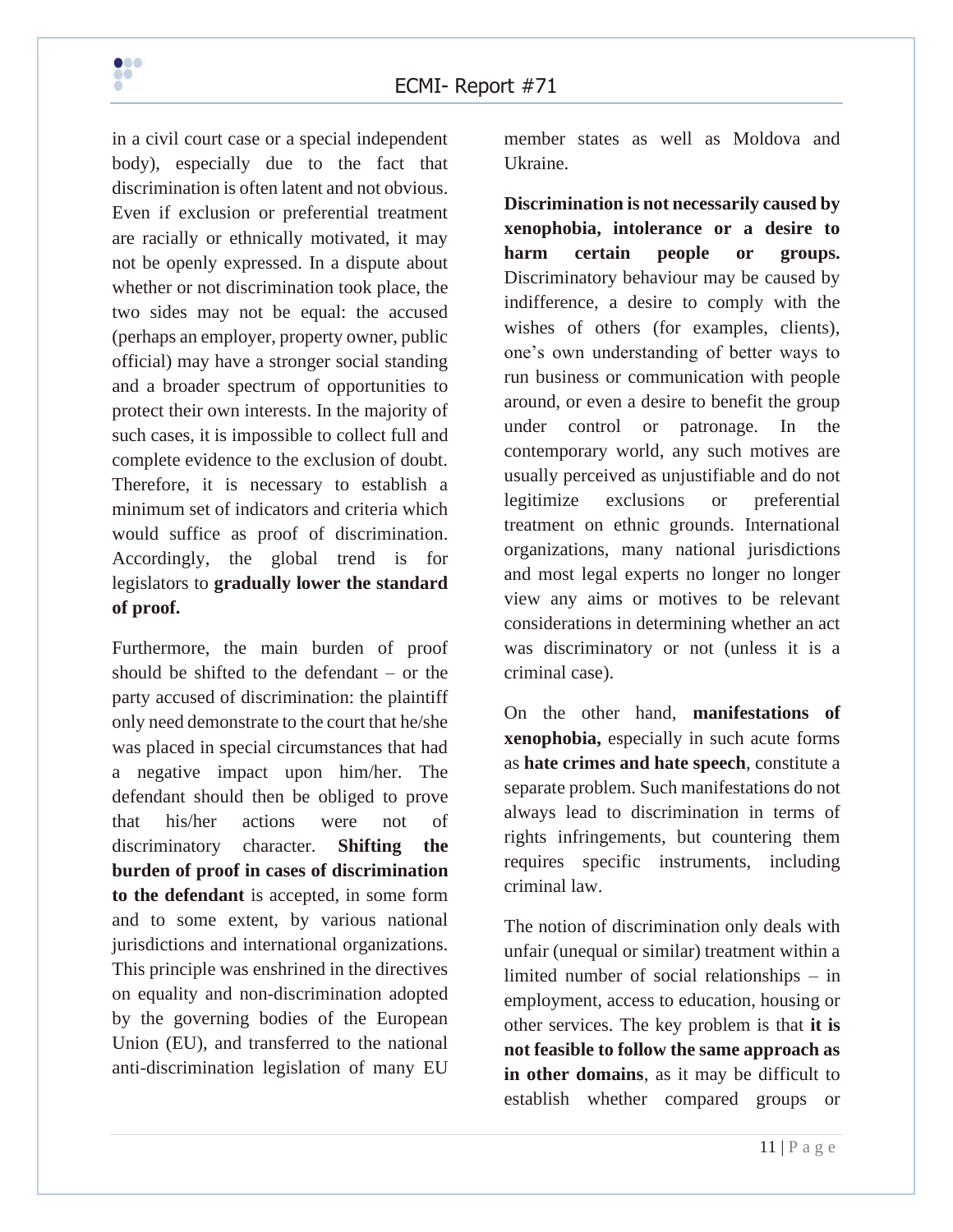in a civil court case or a special independent body), especially due to the fact that discrimination is often latent and not obvious. Even if exclusion or preferential treatment are racially or ethnically motivated, it may not be openly expressed. In a dispute about whether or not discrimination took place, the two sides may not be equal: the accused (perhaps an employer, property owner, public official) may have a stronger social standing and a broader spectrum of opportunities to protect their own interests. In the majority of such cases, it is impossible to collect full and complete evidence to the exclusion of doubt. Therefore, it is necessary to establish a minimum set of indicators and criteria which would suffice as proof of discrimination. Accordingly, the global trend is for legislators to **gradually lower the standard of proof.**

Furthermore, the main burden of proof should be shifted to the defendant – or the party accused of discrimination: the plaintiff only need demonstrate to the court that he/she was placed in special circumstances that had a negative impact upon him/her. The defendant should then be obliged to prove that his/her actions were not of discriminatory character. **Shifting the burden of proof in cases of discrimination to the defendant** is accepted, in some form and to some extent, by various national jurisdictions and international organizations. This principle was enshrined in the directives on equality and non-discrimination adopted by the governing bodies of the European Union (EU), and transferred to the national anti-discrimination legislation of many EU member states as well as Moldova and Ukraine.

**Discrimination is not necessarily caused by xenophobia, intolerance or a desire to harm certain people or groups.** Discriminatory behaviour may be caused by indifference, a desire to comply with the wishes of others (for examples, clients), one's own understanding of better ways to run business or communication with people around, or even a desire to benefit the group under control or patronage. In the contemporary world, any such motives are usually perceived as unjustifiable and do not legitimize exclusions or preferential treatment on ethnic grounds. International organizations, many national jurisdictions and most legal experts no longer no longer view any aims or motives to be relevant considerations in determining whether an act was discriminatory or not (unless it is a criminal case).

On the other hand, **manifestations of xenophobia,** especially in such acute forms as **hate crimes and hate speech**, constitute a separate problem. Such manifestations do not always lead to discrimination in terms of rights infringements, but countering them requires specific instruments, including criminal law.

The notion of discrimination only deals with unfair (unequal or similar) treatment within a limited number of social relationships – in employment, access to education, housing or other services. The key problem is that **it is not feasible to follow the same approach as in other domains**, as it may be difficult to establish whether compared groups or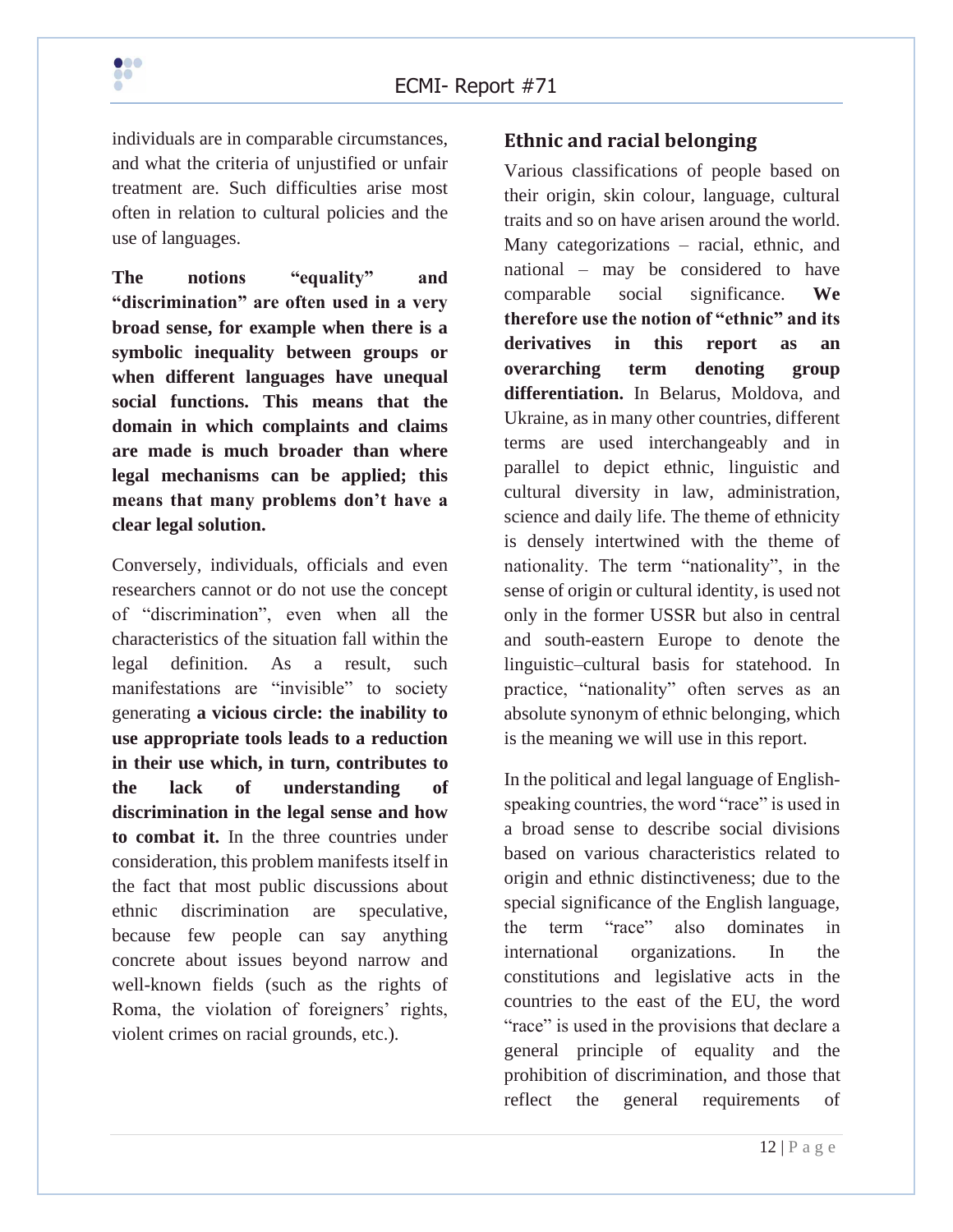individuals are in comparable circumstances, and what the criteria of unjustified or unfair treatment are. Such difficulties arise most often in relation to cultural policies and the use of languages.

**The notions "equality" and "discrimination" are often used in a very broad sense, for example when there is a symbolic inequality between groups or when different languages have unequal social functions. This means that the domain in which complaints and claims are made is much broader than where legal mechanisms can be applied; this means that many problems don't have a clear legal solution.**

Conversely, individuals, officials and even researchers cannot or do not use the concept of "discrimination", even when all the characteristics of the situation fall within the legal definition. As a result, such manifestations are "invisible" to society generating **a vicious circle: the inability to use appropriate tools leads to a reduction in their use which, in turn, contributes to the lack of understanding of discrimination in the legal sense and how to combat it.** In the three countries under consideration, this problem manifests itself in the fact that most public discussions about ethnic discrimination are speculative, because few people can say anything concrete about issues beyond narrow and well-known fields (such as the rights of Roma, the violation of foreigners' rights, violent crimes on racial grounds, etc.).

## Ethnic and racial belonging

Various classifications of people based on their origin, skin colour, language, cultural traits and so on have arisen around the world. Many categorizations – racial, ethnic, and national – may be considered to have comparable social significance. **We therefore use the notion of "ethnic" and its derivatives in this report as an overarching term denoting group differentiation.** In Belarus, Moldova, and Ukraine, as in many other countries, different terms are used interchangeably and in parallel to depict ethnic, linguistic and cultural diversity in law, administration, science and daily life. The theme of ethnicity is densely intertwined with the theme of nationality. The term "nationality", in the sense of origin or cultural identity, is used not only in the former USSR but also in central and south-eastern Europe to denote the linguistic–cultural basis for statehood. In practice, "nationality" often serves as an absolute synonym of ethnic belonging, which is the meaning we will use in this report.

In the political and legal language of English-speaking countries, the word "race" is used in a broad sense to describe social divisions based on various characteristics related to origin and ethnic distinctiveness; due to the special significance of the English language, the term "race" also dominates in international organizations. In the constitutions and legislative acts in the countries to the east of the EU, the word "race" is used in the provisions that declare a general principle of equality and the prohibition of discrimination, and those that reflect the general requirements of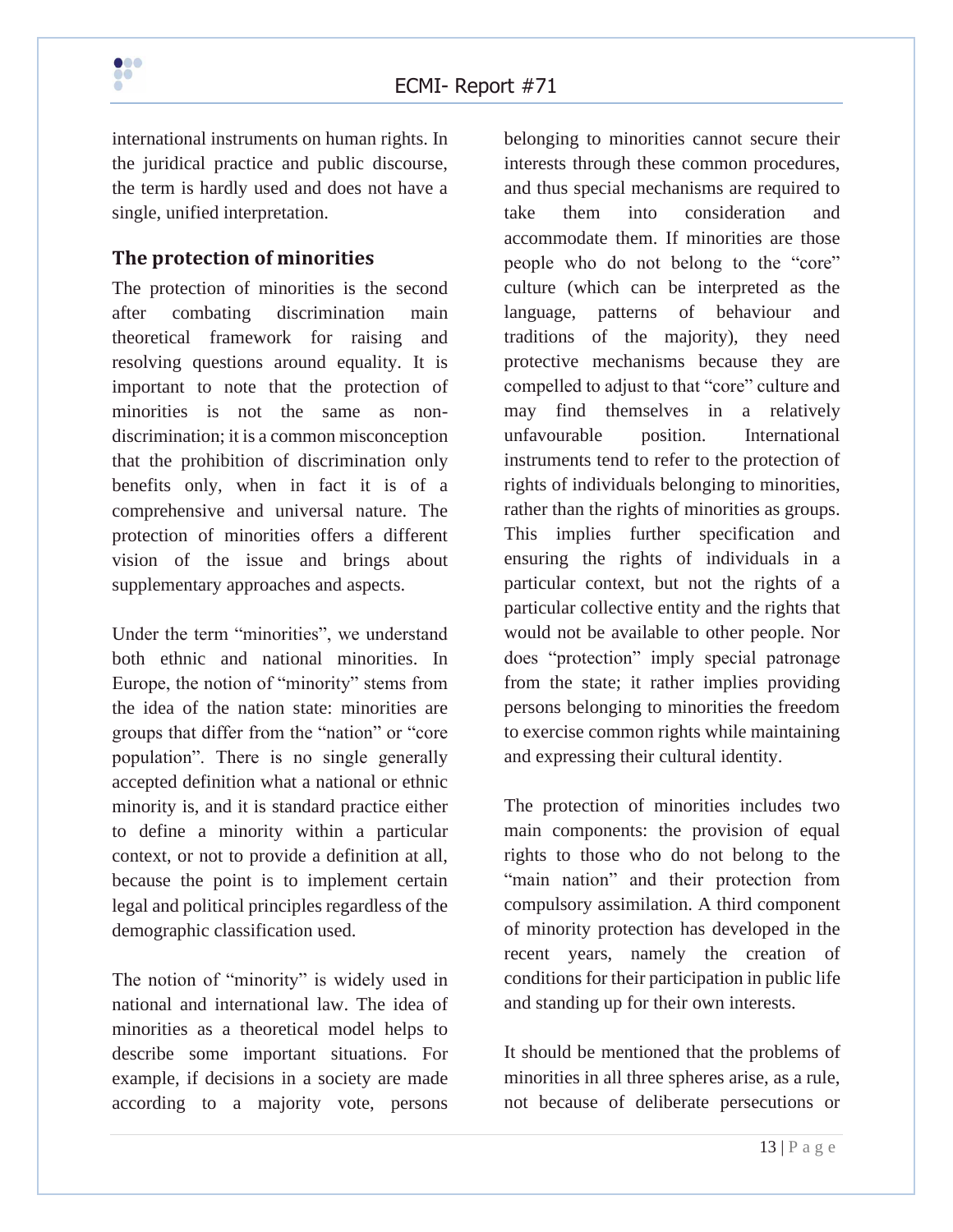international instruments on human rights. In the juridical practice and public discourse, the term is hardly used and does not have a single, unified interpretation.

## The protection of minorities

The protection of minorities is the second after combating discrimination main theoretical framework for raising and resolving questions around equality. It is important to note that the protection of minorities is not the same as non-discrimination; it is a common misconception that the prohibition of discrimination only benefits only, when in fact it is of a comprehensive and universal nature. The protection of minorities offers a different vision of the issue and brings about supplementary approaches and aspects.

Under the term "minorities", we understand both ethnic and national minorities. In Europe, the notion of "minority" stems from the idea of the nation state: minorities are groups that differ from the "nation" or "core population". There is no single generally accepted definition what a national or ethnic minority is, and it is standard practice either to define a minority within a particular context, or not to provide a definition at all, because the point is to implement certain legal and political principles regardless of the demographic classification used.

The notion of "minority" is widely used in national and international law. The idea of minorities as a theoretical model helps to describe some important situations. For example, if decisions in a society are made according to a majority vote, persons belonging to minorities cannot secure their interests through these common procedures, and thus special mechanisms are required to take them into consideration and accommodate them. If minorities are those people who do not belong to the "core" culture (which can be interpreted as the language, patterns of behaviour and traditions of the majority), they need protective mechanisms because they are compelled to adjust to that "core" culture and may find themselves in a relatively unfavourable position. International instruments tend to refer to the protection of rights of individuals belonging to minorities, rather than the rights of minorities as groups. This implies further specification and ensuring the rights of individuals in a particular context, but not the rights of a particular collective entity and the rights that would not be available to other people. Nor does "protection" imply special patronage from the state; it rather implies providing persons belonging to minorities the freedom to exercise common rights while maintaining and expressing their cultural identity.

The protection of minorities includes two main components: the provision of equal rights to those who do not belong to the "main nation" and their protection from compulsory assimilation. A third component of minority protection has developed in the recent years, namely the creation of conditions for their participation in public life and standing up for their own interests.

It should be mentioned that the problems of minorities in all three spheres arise, as a rule, not because of deliberate persecutions or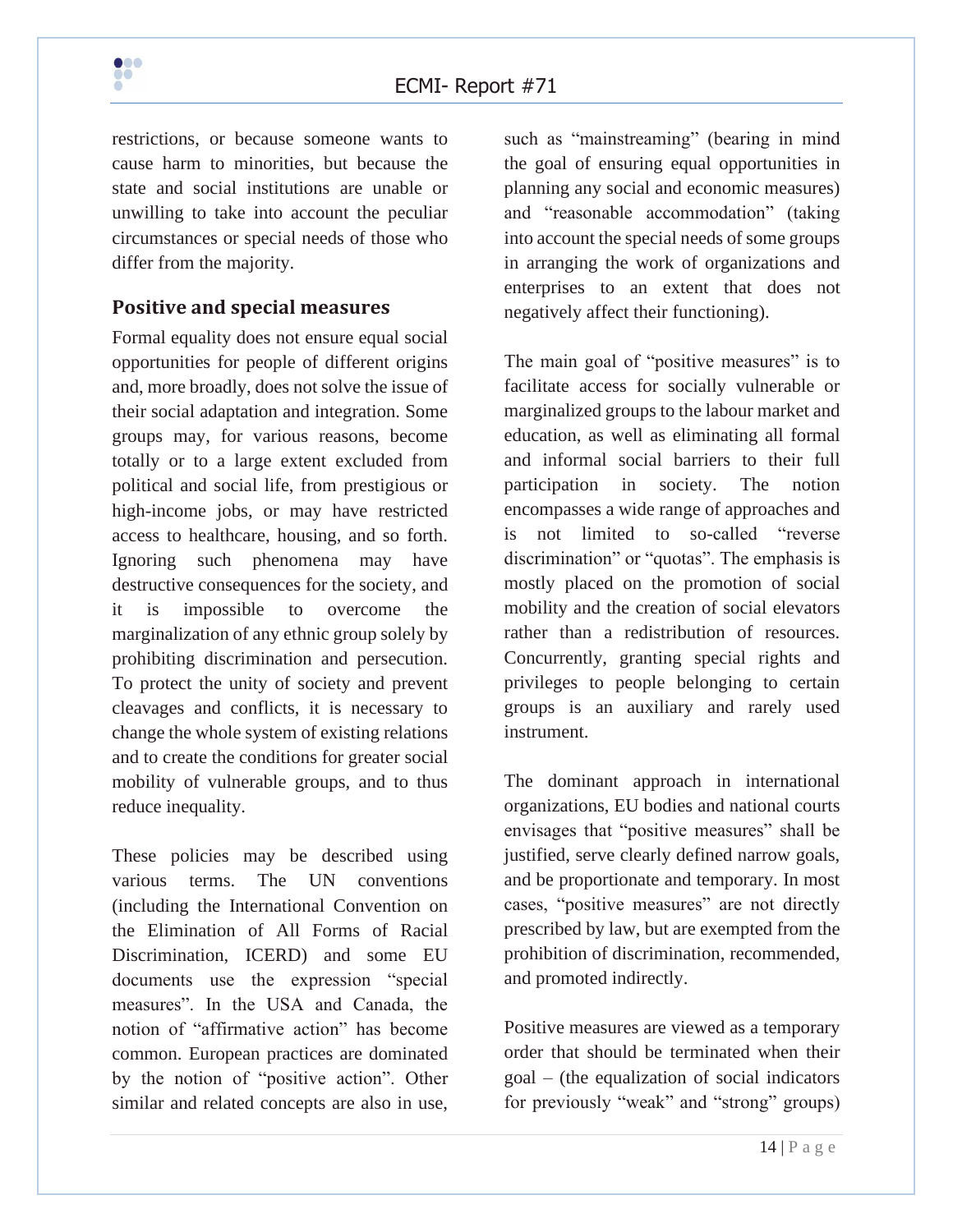restrictions, or because someone wants to cause harm to minorities, but because the state and social institutions are unable or unwilling to take into account the peculiar circumstances or special needs of those who differ from the majority.

## Positive and special measures

Formal equality does not ensure equal social opportunities for people of different origins and, more broadly, does not solve the issue of their social adaptation and integration. Some groups may, for various reasons, become totally or to a large extent excluded from political and social life, from prestigious or high-income jobs, or may have restricted access to healthcare, housing, and so forth. Ignoring such phenomena may have destructive consequences for the society, and it is impossible to overcome the marginalization of any ethnic group solely by prohibiting discrimination and persecution. To protect the unity of society and prevent cleavages and conflicts, it is necessary to change the whole system of existing relations and to create the conditions for greater social mobility of vulnerable groups, and to thus reduce inequality.

These policies may be described using various terms. The UN conventions (including the International Convention on the Elimination of All Forms of Racial Discrimination, ICERD) and some EU documents use the expression "special measures". In the USA and Canada, the notion of "affirmative action" has become common. European practices are dominated by the notion of "positive action". Other similar and related concepts are also in use, such as "mainstreaming" (bearing in mind the goal of ensuring equal opportunities in planning any social and economic measures) and "reasonable accommodation" (taking into account the special needs of some groups in arranging the work of organizations and enterprises to an extent that does not negatively affect their functioning).

The main goal of "positive measures" is to facilitate access for socially vulnerable or marginalized groups to the labour market and education, as well as eliminating all formal and informal social barriers to their full participation in society. The notion encompasses a wide range of approaches and is not limited to so-called "reverse discrimination" or "quotas". The emphasis is mostly placed on the promotion of social mobility and the creation of social elevators rather than a redistribution of resources. Concurrently, granting special rights and privileges to people belonging to certain groups is an auxiliary and rarely used instrument.

The dominant approach in international organizations, EU bodies and national courts envisages that "positive measures" shall be justified, serve clearly defined narrow goals, and be proportionate and temporary. In most cases, "positive measures" are not directly prescribed by law, but are exempted from the prohibition of discrimination, recommended, and promoted indirectly.

Positive measures are viewed as a temporary order that should be terminated when their goal – (the equalization of social indicators for previously "weak" and "strong" groups)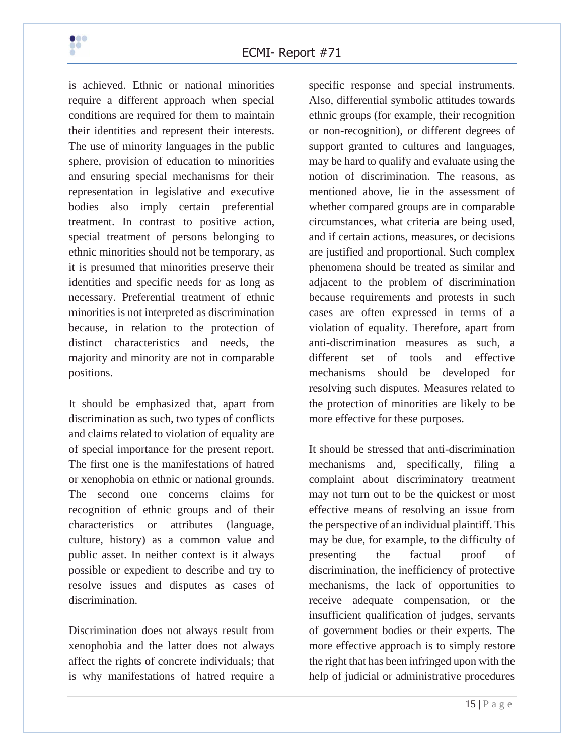is achieved. Ethnic or national minorities require a different approach when special conditions are required for them to maintain their identities and represent their interests. The use of minority languages in the public sphere, provision of education to minorities and ensuring special mechanisms for their representation in legislative and executive bodies also imply certain preferential treatment. In contrast to positive action, special treatment of persons belonging to ethnic minorities should not be temporary, as it is presumed that minorities preserve their identities and specific needs for as long as necessary. Preferential treatment of ethnic minorities is not interpreted as discrimination because, in relation to the protection of distinct characteristics and needs, the majority and minority are not in comparable positions.

It should be emphasized that, apart from discrimination as such, two types of conflicts and claims related to violation of equality are of special importance for the present report. The first one is the manifestations of hatred or xenophobia on ethnic or national grounds. The second one concerns claims for recognition of ethnic groups and of their characteristics or attributes (language, culture, history) as a common value and public asset. In neither context is it always possible or expedient to describe and try to resolve issues and disputes as cases of discrimination.

Discrimination does not always result from xenophobia and the latter does not always affect the rights of concrete individuals; that is why manifestations of hatred require a specific response and special instruments. Also, differential symbolic attitudes towards ethnic groups (for example, their recognition or non-recognition), or different degrees of support granted to cultures and languages, may be hard to qualify and evaluate using the notion of discrimination. The reasons, as mentioned above, lie in the assessment of whether compared groups are in comparable circumstances, what criteria are being used, and if certain actions, measures, or decisions are justified and proportional. Such complex phenomena should be treated as similar and adjacent to the problem of discrimination because requirements and protests in such cases are often expressed in terms of a violation of equality. Therefore, apart from anti-discrimination measures as such, a different set of tools and effective mechanisms should be developed for resolving such disputes. Measures related to the protection of minorities are likely to be more effective for these purposes.

It should be stressed that anti-discrimination mechanisms and, specifically, filing a complaint about discriminatory treatment may not turn out to be the quickest or most effective means of resolving an issue from the perspective of an individual plaintiff. This may be due, for example, to the difficulty of presenting the factual proof of discrimination, the inefficiency of protective mechanisms, the lack of opportunities to receive adequate compensation, or the insufficient qualification of judges, servants of government bodies or their experts. The more effective approach is to simply restore the right that has been infringed upon with the help of judicial or administrative procedures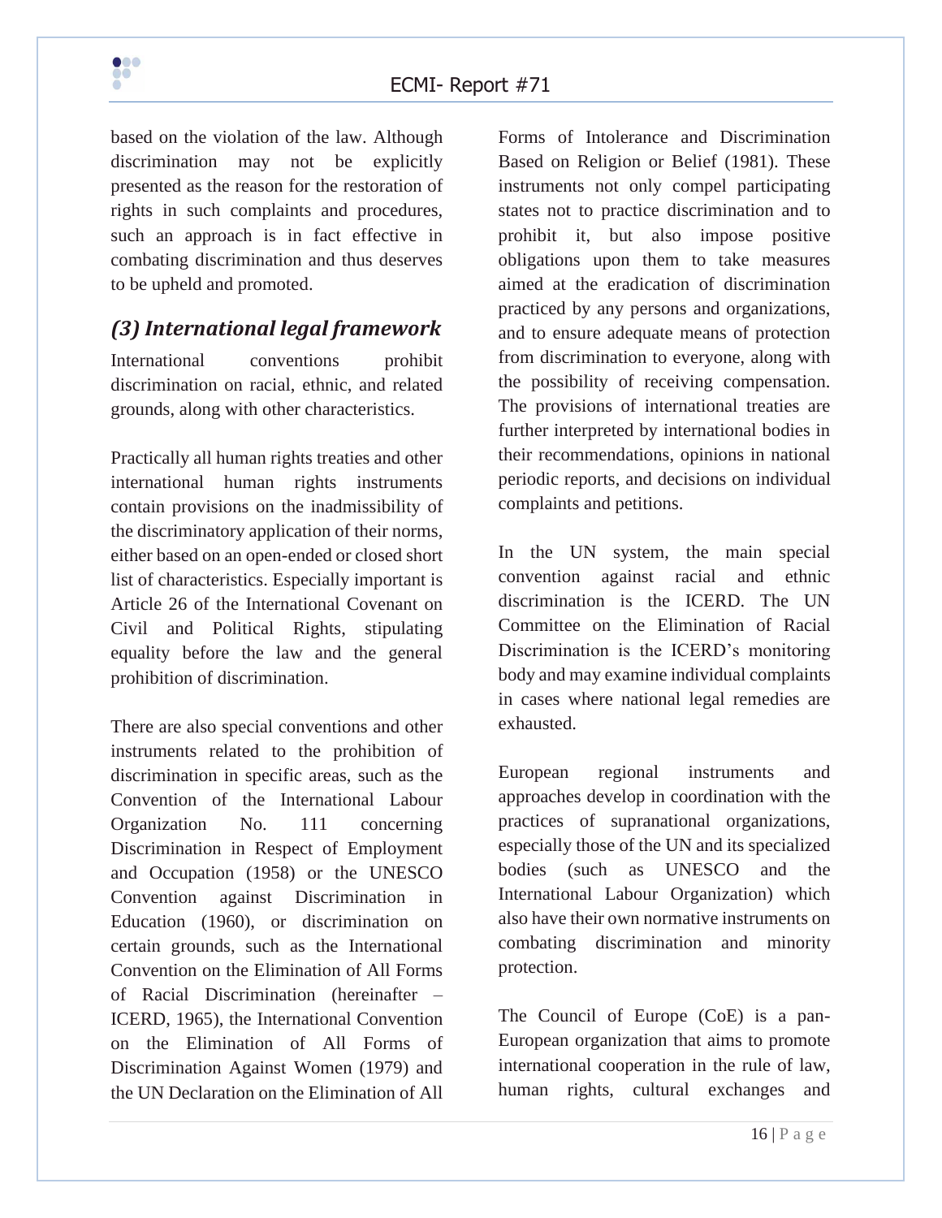based on the violation of the law. Although discrimination may not be explicitly presented as the reason for the restoration of rights in such complaints and procedures, such an approach is in fact effective in combating discrimination and thus deserves to be upheld and promoted.

### *(3) International legal framework*

International conventions prohibit discrimination on racial, ethnic, and related grounds, along with other characteristics.

Practically all human rights treaties and other international human rights instruments contain provisions on the inadmissibility of the discriminatory application of their norms, either based on an open-ended or closed short list of characteristics. Especially important is Article 26 of the International Covenant on Civil and Political Rights, stipulating equality before the law and the general prohibition of discrimination.

There are also special conventions and other instruments related to the prohibition of discrimination in specific areas, such as the Convention of the International Labour Organization No. 111 concerning Discrimination in Respect of Employment and Occupation (1958) or the UNESCO Convention against Discrimination in Education (1960), or discrimination on certain grounds, such as the International Convention on the Elimination of All Forms of Racial Discrimination (hereinafter – ICERD, 1965), the International Convention on the Elimination of All Forms of Discrimination Against Women (1979) and the UN Declaration on the Elimination of All Forms of Intolerance and Discrimination Based on Religion or Belief (1981). These instruments not only compel participating states not to practice discrimination and to prohibit it, but also impose positive obligations upon them to take measures aimed at the eradication of discrimination practiced by any persons and organizations, and to ensure adequate means of protection from discrimination to everyone, along with the possibility of receiving compensation. The provisions of international treaties are further interpreted by international bodies in their recommendations, opinions in national periodic reports, and decisions on individual complaints and petitions.

In the UN system, the main special convention against racial and ethnic discrimination is the ICERD. The UN Committee on the Elimination of Racial Discrimination is the ICERD's monitoring body and may examine individual complaints in cases where national legal remedies are exhausted.

European regional instruments and approaches develop in coordination with the practices of supranational organizations, especially those of the UN and its specialized bodies (such as UNESCO and the International Labour Organization) which also have their own normative instruments on combating discrimination and minority protection.

The Council of Europe (CoE) is a pan-European organization that aims to promote international cooperation in the rule of law, human rights, cultural exchanges and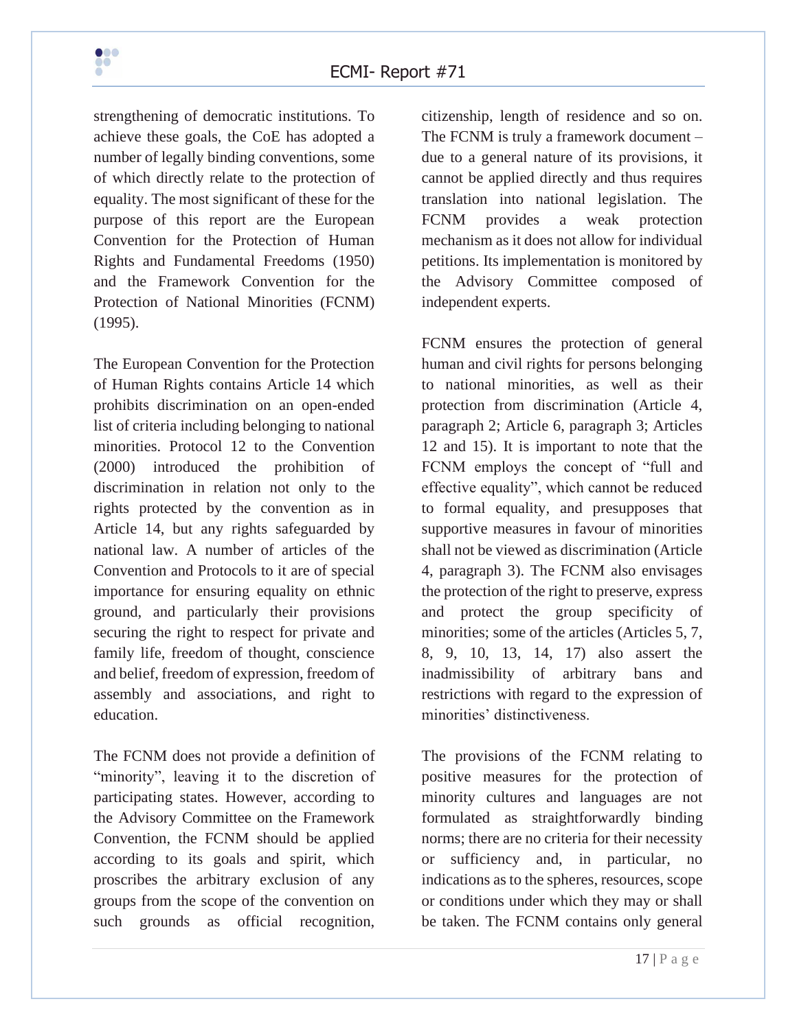strengthening of democratic institutions. To achieve these goals, the CoE has adopted a number of legally binding conventions, some of which directly relate to the protection of equality. The most significant of these for the purpose of this report are the European Convention for the Protection of Human Rights and Fundamental Freedoms (1950) and the Framework Convention for the Protection of National Minorities (FCNM) (1995).

The European Convention for the Protection of Human Rights contains Article 14 which prohibits discrimination on an open-ended list of criteria including belonging to national minorities. Protocol 12 to the Convention (2000) introduced the prohibition of discrimination in relation not only to the rights protected by the convention as in Article 14, but any rights safeguarded by national law. A number of articles of the Convention and Protocols to it are of special importance for ensuring equality on ethnic ground, and particularly their provisions securing the right to respect for private and family life, freedom of thought, conscience and belief, freedom of expression, freedom of assembly and associations, and right to education.

The FCNM does not provide a definition of "minority", leaving it to the discretion of participating states. However, according to the Advisory Committee on the Framework Convention, the FCNM should be applied according to its goals and spirit, which proscribes the arbitrary exclusion of any groups from the scope of the convention on such grounds as official recognition, citizenship, length of residence and so on. The FCNM is truly a framework document – due to a general nature of its provisions, it cannot be applied directly and thus requires translation into national legislation. The FCNM provides a weak protection mechanism as it does not allow for individual petitions. Its implementation is monitored by the Advisory Committee composed of independent experts.

FCNM ensures the protection of general human and civil rights for persons belonging to national minorities, as well as their protection from discrimination (Article 4, paragraph 2; Article 6, paragraph 3; Articles 12 and 15). It is important to note that the FCNM employs the concept of "full and effective equality", which cannot be reduced to formal equality, and presupposes that supportive measures in favour of minorities shall not be viewed as discrimination (Article 4, paragraph 3). The FCNM also envisages the protection of the right to preserve, express and protect the group specificity of minorities; some of the articles (Articles 5, 7, 8, 9, 10, 13, 14, 17) also assert the inadmissibility of arbitrary bans and restrictions with regard to the expression of minorities' distinctiveness.

The provisions of the FCNM relating to positive measures for the protection of minority cultures and languages are not formulated as straightforwardly binding norms; there are no criteria for their necessity or sufficiency and, in particular, no indications as to the spheres, resources, scope or conditions under which they may or shall be taken. The FCNM contains only general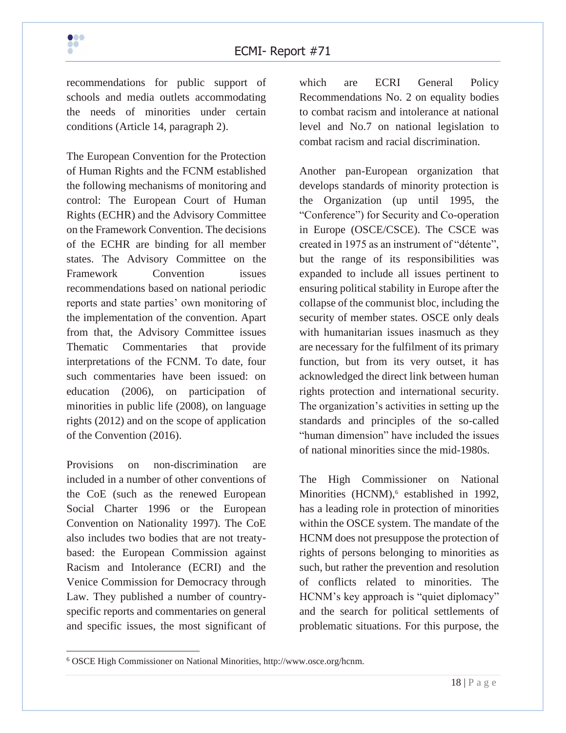recommendations for public support of schools and media outlets accommodating the needs of minorities under certain conditions (Article 14, paragraph 2).

The European Convention for the Protection of Human Rights and the FCNM established the following mechanisms of monitoring and control: The European Court of Human Rights (ECHR) and the Advisory Committee on the Framework Convention. The decisions of the ECHR are binding for all member states. The Advisory Committee on the Framework Convention issues recommendations based on national periodic reports and state parties' own monitoring of the implementation of the convention. Apart from that, the Advisory Committee issues Thematic Commentaries that provide interpretations of the FCNM. To date, four such commentaries have been issued: on education (2006), on participation of minorities in public life (2008), on language rights (2012) and on the scope of application of the Convention (2016).

Provisions on non-discrimination are included in a number of other conventions of the CoE (such as the renewed European Social Charter 1996 or the European Convention on Nationality 1997). The CoE also includes two bodies that are not treaty-based: the European Commission against Racism and Intolerance (ECRI) and the Venice Commission for Democracy through Law. They published a number of country-specific reports and commentaries on general and specific issues, the most significant of which are ECRI General Policy Recommendations No. 2 on equality bodies to combat racism and intolerance at national level and No.7 on national legislation to combat racism and racial discrimination.

Another pan-European organization that develops standards of minority protection is the Organization (up until 1995, the "Conference") for Security and Co-operation in Europe (OSCE/CSCE). The CSCE was created in 1975 as an instrument of "détente", but the range of its responsibilities was expanded to include all issues pertinent to ensuring political stability in Europe after the collapse of the communist bloc, including the security of member states. OSCE only deals with humanitarian issues inasmuch as they are necessary for the fulfilment of its primary function, but from its very outset, it has acknowledged the direct link between human rights protection and international security. The organization's activities in setting up the standards and principles of the so-called "human dimension" have included the issues of national minorities since the mid-1980s.

The High Commissioner on National Minorities (HCNM),[6] established in 1992, has a leading role in protection of minorities within the OSCE system. The mandate of the HCNM does not presuppose the protection of rights of persons belonging to minorities as such, but rather the prevention and resolution of conflicts related to minorities. The HCNM's key approach is "quiet diplomacy" and the search for political settlements of problematic situations. For this purpose, the

[6] OSCE High Commissioner on National Minorities, http://www.osce.org/hcnm.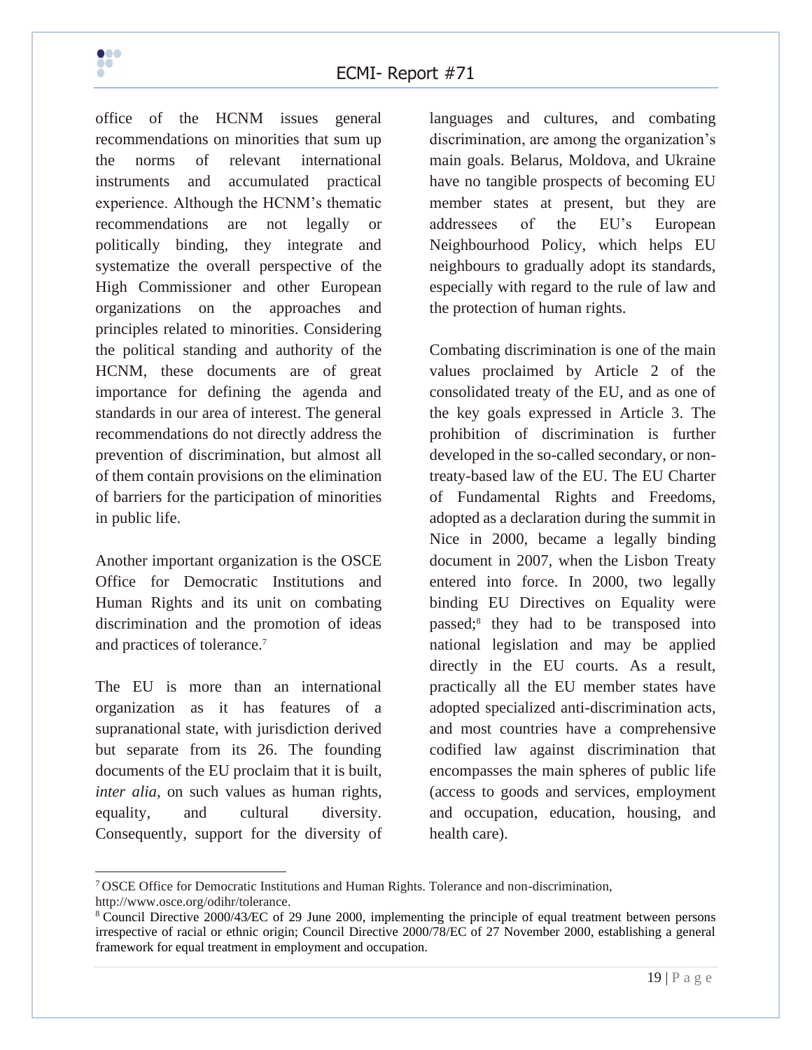office of the HCNM issues general recommendations on minorities that sum up the norms of relevant international instruments and accumulated practical experience. Although the HCNM's thematic recommendations are not legally or politically binding, they integrate and systematize the overall perspective of the High Commissioner and other European organizations on the approaches and principles related to minorities. Considering the political standing and authority of the HCNM, these documents are of great importance for defining the agenda and standards in our area of interest. The general recommendations do not directly address the prevention of discrimination, but almost all of them contain provisions on the elimination of barriers for the participation of minorities in public life.

Another important organization is the OSCE Office for Democratic Institutions and Human Rights and its unit on combating discrimination and the promotion of ideas and practices of tolerance.[7]

The EU is more than an international organization as it has features of a supranational state, with jurisdiction derived but separate from its 26. The founding documents of the EU proclaim that it is built, *inter alia*, on such values as human rights, equality, and cultural diversity. Consequently, support for the diversity of languages and cultures, and combating discrimination, are among the organization's main goals. Belarus, Moldova, and Ukraine have no tangible prospects of becoming EU member states at present, but they are addressees of the EU's European Neighbourhood Policy, which helps EU neighbours to gradually adopt its standards, especially with regard to the rule of law and the protection of human rights.

Combating discrimination is one of the main values proclaimed by Article 2 of the consolidated treaty of the EU, and as one of the key goals expressed in Article 3. The prohibition of discrimination is further developed in the so-called secondary, or non-treaty-based law of the EU. The EU Charter of Fundamental Rights and Freedoms, adopted as a declaration during the summit in Nice in 2000, became a legally binding document in 2007, when the Lisbon Treaty entered into force. In 2000, two legally binding EU Directives on Equality were passed;[8] they had to be transposed into national legislation and may be applied directly in the EU courts. As a result, practically all the EU member states have adopted specialized anti-discrimination acts, and most countries have a comprehensive codified law against discrimination that encompasses the main spheres of public life (access to goods and services, employment and occupation, education, housing, and health care).

---

[7] OSCE Office for Democratic Institutions and Human Rights. Tolerance and non-discrimination, http://www.osce.org/odihr/tolerance.

[8] Council Directive 2000/43/EC of 29 June 2000, implementing the principle of equal treatment between persons irrespective of racial or ethnic origin; Council Directive 2000/78/EC of 27 November 2000, establishing a general framework for equal treatment in employment and occupation.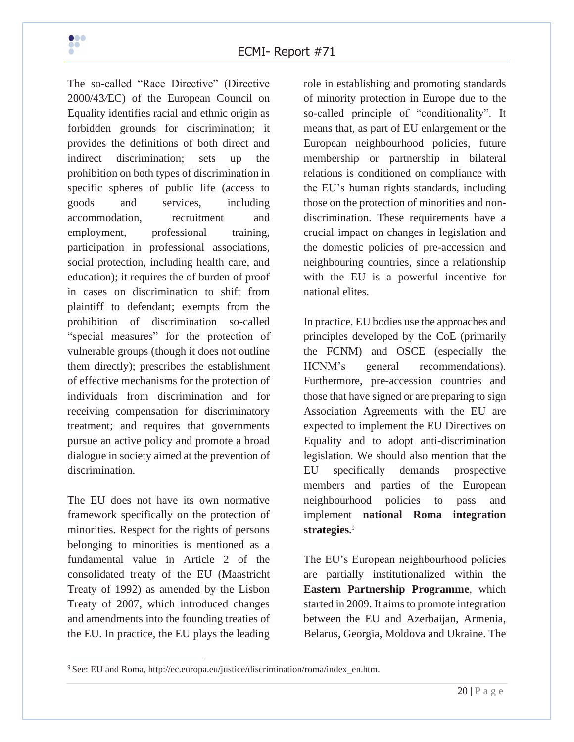The so-called "Race Directive" (Directive 2000/43/EC) of the European Council on Equality identifies racial and ethnic origin as forbidden grounds for discrimination; it provides the definitions of both direct and indirect discrimination; sets up the prohibition on both types of discrimination in specific spheres of public life (access to goods and services, including accommodation, recruitment and employment, professional training, participation in professional associations, social protection, including health care, and education); it requires the of burden of proof in cases on discrimination to shift from plaintiff to defendant; exempts from the prohibition of discrimination so-called "special measures" for the protection of vulnerable groups (though it does not outline them directly); prescribes the establishment of effective mechanisms for the protection of individuals from discrimination and for receiving compensation for discriminatory treatment; and requires that governments pursue an active policy and promote a broad dialogue in society aimed at the prevention of discrimination.

The EU does not have its own normative framework specifically on the protection of minorities. Respect for the rights of persons belonging to minorities is mentioned as a fundamental value in Article 2 of the consolidated treaty of the EU (Maastricht Treaty of 1992) as amended by the Lisbon Treaty of 2007, which introduced changes and amendments into the founding treaties of the EU. In practice, the EU plays the leading role in establishing and promoting standards of minority protection in Europe due to the so-called principle of "conditionality". It means that, as part of EU enlargement or the European neighbourhood policies, future membership or partnership in bilateral relations is conditioned on compliance with the EU's human rights standards, including those on the protection of minorities and non-discrimination. These requirements have a crucial impact on changes in legislation and the domestic policies of pre-accession and neighbouring countries, since a relationship with the EU is a powerful incentive for national elites.

In practice, EU bodies use the approaches and principles developed by the CoE (primarily the FCNM) and OSCE (especially the HCNM's general recommendations). Furthermore, pre-accession countries and those that have signed or are preparing to sign Association Agreements with the EU are expected to implement the EU Directives on Equality and to adopt anti-discrimination legislation. We should also mention that the EU specifically demands prospective members and parties of the European neighbourhood policies to pass and implement **national Roma integration strategies**.[9]

The EU's European neighbourhood policies are partially institutionalized within the **Eastern Partnership Programme**, which started in 2009. It aims to promote integration between the EU and Azerbaijan, Armenia, Belarus, Georgia, Moldova and Ukraine. The

[9] See: EU and Roma, http://ec.europa.eu/justice/discrimination/roma/index_en.htm.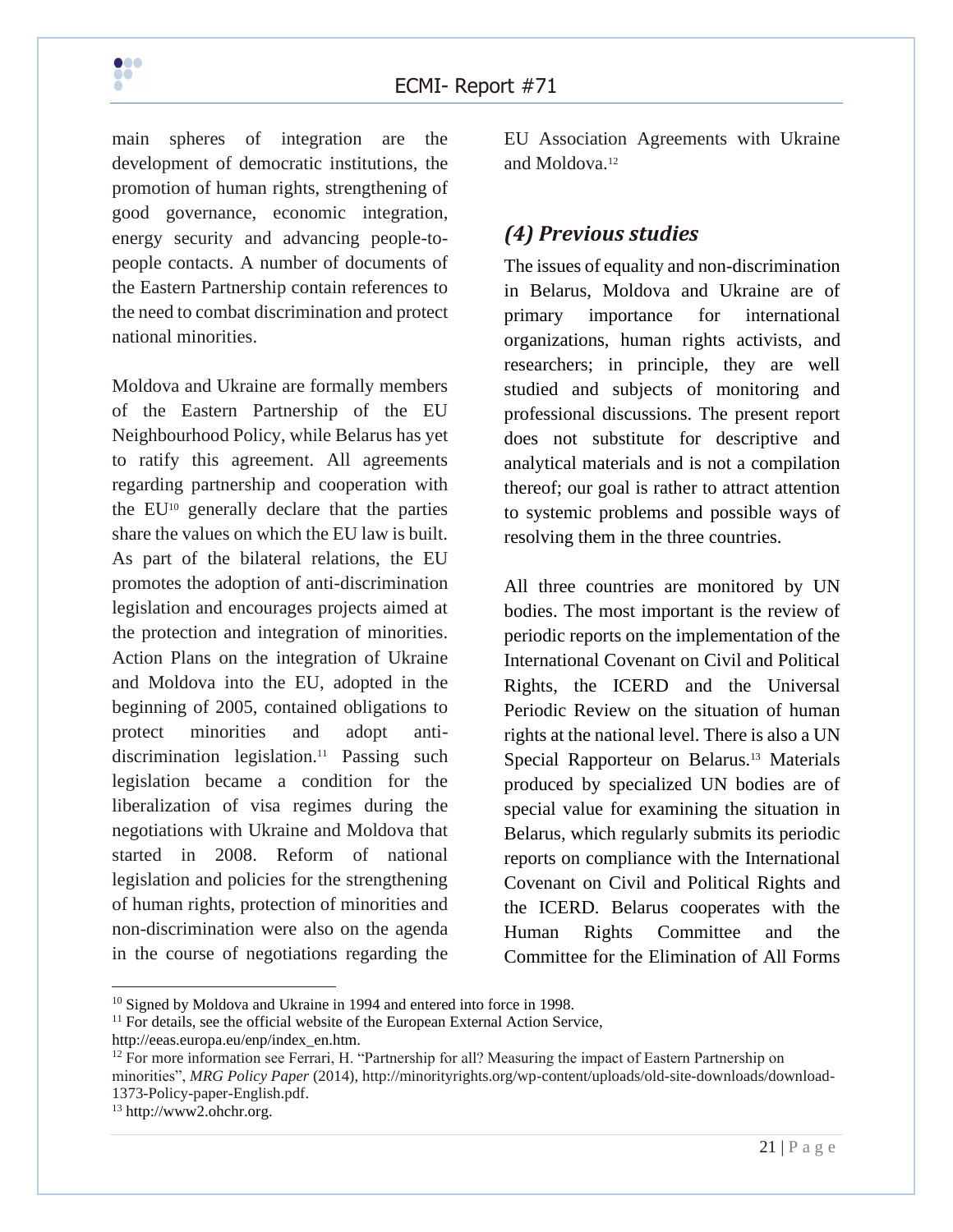main spheres of integration are the development of democratic institutions, the promotion of human rights, strengthening of good governance, economic integration, energy security and advancing people-to-people contacts. A number of documents of the Eastern Partnership contain references to the need to combat discrimination and protect national minorities.

Moldova and Ukraine are formally members of the Eastern Partnership of the EU Neighbourhood Policy, while Belarus has yet to ratify this agreement. All agreements regarding partnership and cooperation with the EU[10] generally declare that the parties share the values on which the EU law is built. As part of the bilateral relations, the EU promotes the adoption of anti-discrimination legislation and encourages projects aimed at the protection and integration of minorities. Action Plans on the integration of Ukraine and Moldova into the EU, adopted in the beginning of 2005, contained obligations to protect minorities and adopt anti-discrimination legislation.[11] Passing such legislation became a condition for the liberalization of visa regimes during the negotiations with Ukraine and Moldova that started in 2008. Reform of national legislation and policies for the strengthening of human rights, protection of minorities and non-discrimination were also on the agenda in the course of negotiations regarding the EU Association Agreements with Ukraine and Moldova.[12]

## *(4) Previous studies*

The issues of equality and non-discrimination in Belarus, Moldova and Ukraine are of primary importance for international organizations, human rights activists, and researchers; in principle, they are well studied and subjects of monitoring and professional discussions. The present report does not substitute for descriptive and analytical materials and is not a compilation thereof; our goal is rather to attract attention to systemic problems and possible ways of resolving them in the three countries.

All three countries are monitored by UN bodies. The most important is the review of periodic reports on the implementation of the International Covenant on Civil and Political Rights, the ICERD and the Universal Periodic Review on the situation of human rights at the national level. There is also a UN Special Rapporteur on Belarus.[13] Materials produced by specialized UN bodies are of special value for examining the situation in Belarus, which regularly submits its periodic reports on compliance with the International Covenant on Civil and Political Rights and the ICERD. Belarus cooperates with the Human Rights Committee and the Committee for the Elimination of All Forms

---

[10] Signed by Moldova and Ukraine in 1994 and entered into force in 1998.

[11] For details, see the official website of the European External Action Service, http://eeas.europa.eu/enp/index_en.htm.

[12] For more information see Ferrari, H. "Partnership for all? Measuring the impact of Eastern Partnership on minorities", *MRG Policy Paper* (2014), http://minorityrights.org/wp-content/uploads/old-site-downloads/download-1373-Policy-paper-English.pdf.

[13] http://www2.ohchr.org.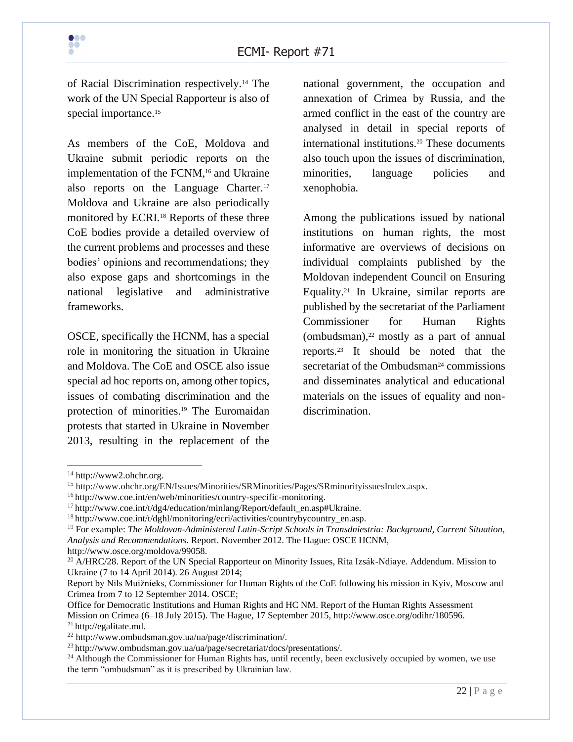of Racial Discrimination respectively.[14] The work of the UN Special Rapporteur is also of special importance.[15]

As members of the CoE, Moldova and Ukraine submit periodic reports on the implementation of the FCNM,[16] and Ukraine also reports on the Language Charter.[17] Moldova and Ukraine are also periodically monitored by ECRI.[18] Reports of these three CoE bodies provide a detailed overview of the current problems and processes and these bodies' opinions and recommendations; they also expose gaps and shortcomings in the national legislative and administrative frameworks.

OSCE, specifically the HCNM, has a special role in monitoring the situation in Ukraine and Moldova. The CoE and OSCE also issue special ad hoc reports on, among other topics, issues of combating discrimination and the protection of minorities.[19] The Euromaidan protests that started in Ukraine in November 2013, resulting in the replacement of the national government, the occupation and annexation of Crimea by Russia, and the armed conflict in the east of the country are analysed in detail in special reports of international institutions.[20] These documents also touch upon the issues of discrimination, minorities, language policies and xenophobia.

Among the publications issued by national institutions on human rights, the most informative are overviews of decisions on individual complaints published by the Moldovan independent Council on Ensuring Equality.[21] In Ukraine, similar reports are published by the secretariat of the Parliament Commissioner for Human Rights (ombudsman),[22] mostly as a part of annual reports.[23] It should be noted that the secretariat of the Ombudsman[24] commissions and disseminates analytical and educational materials on the issues of equality and non-discrimination.

---

[14] http://www2.ohchr.org.

[15] http://www.ohchr.org/EN/Issues/Minorities/SRMinorities/Pages/SRminorityissuesIndex.aspx.

[16] http://www.coe.int/en/web/minorities/country-specific-monitoring.

[17] http://www.coe.int/t/dg4/education/minlang/Report/default_en.asp#Ukraine.

[18] http://www.coe.int/t/dghl/monitoring/ecri/activities/countrybycountry_en.asp.

[19] For example: *The Moldovan-Administered Latin-Script Schools in Transdniestria: Background, Current Situation, Analysis and Recommendations*. Report. November 2012. The Hague: OSCE HCNM, http://www.osce.org/moldova/99058.

[20] A/HRC/28. Report of the UN Special Rapporteur on Minority Issues, Rita Izsák-Ndiaye. Addendum. Mission to Ukraine (7 to 14 April 2014). 26 August 2014;
Report by Nils Muižnieks, Commissioner for Human Rights of the CoE following his mission in Kyiv, Moscow and Crimea from 7 to 12 September 2014. OSCE;
Office for Democratic Institutions and Human Rights and HC NM. Report of the Human Rights Assessment Mission on Crimea (6–18 July 2015). The Hague, 17 September 2015, http://www.osce.org/odihr/180596.

[21] http://egalitate.md.

[22] http://www.ombudsman.gov.ua/ua/page/discrimination/.

[23] http://www.ombudsman.gov.ua/ua/page/secretariat/docs/presentations/.

[24] Although the Commissioner for Human Rights has, until recently, been exclusively occupied by women, we use the term "ombudsman" as it is prescribed by Ukrainian law.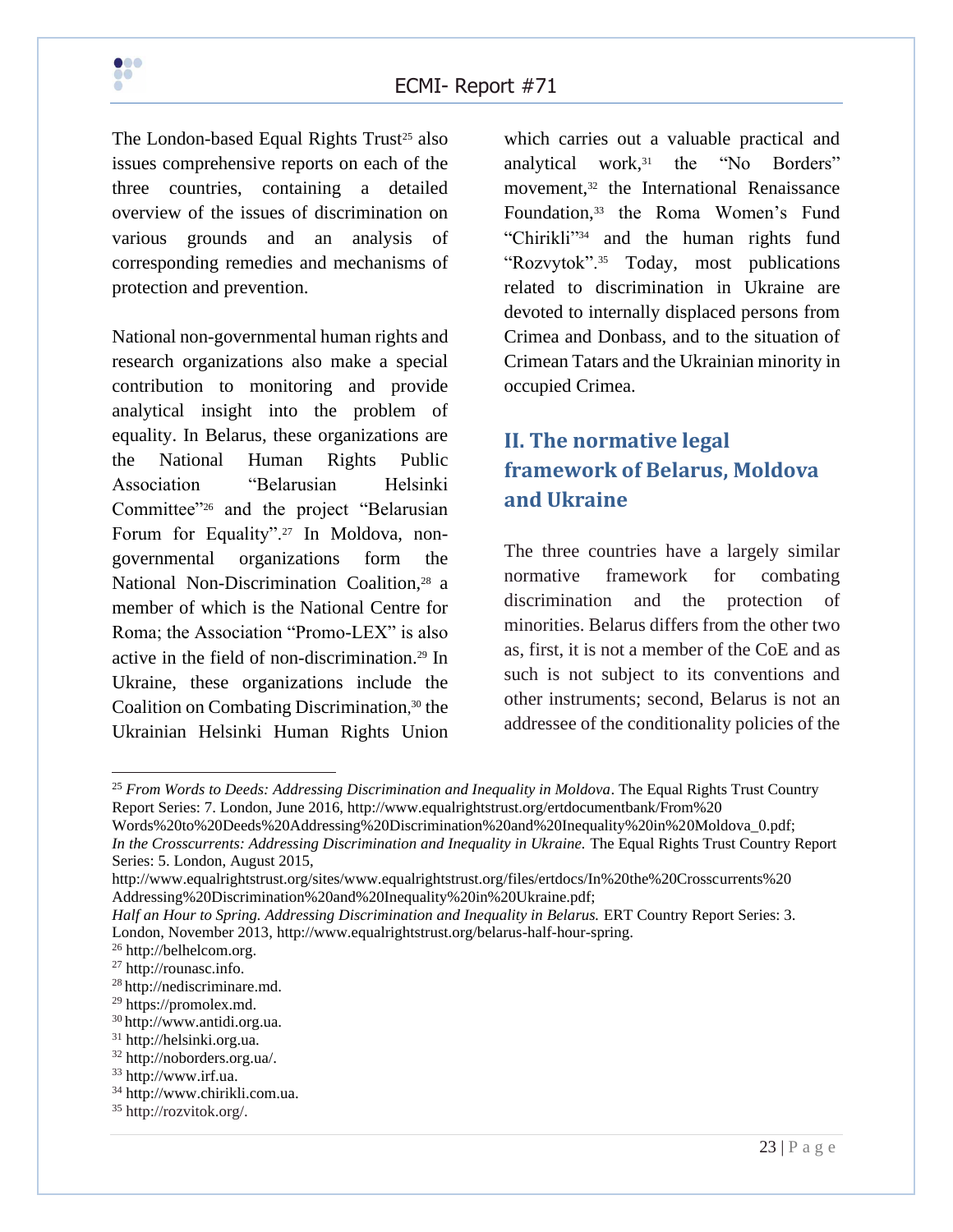The London-based Equal Rights Trust[25] also issues comprehensive reports on each of the three countries, containing a detailed overview of the issues of discrimination on various grounds and an analysis of corresponding remedies and mechanisms of protection and prevention.

National non-governmental human rights and research organizations also make a special contribution to monitoring and provide analytical insight into the problem of equality. In Belarus, these organizations are the National Human Rights Public Association "Belarusian Helsinki Committee"[26] and the project "Belarusian Forum for Equality".[27] In Moldova, non-governmental organizations form the National Non-Discrimination Coalition,[28] a member of which is the National Centre for Roma; the Association "Promo-LEX" is also active in the field of non-discrimination.[29] In Ukraine, these organizations include the Coalition on Combating Discrimination,[30] the Ukrainian Helsinki Human Rights Union which carries out a valuable practical and analytical work,[31] the "No Borders" movement,[32] the International Renaissance Foundation,[33] the Roma Women's Fund "Chirikli"[34] and the human rights fund "Rozvytok".[35] Today, most publications related to discrimination in Ukraine are devoted to internally displaced persons from Crimea and Donbass, and to the situation of Crimean Tatars and the Ukrainian minority in occupied Crimea.

## II. The normative legal framework of Belarus, Moldova and Ukraine

The three countries have a largely similar normative framework for combating discrimination and the protection of minorities. Belarus differs from the other two as, first, it is not a member of the CoE and as such is not subject to its conventions and other instruments; second, Belarus is not an addressee of the conditionality policies of the

---

[25] *From Words to Deeds: Addressing Discrimination and Inequality in Moldova*. The Equal Rights Trust Country Report Series: 7. London, June 2016, http://www.equalrightstrust.org/ertdocumentbank/From%20 Words%20to%20Deeds%20Addressing%20Discrimination%20and%20Inequality%20in%20Moldova_0.pdf; *In the Crosscurrents: Addressing Discrimination and Inequality in Ukraine.* The Equal Rights Trust Country Report Series: 5. London, August 2015, http://www.equalrightstrust.org/sites/www.equalrightstrust.org/files/ertdocs/In%20the%20Crosscurrents%20 Addressing%20Discrimination%20and%20Inequality%20in%20Ukraine.pdf; *Half an Hour to Spring. Addressing Discrimination and Inequality in Belarus.* ERT Country Report Series: 3. London, November 2013, http://www.equalrightstrust.org/belarus-half-hour-spring.

[26] http://belhelcom.org.

[27] http://rounasc.info.

[28] http://nediscriminare.md.

[29] https://promolex.md.

[30] http://www.antidi.org.ua.

[31] http://helsinki.org.ua.

[32] http://noborders.org.ua/.

[33] http://www.irf.ua.

[34] http://www.chirikli.com.ua.

[35] http://rozvitok.org/.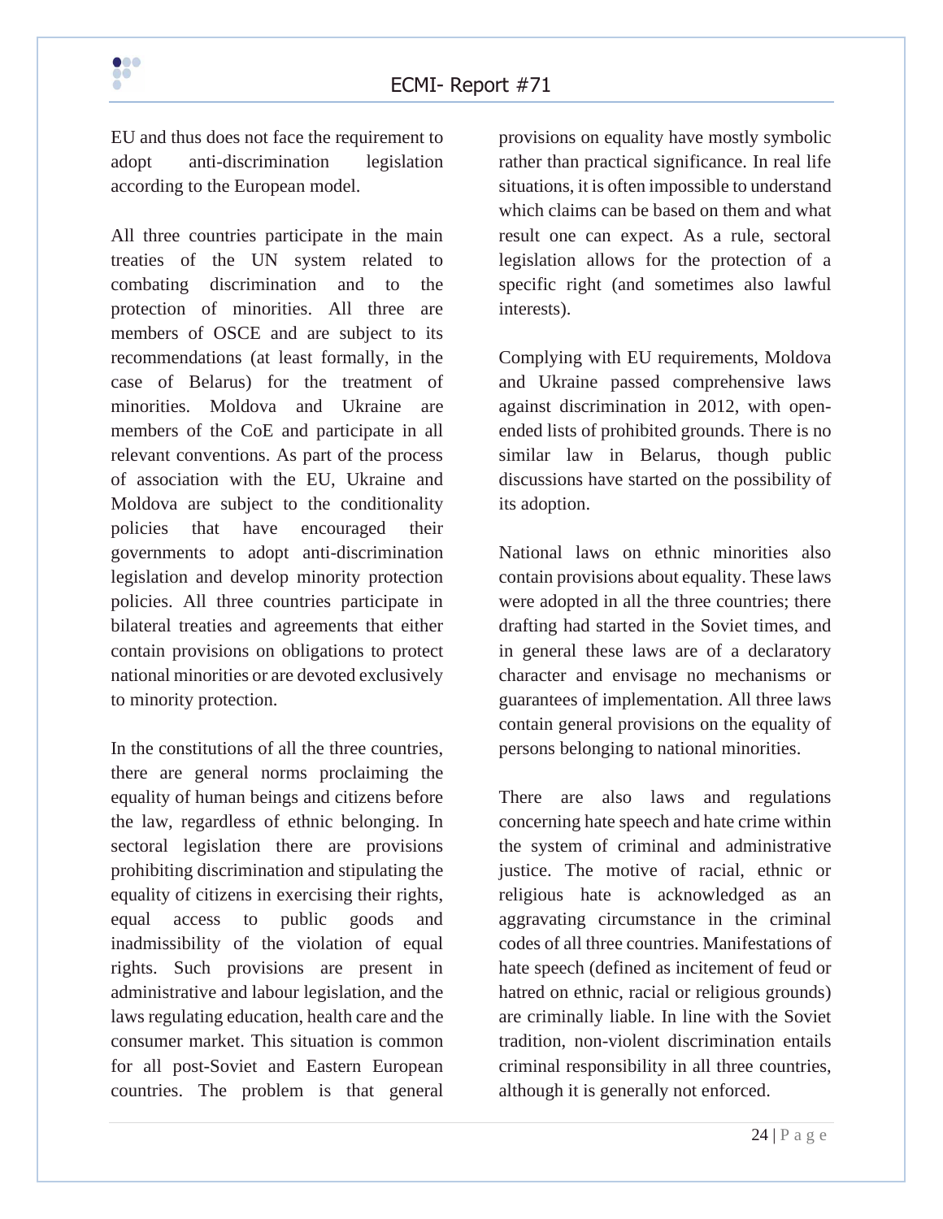EU and thus does not face the requirement to adopt anti-discrimination legislation according to the European model.

All three countries participate in the main treaties of the UN system related to combating discrimination and to the protection of minorities. All three are members of OSCE and are subject to its recommendations (at least formally, in the case of Belarus) for the treatment of minorities. Moldova and Ukraine are members of the CoE and participate in all relevant conventions. As part of the process of association with the EU, Ukraine and Moldova are subject to the conditionality policies that have encouraged their governments to adopt anti-discrimination legislation and develop minority protection policies. All three countries participate in bilateral treaties and agreements that either contain provisions on obligations to protect national minorities or are devoted exclusively to minority protection.

In the constitutions of all the three countries, there are general norms proclaiming the equality of human beings and citizens before the law, regardless of ethnic belonging. In sectoral legislation there are provisions prohibiting discrimination and stipulating the equality of citizens in exercising their rights, equal access to public goods and inadmissibility of the violation of equal rights. Such provisions are present in administrative and labour legislation, and the laws regulating education, health care and the consumer market. This situation is common for all post-Soviet and Eastern European countries. The problem is that general provisions on equality have mostly symbolic rather than practical significance. In real life situations, it is often impossible to understand which claims can be based on them and what result one can expect. As a rule, sectoral legislation allows for the protection of a specific right (and sometimes also lawful interests).

Complying with EU requirements, Moldova and Ukraine passed comprehensive laws against discrimination in 2012, with open-ended lists of prohibited grounds. There is no similar law in Belarus, though public discussions have started on the possibility of its adoption.

National laws on ethnic minorities also contain provisions about equality. These laws were adopted in all the three countries; there drafting had started in the Soviet times, and in general these laws are of a declaratory character and envisage no mechanisms or guarantees of implementation. All three laws contain general provisions on the equality of persons belonging to national minorities.

There are also laws and regulations concerning hate speech and hate crime within the system of criminal and administrative justice. The motive of racial, ethnic or religious hate is acknowledged as an aggravating circumstance in the criminal codes of all three countries. Manifestations of hate speech (defined as incitement of feud or hatred on ethnic, racial or religious grounds) are criminally liable. In line with the Soviet tradition, non-violent discrimination entails criminal responsibility in all three countries, although it is generally not enforced.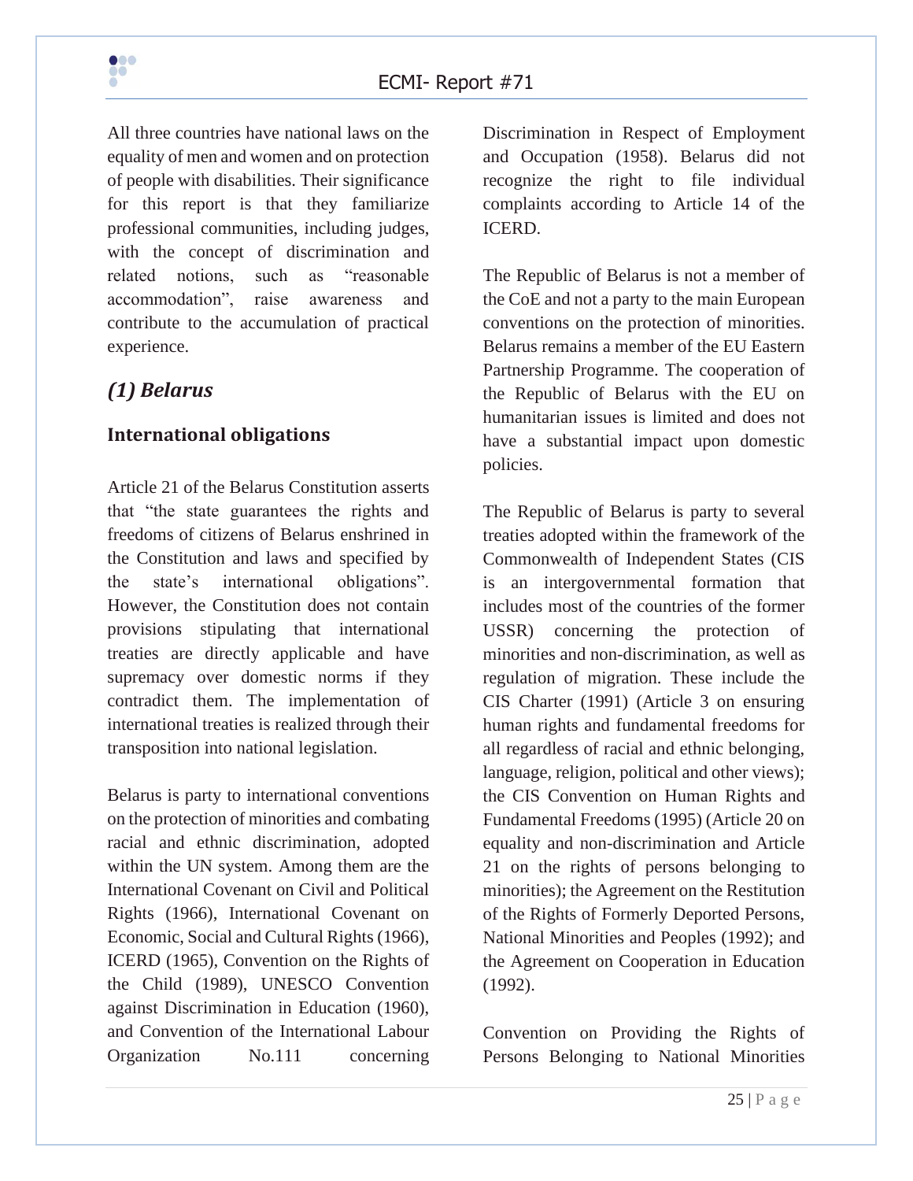All three countries have national laws on the equality of men and women and on protection of people with disabilities. Their significance for this report is that they familiarize professional communities, including judges, with the concept of discrimination and related notions, such as "reasonable accommodation", raise awareness and contribute to the accumulation of practical experience.

## *(1) Belarus*

### International obligations

Article 21 of the Belarus Constitution asserts that "the state guarantees the rights and freedoms of citizens of Belarus enshrined in the Constitution and laws and specified by the state's international obligations". However, the Constitution does not contain provisions stipulating that international treaties are directly applicable and have supremacy over domestic norms if they contradict them. The implementation of international treaties is realized through their transposition into national legislation.

Belarus is party to international conventions on the protection of minorities and combating racial and ethnic discrimination, adopted within the UN system. Among them are the International Covenant on Civil and Political Rights (1966), International Covenant on Economic, Social and Cultural Rights (1966), ICERD (1965), Convention on the Rights of the Child (1989), UNESCO Convention against Discrimination in Education (1960), and Convention of the International Labour Organization No.111 concerning Discrimination in Respect of Employment and Occupation (1958). Belarus did not recognize the right to file individual complaints according to Article 14 of the ICERD.

The Republic of Belarus is not a member of the CoE and not a party to the main European conventions on the protection of minorities. Belarus remains a member of the EU Eastern Partnership Programme. The cooperation of the Republic of Belarus with the EU on humanitarian issues is limited and does not have a substantial impact upon domestic policies.

The Republic of Belarus is party to several treaties adopted within the framework of the Commonwealth of Independent States (CIS is an intergovernmental formation that includes most of the countries of the former USSR) concerning the protection of minorities and non-discrimination, as well as regulation of migration. These include the CIS Charter (1991) (Article 3 on ensuring human rights and fundamental freedoms for all regardless of racial and ethnic belonging, language, religion, political and other views); the CIS Convention on Human Rights and Fundamental Freedoms (1995) (Article 20 on equality and non-discrimination and Article 21 on the rights of persons belonging to minorities); the Agreement on the Restitution of the Rights of Formerly Deported Persons, National Minorities and Peoples (1992); and the Agreement on Cooperation in Education (1992).

Convention on Providing the Rights of Persons Belonging to National Minorities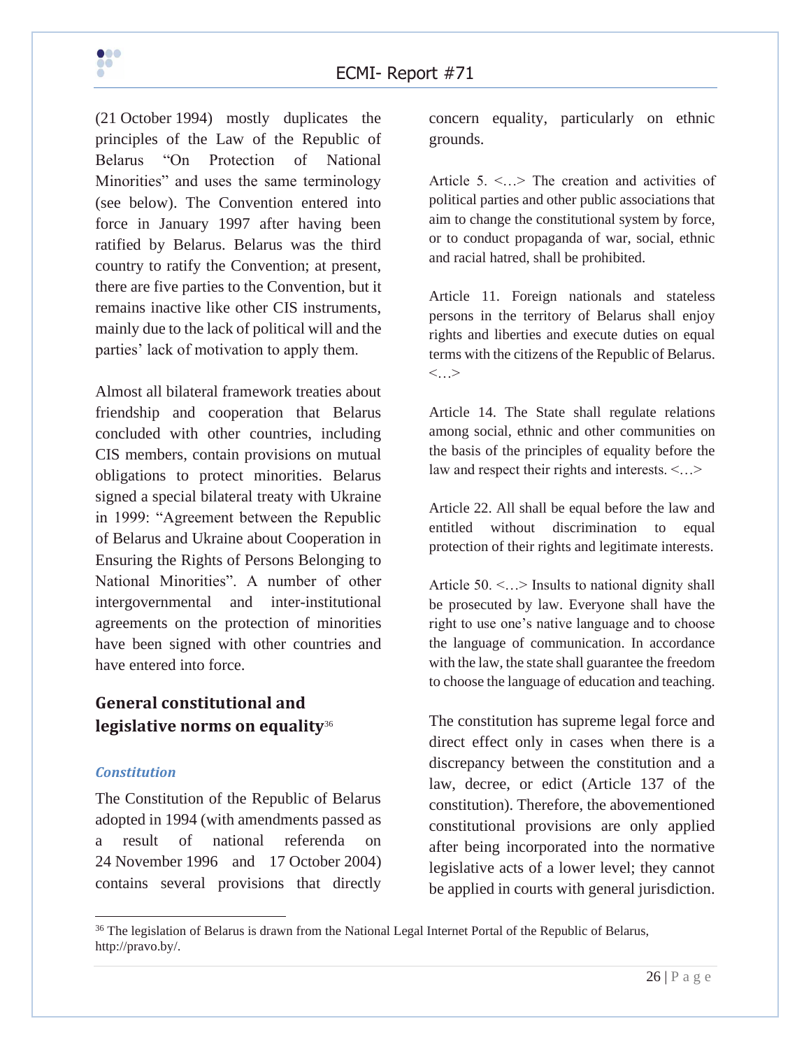(21 October 1994) mostly duplicates the principles of the Law of the Republic of Belarus "On Protection of National Minorities" and uses the same terminology (see below). The Convention entered into force in January 1997 after having been ratified by Belarus. Belarus was the third country to ratify the Convention; at present, there are five parties to the Convention, but it remains inactive like other CIS instruments, mainly due to the lack of political will and the parties' lack of motivation to apply them.

Almost all bilateral framework treaties about friendship and cooperation that Belarus concluded with other countries, including CIS members, contain provisions on mutual obligations to protect minorities. Belarus signed a special bilateral treaty with Ukraine in 1999: "Agreement between the Republic of Belarus and Ukraine about Cooperation in Ensuring the Rights of Persons Belonging to National Minorities". A number of other intergovernmental and inter-institutional agreements on the protection of minorities have been signed with other countries and have entered into force.

## General constitutional and legislative norms on equality[36]

### *Constitution*

The Constitution of the Republic of Belarus adopted in 1994 (with amendments passed as a result of national referenda on 24 November 1996 and 17 October 2004) contains several provisions that directly concern equality, particularly on ethnic grounds.

Article 5. <…> The creation and activities of political parties and other public associations that aim to change the constitutional system by force, or to conduct propaganda of war, social, ethnic and racial hatred, shall be prohibited.

Article 11. Foreign nationals and stateless persons in the territory of Belarus shall enjoy rights and liberties and execute duties on equal terms with the citizens of the Republic of Belarus. <…>

Article 14. The State shall regulate relations among social, ethnic and other communities on the basis of the principles of equality before the law and respect their rights and interests. <…>

Article 22. All shall be equal before the law and entitled without discrimination to equal protection of their rights and legitimate interests.

Article 50. <…> Insults to national dignity shall be prosecuted by law. Everyone shall have the right to use one's native language and to choose the language of communication. In accordance with the law, the state shall guarantee the freedom to choose the language of education and teaching.

The constitution has supreme legal force and direct effect only in cases when there is a discrepancy between the constitution and a law, decree, or edict (Article 137 of the constitution). Therefore, the abovementioned constitutional provisions are only applied after being incorporated into the normative legislative acts of a lower level; they cannot be applied in courts with general jurisdiction.

---

[36] The legislation of Belarus is drawn from the National Legal Internet Portal of the Republic of Belarus, http://pravo.by/.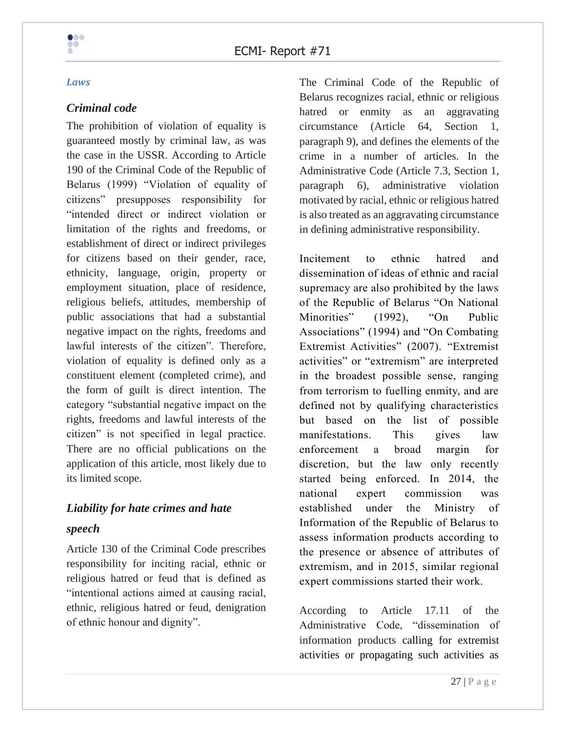### *Laws*

### *Criminal code*

The prohibition of violation of equality is guaranteed mostly by criminal law, as was the case in the USSR. According to Article 190 of the Criminal Code of the Republic of Belarus (1999) "Violation of equality of citizens" presupposes responsibility for "intended direct or indirect violation or limitation of the rights and freedoms, or establishment of direct or indirect privileges for citizens based on their gender, race, ethnicity, language, origin, property or employment situation, place of residence, religious beliefs, attitudes, membership of public associations that had a substantial negative impact on the rights, freedoms and lawful interests of the citizen". Therefore, violation of equality is defined only as a constituent element (completed crime), and the form of guilt is direct intention. The category "substantial negative impact on the rights, freedoms and lawful interests of the citizen" is not specified in legal practice. There are no official publications on the application of this article, most likely due to its limited scope.

### *Liability for hate crimes and hate speech*

Article 130 of the Criminal Code prescribes responsibility for inciting racial, ethnic or religious hatred or feud that is defined as "intentional actions aimed at causing racial, ethnic, religious hatred or feud, denigration of ethnic honour and dignity".

The Criminal Code of the Republic of Belarus recognizes racial, ethnic or religious hatred or enmity as an aggravating circumstance (Article 64, Section 1, paragraph 9), and defines the elements of the crime in a number of articles. In the Administrative Code (Article 7.3, Section 1, paragraph 6), administrative violation motivated by racial, ethnic or religious hatred is also treated as an aggravating circumstance in defining administrative responsibility.

Incitement to ethnic hatred and dissemination of ideas of ethnic and racial supremacy are also prohibited by the laws of the Republic of Belarus "On National Minorities" (1992), "On Public Associations" (1994) and "On Combating Extremist Activities" (2007). "Extremist activities" or "extremism" are interpreted in the broadest possible sense, ranging from terrorism to fuelling enmity, and are defined not by qualifying characteristics but based on the list of possible manifestations. This gives law enforcement a broad margin for discretion, but the law only recently started being enforced. In 2014, the national expert commission was established under the Ministry of Information of the Republic of Belarus to assess information products according to the presence or absence of attributes of extremism, and in 2015, similar regional expert commissions started their work.

According to Article 17.11 of the Administrative Code, "dissemination of information products calling for extremist activities or propagating such activities as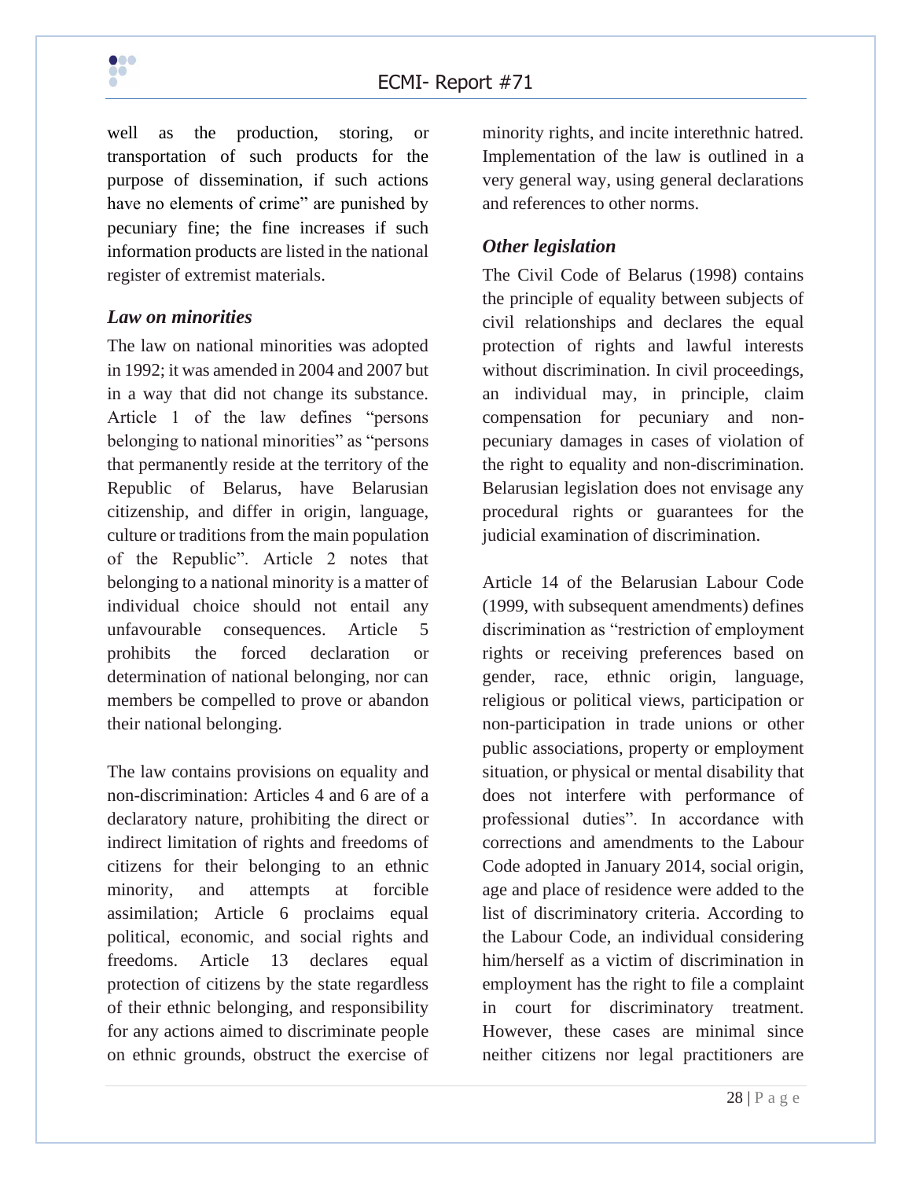well as the production, storing, or transportation of such products for the purpose of dissemination, if such actions have no elements of crime" are punished by pecuniary fine; the fine increases if such information products are listed in the national register of extremist materials.

### *Law on minorities*

The law on national minorities was adopted in 1992; it was amended in 2004 and 2007 but in a way that did not change its substance. Article 1 of the law defines "persons belonging to national minorities" as "persons that permanently reside at the territory of the Republic of Belarus, have Belarusian citizenship, and differ in origin, language, culture or traditions from the main population of the Republic". Article 2 notes that belonging to a national minority is a matter of individual choice should not entail any unfavourable consequences. Article 5 prohibits the forced declaration or determination of national belonging, nor can members be compelled to prove or abandon their national belonging.

The law contains provisions on equality and non-discrimination: Articles 4 and 6 are of a declaratory nature, prohibiting the direct or indirect limitation of rights and freedoms of citizens for their belonging to an ethnic minority, and attempts at forcible assimilation; Article 6 proclaims equal political, economic, and social rights and freedoms. Article 13 declares equal protection of citizens by the state regardless of their ethnic belonging, and responsibility for any actions aimed to discriminate people on ethnic grounds, obstruct the exercise of minority rights, and incite interethnic hatred. Implementation of the law is outlined in a very general way, using general declarations and references to other norms.

### *Other legislation*

The Civil Code of Belarus (1998) contains the principle of equality between subjects of civil relationships and declares the equal protection of rights and lawful interests without discrimination. In civil proceedings, an individual may, in principle, claim compensation for pecuniary and non-pecuniary damages in cases of violation of the right to equality and non-discrimination. Belarusian legislation does not envisage any procedural rights or guarantees for the judicial examination of discrimination.

Article 14 of the Belarusian Labour Code (1999, with subsequent amendments) defines discrimination as "restriction of employment rights or receiving preferences based on gender, race, ethnic origin, language, religious or political views, participation or non-participation in trade unions or other public associations, property or employment situation, or physical or mental disability that does not interfere with performance of professional duties". In accordance with corrections and amendments to the Labour Code adopted in January 2014, social origin, age and place of residence were added to the list of discriminatory criteria. According to the Labour Code, an individual considering him/herself as a victim of discrimination in employment has the right to file a complaint in court for discriminatory treatment. However, these cases are minimal since neither citizens nor legal practitioners are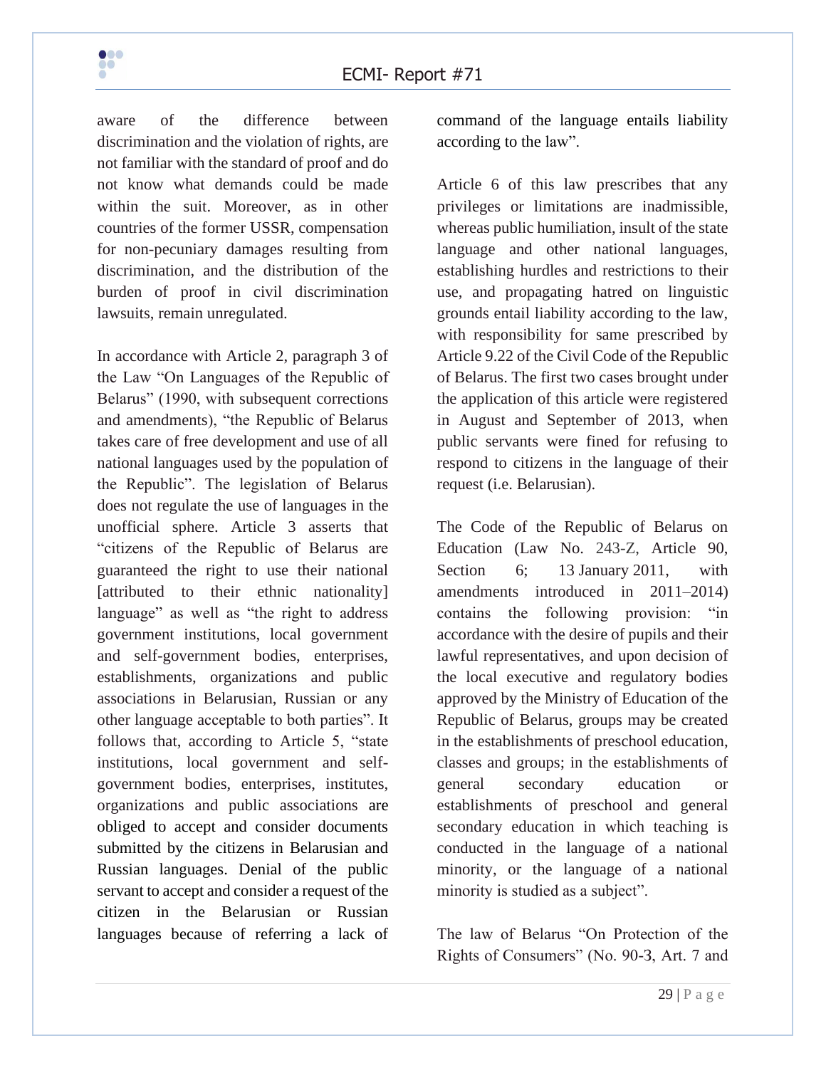aware of the difference between discrimination and the violation of rights, are not familiar with the standard of proof and do not know what demands could be made within the suit. Moreover, as in other countries of the former USSR, compensation for non-pecuniary damages resulting from discrimination, and the distribution of the burden of proof in civil discrimination lawsuits, remain unregulated.

In accordance with Article 2, paragraph 3 of the Law "On Languages of the Republic of Belarus" (1990, with subsequent corrections and amendments), "the Republic of Belarus takes care of free development and use of all national languages used by the population of the Republic". The legislation of Belarus does not regulate the use of languages in the unofficial sphere. Article 3 asserts that "citizens of the Republic of Belarus are guaranteed the right to use their national [attributed to their ethnic nationality] language" as well as "the right to address government institutions, local government and self-government bodies, enterprises, establishments, organizations and public associations in Belarusian, Russian or any other language acceptable to both parties". It follows that, according to Article 5, "state institutions, local government and self-government bodies, enterprises, institutes, organizations and public associations are obliged to accept and consider documents submitted by the citizens in Belarusian and Russian languages. Denial of the public servant to accept and consider a request of the citizen in the Belarusian or Russian languages because of referring a lack of command of the language entails liability according to the law".

Article 6 of this law prescribes that any privileges or limitations are inadmissible, whereas public humiliation, insult of the state language and other national languages, establishing hurdles and restrictions to their use, and propagating hatred on linguistic grounds entail liability according to the law, with responsibility for same prescribed by Article 9.22 of the Civil Code of the Republic of Belarus. The first two cases brought under the application of this article were registered in August and September of 2013, when public servants were fined for refusing to respond to citizens in the language of their request (i.e. Belarusian).

The Code of the Republic of Belarus on Education (Law No. 243-Z, Article 90, Section 6; 13 January 2011, with amendments introduced in 2011–2014) contains the following provision: "in accordance with the desire of pupils and their lawful representatives, and upon decision of the local executive and regulatory bodies approved by the Ministry of Education of the Republic of Belarus, groups may be created in the establishments of preschool education, classes and groups; in the establishments of general secondary education or establishments of preschool and general secondary education in which teaching is conducted in the language of a national minority, or the language of a national minority is studied as a subject".

The law of Belarus "On Protection of the Rights of Consumers" (No. 90-3, Art. 7 and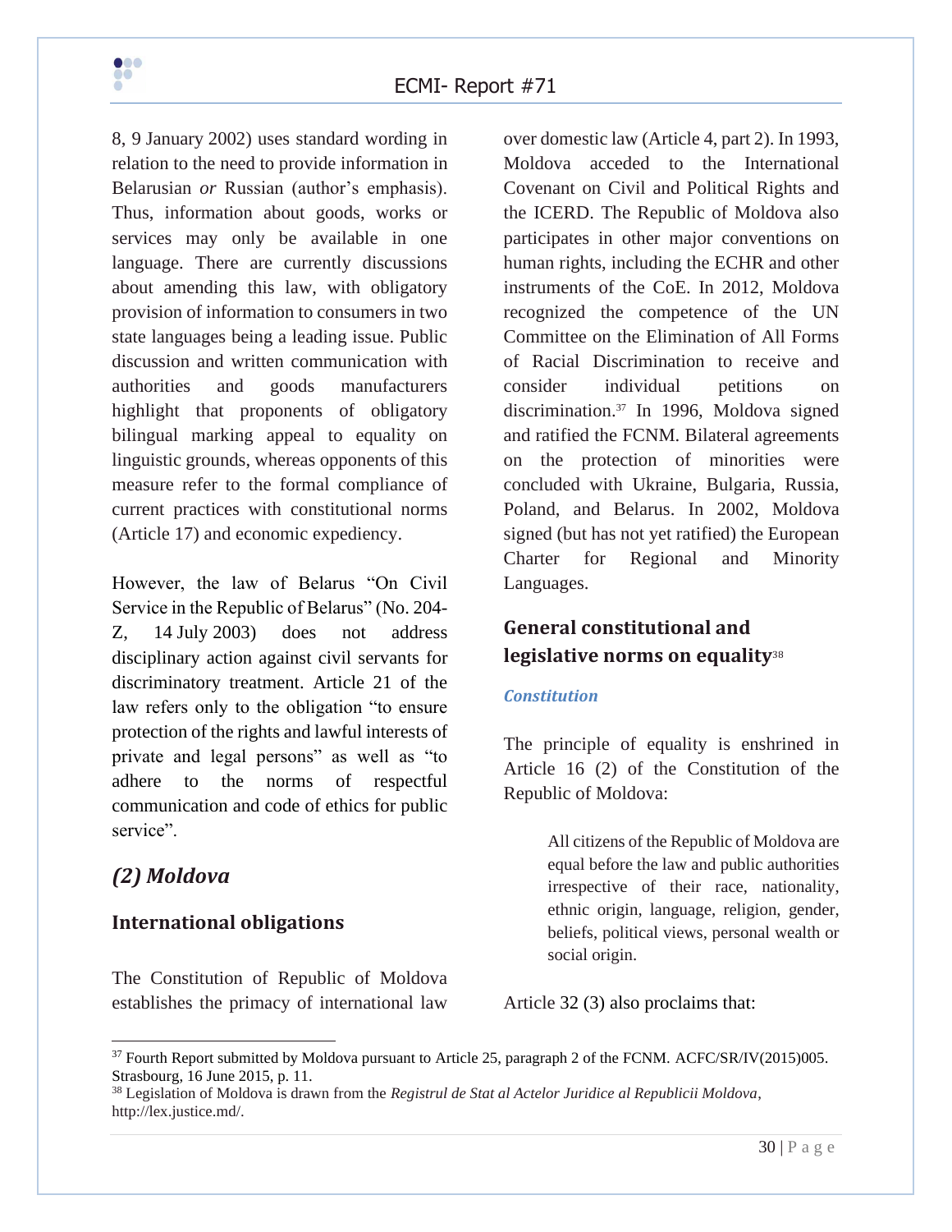8, 9 January 2002) uses standard wording in relation to the need to provide information in Belarusian *or* Russian (author's emphasis). Thus, information about goods, works or services may only be available in one language. There are currently discussions about amending this law, with obligatory provision of information to consumers in two state languages being a leading issue. Public discussion and written communication with authorities and goods manufacturers highlight that proponents of obligatory bilingual marking appeal to equality on linguistic grounds, whereas opponents of this measure refer to the formal compliance of current practices with constitutional norms (Article 17) and economic expediency.

However, the law of Belarus "On Civil Service in the Republic of Belarus" (No. 204-Z, 14 July 2003) does not address disciplinary action against civil servants for discriminatory treatment. Article 21 of the law refers only to the obligation "to ensure protection of the rights and lawful interests of private and legal persons" as well as "to adhere to the norms of respectful communication and code of ethics for public service".

## *(2) Moldova*

### International obligations

The Constitution of Republic of Moldova establishes the primacy of international law over domestic law (Article 4, part 2). In 1993, Moldova acceded to the International Covenant on Civil and Political Rights and the ICERD. The Republic of Moldova also participates in other major conventions on human rights, including the ECHR and other instruments of the CoE. In 2012, Moldova recognized the competence of the UN Committee on the Elimination of All Forms of Racial Discrimination to receive and consider individual petitions on discrimination.[37] In 1996, Moldova signed and ratified the FCNM. Bilateral agreements on the protection of minorities were concluded with Ukraine, Bulgaria, Russia, Poland, and Belarus. In 2002, Moldova signed (but has not yet ratified) the European Charter for Regional and Minority Languages.

### General constitutional and legislative norms on equality[38]

#### *Constitution*

The principle of equality is enshrined in Article 16 (2) of the Constitution of the Republic of Moldova:

> All citizens of the Republic of Moldova are equal before the law and public authorities irrespective of their race, nationality, ethnic origin, language, religion, gender, beliefs, political views, personal wealth or social origin.

Article 32 (3) also proclaims that:

---

[37] Fourth Report submitted by Moldova pursuant to Article 25, paragraph 2 of the FCNM. ACFC/SR/IV(2015)005. Strasbourg, 16 June 2015, p. 11.

[38] Legislation of Moldova is drawn from the *Registrul de Stat al Actelor Juridice al Republicii Moldova*, http://lex.justice.md/.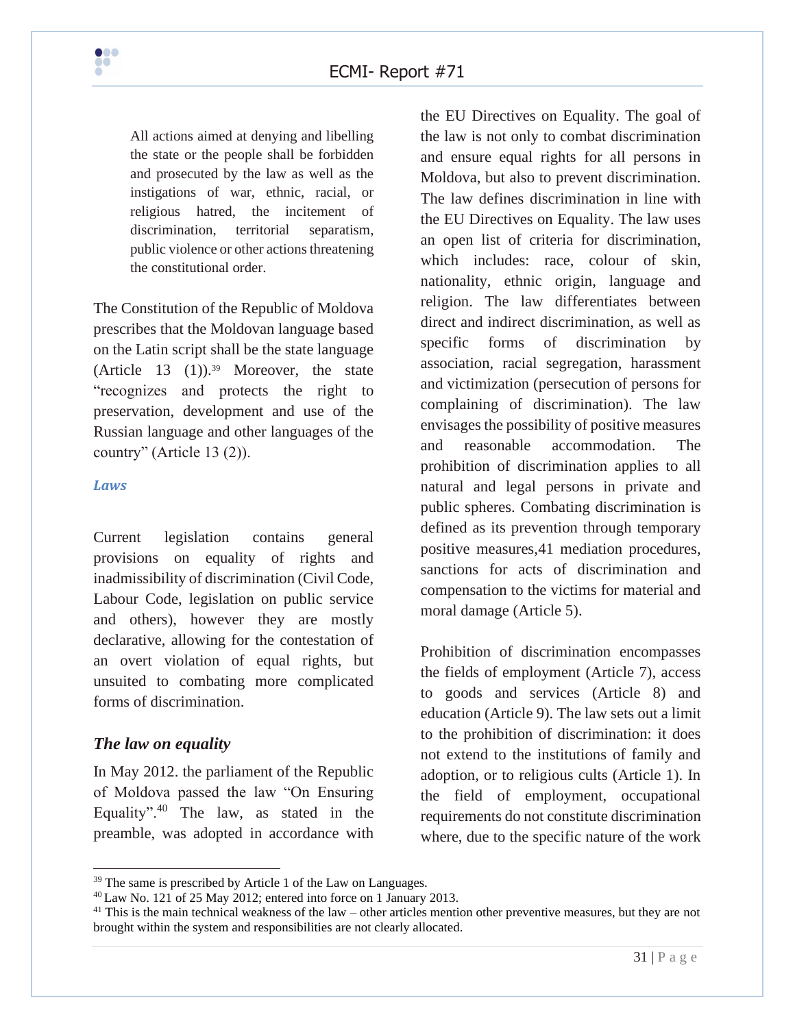> All actions aimed at denying and libelling the state or the people shall be forbidden and prosecuted by the law as well as the instigations of war, ethnic, racial, or religious hatred, the incitement of discrimination, territorial separatism, public violence or other actions threatening the constitutional order.

The Constitution of the Republic of Moldova prescribes that the Moldovan language based on the Latin script shall be the state language (Article 13 (1)).[39] Moreover, the state "recognizes and protects the right to preservation, development and use of the Russian language and other languages of the country" (Article 13 (2)).

### *Laws*

Current legislation contains general provisions on equality of rights and inadmissibility of discrimination (Civil Code, Labour Code, legislation on public service and others), however they are mostly declarative, allowing for the contestation of an overt violation of equal rights, but unsuited to combating more complicated forms of discrimination.

### *The law on equality*

In May 2012. the parliament of the Republic of Moldova passed the law "On Ensuring Equality".[40] The law, as stated in the preamble, was adopted in accordance with the EU Directives on Equality. The goal of the law is not only to combat discrimination and ensure equal rights for all persons in Moldova, but also to prevent discrimination. The law defines discrimination in line with the EU Directives on Equality. The law uses an open list of criteria for discrimination, which includes: race, colour of skin, nationality, ethnic origin, language and religion. The law differentiates between direct and indirect discrimination, as well as specific forms of discrimination by association, racial segregation, harassment and victimization (persecution of persons for complaining of discrimination). The law envisages the possibility of positive measures and reasonable accommodation. The prohibition of discrimination applies to all natural and legal persons in private and public spheres. Combating discrimination is defined as its prevention through temporary positive measures,41 mediation procedures, sanctions for acts of discrimination and compensation to the victims for material and moral damage (Article 5).

Prohibition of discrimination encompasses the fields of employment (Article 7), access to goods and services (Article 8) and education (Article 9). The law sets out a limit to the prohibition of discrimination: it does not extend to the institutions of family and adoption, or to religious cults (Article 1). In the field of employment, occupational requirements do not constitute discrimination where, due to the specific nature of the work

---

[39] The same is prescribed by Article 1 of the Law on Languages.

[40] Law No. 121 of 25 May 2012; entered into force on 1 January 2013.

[41] This is the main technical weakness of the law – other articles mention other preventive measures, but they are not brought within the system and responsibilities are not clearly allocated.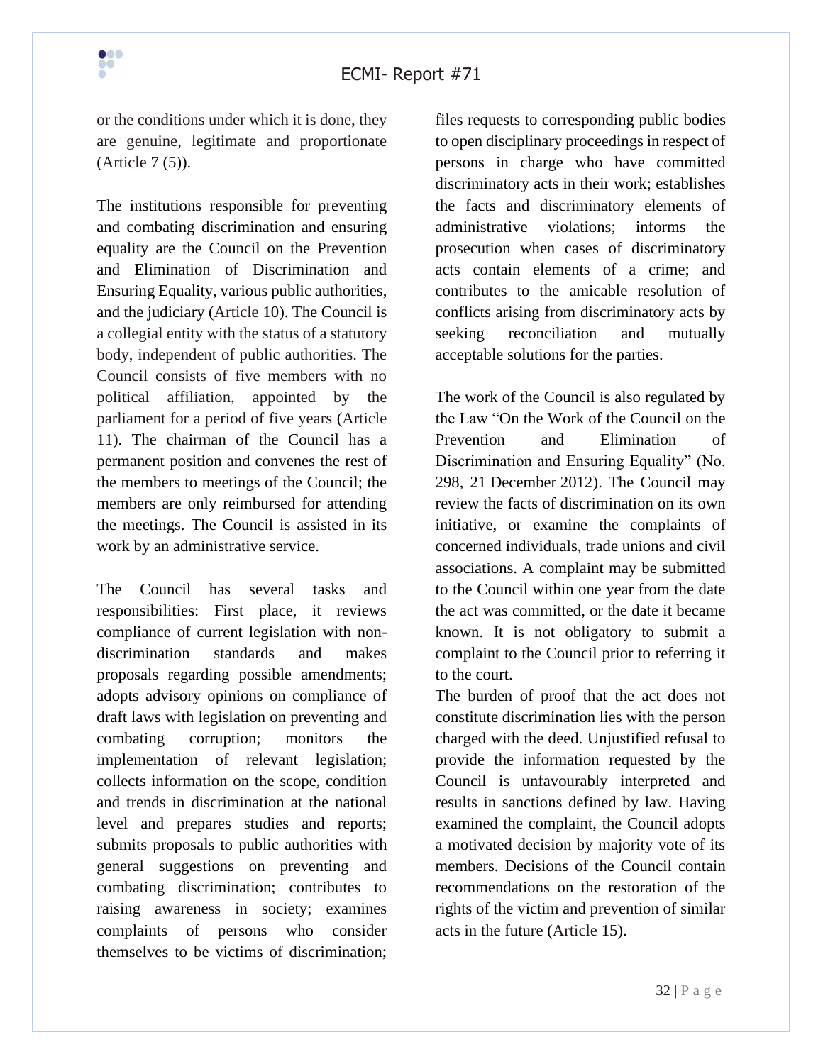or the conditions under which it is done, they are genuine, legitimate and proportionate (Article 7 (5)).

The institutions responsible for preventing and combating discrimination and ensuring equality are the Council on the Prevention and Elimination of Discrimination and Ensuring Equality, various public authorities, and the judiciary (Article 10). The Council is a collegial entity with the status of a statutory body, independent of public authorities. The Council consists of five members with no political affiliation, appointed by the parliament for a period of five years (Article 11). The chairman of the Council has a permanent position and convenes the rest of the members to meetings of the Council; the members are only reimbursed for attending the meetings. The Council is assisted in its work by an administrative service.

The Council has several tasks and responsibilities: First place, it reviews compliance of current legislation with non-discrimination standards and makes proposals regarding possible amendments; adopts advisory opinions on compliance of draft laws with legislation on preventing and combating corruption; monitors the implementation of relevant legislation; collects information on the scope, condition and trends in discrimination at the national level and prepares studies and reports; submits proposals to public authorities with general suggestions on preventing and combating discrimination; contributes to raising awareness in society; examines complaints of persons who consider themselves to be victims of discrimination; files requests to corresponding public bodies to open disciplinary proceedings in respect of persons in charge who have committed discriminatory acts in their work; establishes the facts and discriminatory elements of administrative violations; informs the prosecution when cases of discriminatory acts contain elements of a crime; and contributes to the amicable resolution of conflicts arising from discriminatory acts by seeking reconciliation and mutually acceptable solutions for the parties.

The work of the Council is also regulated by the Law "On the Work of the Council on the Prevention and Elimination of Discrimination and Ensuring Equality" (No. 298, 21 December 2012). The Council may review the facts of discrimination on its own initiative, or examine the complaints of concerned individuals, trade unions and civil associations. A complaint may be submitted to the Council within one year from the date the act was committed, or the date it became known. It is not obligatory to submit a complaint to the Council prior to referring it to the court.

The burden of proof that the act does not constitute discrimination lies with the person charged with the deed. Unjustified refusal to provide the information requested by the Council is unfavourably interpreted and results in sanctions defined by law. Having examined the complaint, the Council adopts a motivated decision by majority vote of its members. Decisions of the Council contain recommendations on the restoration of the rights of the victim and prevention of similar acts in the future (Article 15).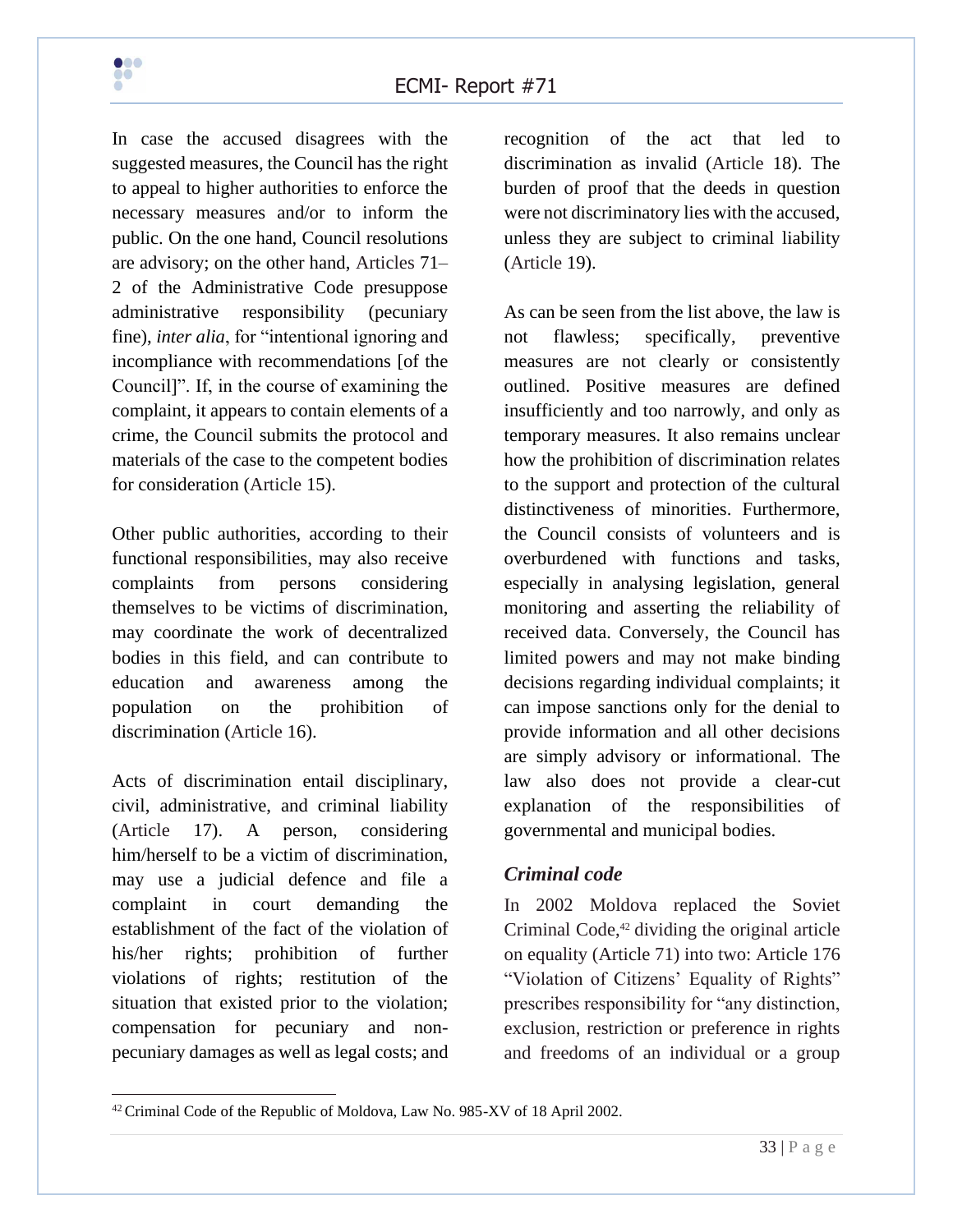In case the accused disagrees with the suggested measures, the Council has the right to appeal to higher authorities to enforce the necessary measures and/or to inform the public. On the one hand, Council resolutions are advisory; on the other hand, Articles 71–2 of the Administrative Code presuppose administrative responsibility (pecuniary fine), *inter alia*, for "intentional ignoring and incompliance with recommendations [of the Council]". If, in the course of examining the complaint, it appears to contain elements of a crime, the Council submits the protocol and materials of the case to the competent bodies for consideration (Article 15).

Other public authorities, according to their functional responsibilities, may also receive complaints from persons considering themselves to be victims of discrimination, may coordinate the work of decentralized bodies in this field, and can contribute to education and awareness among the population on the prohibition of discrimination (Article 16).

Acts of discrimination entail disciplinary, civil, administrative, and criminal liability (Article 17). A person, considering him/herself to be a victim of discrimination, may use a judicial defence and file a complaint in court demanding the establishment of the fact of the violation of his/her rights; prohibition of further violations of rights; restitution of the situation that existed prior to the violation; compensation for pecuniary and non-pecuniary damages as well as legal costs; and recognition of the act that led to discrimination as invalid (Article 18). The burden of proof that the deeds in question were not discriminatory lies with the accused, unless they are subject to criminal liability (Article 19).

As can be seen from the list above, the law is not flawless; specifically, preventive measures are not clearly or consistently outlined. Positive measures are defined insufficiently and too narrowly, and only as temporary measures. It also remains unclear how the prohibition of discrimination relates to the support and protection of the cultural distinctiveness of minorities. Furthermore, the Council consists of volunteers and is overburdened with functions and tasks, especially in analysing legislation, general monitoring and asserting the reliability of received data. Conversely, the Council has limited powers and may not make binding decisions regarding individual complaints; it can impose sanctions only for the denial to provide information and all other decisions are simply advisory or informational. The law also does not provide a clear-cut explanation of the responsibilities of governmental and municipal bodies.

### *Criminal code*

In 2002 Moldova replaced the Soviet Criminal Code,[42] dividing the original article on equality (Article 71) into two: Article 176 "Violation of Citizens' Equality of Rights" prescribes responsibility for "any distinction, exclusion, restriction or preference in rights and freedoms of an individual or a group

[42] Criminal Code of the Republic of Moldova, Law No. 985-XV of 18 April 2002.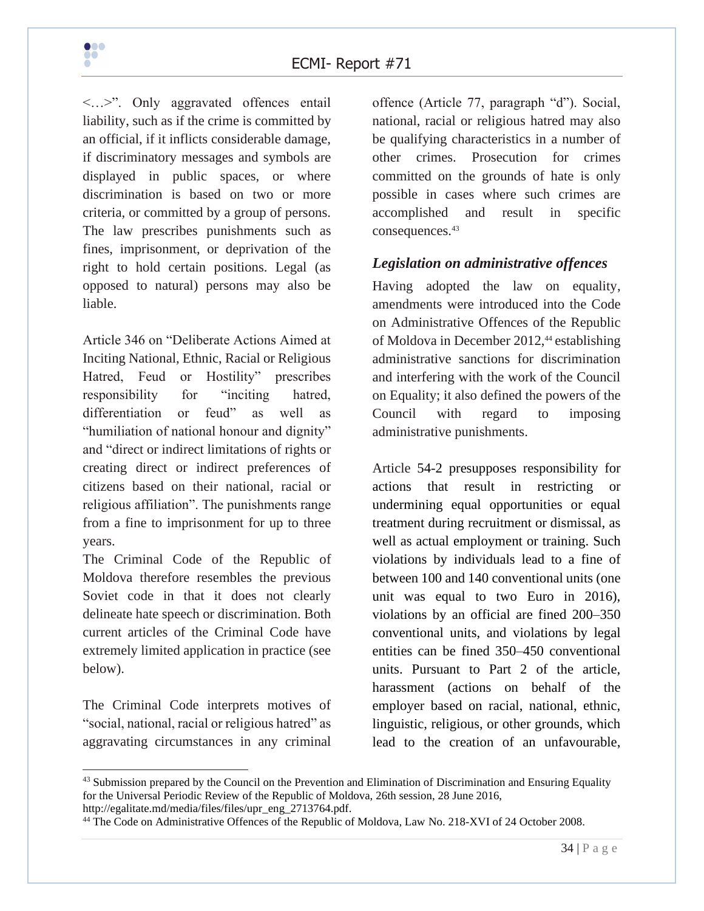<…>". Only aggravated offences entail liability, such as if the crime is committed by an official, if it inflicts considerable damage, if discriminatory messages and symbols are displayed in public spaces, or where discrimination is based on two or more criteria, or committed by a group of persons. The law prescribes punishments such as fines, imprisonment, or deprivation of the right to hold certain positions. Legal (as opposed to natural) persons may also be liable.

Article 346 on "Deliberate Actions Aimed at Inciting National, Ethnic, Racial or Religious Hatred, Feud or Hostility" prescribes responsibility for "inciting hatred, differentiation or feud" as well as "humiliation of national honour and dignity" and "direct or indirect limitations of rights or creating direct or indirect preferences of citizens based on their national, racial or religious affiliation". The punishments range from a fine to imprisonment for up to three years.

The Criminal Code of the Republic of Moldova therefore resembles the previous Soviet code in that it does not clearly delineate hate speech or discrimination. Both current articles of the Criminal Code have extremely limited application in practice (see below).

The Criminal Code interprets motives of "social, national, racial or religious hatred" as aggravating circumstances in any criminal offence (Article 77, paragraph "d"). Social, national, racial or religious hatred may also be qualifying characteristics in a number of other crimes. Prosecution for crimes committed on the grounds of hate is only possible in cases where such crimes are accomplished and result in specific consequences.[43]

### *Legislation on administrative offences*

Having adopted the law on equality, amendments were introduced into the Code on Administrative Offences of the Republic of Moldova in December 2012,[44] establishing administrative sanctions for discrimination and interfering with the work of the Council on Equality; it also defined the powers of the Council with regard to imposing administrative punishments.

Article 54-2 presupposes responsibility for actions that result in restricting or undermining equal opportunities or equal treatment during recruitment or dismissal, as well as actual employment or training. Such violations by individuals lead to a fine of between 100 and 140 conventional units (one unit was equal to two Euro in 2016), violations by an official are fined 200–350 conventional units, and violations by legal entities can be fined 350–450 conventional units. Pursuant to Part 2 of the article, harassment (actions on behalf of the employer based on racial, national, ethnic, linguistic, religious, or other grounds, which lead to the creation of an unfavourable,

---

[43] Submission prepared by the Council on the Prevention and Elimination of Discrimination and Ensuring Equality for the Universal Periodic Review of the Republic of Moldova, 26th session, 28 June 2016, http://egalitate.md/media/files/files/upr_eng_2713764.pdf.

[44] The Code on Administrative Offences of the Republic of Moldova, Law No. 218-XVI of 24 October 2008.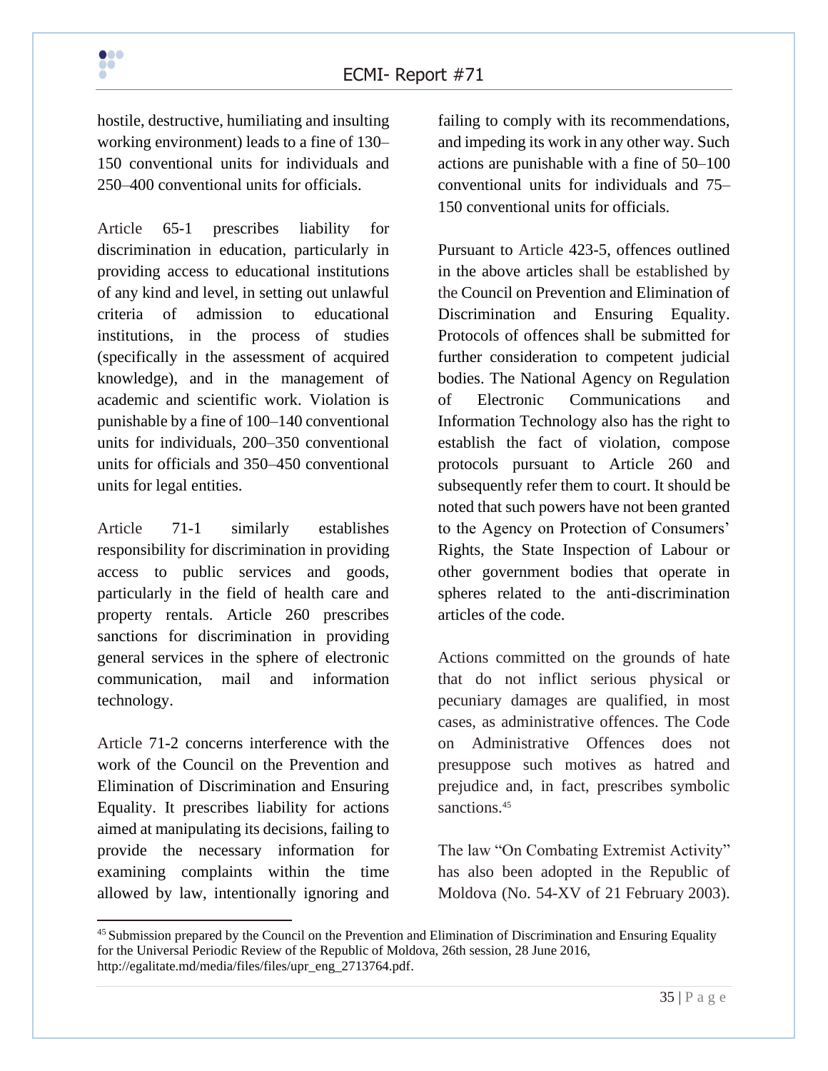hostile, destructive, humiliating and insulting working environment) leads to a fine of 130–150 conventional units for individuals and 250–400 conventional units for officials.

Article 65-1 prescribes liability for discrimination in education, particularly in providing access to educational institutions of any kind and level, in setting out unlawful criteria of admission to educational institutions, in the process of studies (specifically in the assessment of acquired knowledge), and in the management of academic and scientific work. Violation is punishable by a fine of 100–140 conventional units for individuals, 200–350 conventional units for officials and 350–450 conventional units for legal entities.

Article 71-1 similarly establishes responsibility for discrimination in providing access to public services and goods, particularly in the field of health care and property rentals. Article 260 prescribes sanctions for discrimination in providing general services in the sphere of electronic communication, mail and information technology.

Article 71-2 concerns interference with the work of the Council on the Prevention and Elimination of Discrimination and Ensuring Equality. It prescribes liability for actions aimed at manipulating its decisions, failing to provide the necessary information for examining complaints within the time allowed by law, intentionally ignoring and failing to comply with its recommendations, and impeding its work in any other way. Such actions are punishable with a fine of 50–100 conventional units for individuals and 75–150 conventional units for officials.

Pursuant to Article 423-5, offences outlined in the above articles shall be established by the Council on Prevention and Elimination of Discrimination and Ensuring Equality. Protocols of offences shall be submitted for further consideration to competent judicial bodies. The National Agency on Regulation of Electronic Communications and Information Technology also has the right to establish the fact of violation, compose protocols pursuant to Article 260 and subsequently refer them to court. It should be noted that such powers have not been granted to the Agency on Protection of Consumers' Rights, the State Inspection of Labour or other government bodies that operate in spheres related to the anti-discrimination articles of the code.

Actions committed on the grounds of hate that do not inflict serious physical or pecuniary damages are qualified, in most cases, as administrative offences. The Code on Administrative Offences does not presuppose such motives as hatred and prejudice and, in fact, prescribes symbolic sanctions.[45]

The law "On Combating Extremist Activity" has also been adopted in the Republic of Moldova (No. 54-XV of 21 February 2003).

[45] Submission prepared by the Council on the Prevention and Elimination of Discrimination and Ensuring Equality for the Universal Periodic Review of the Republic of Moldova, 26th session, 28 June 2016, http://egalitate.md/media/files/files/upr_eng_2713764.pdf.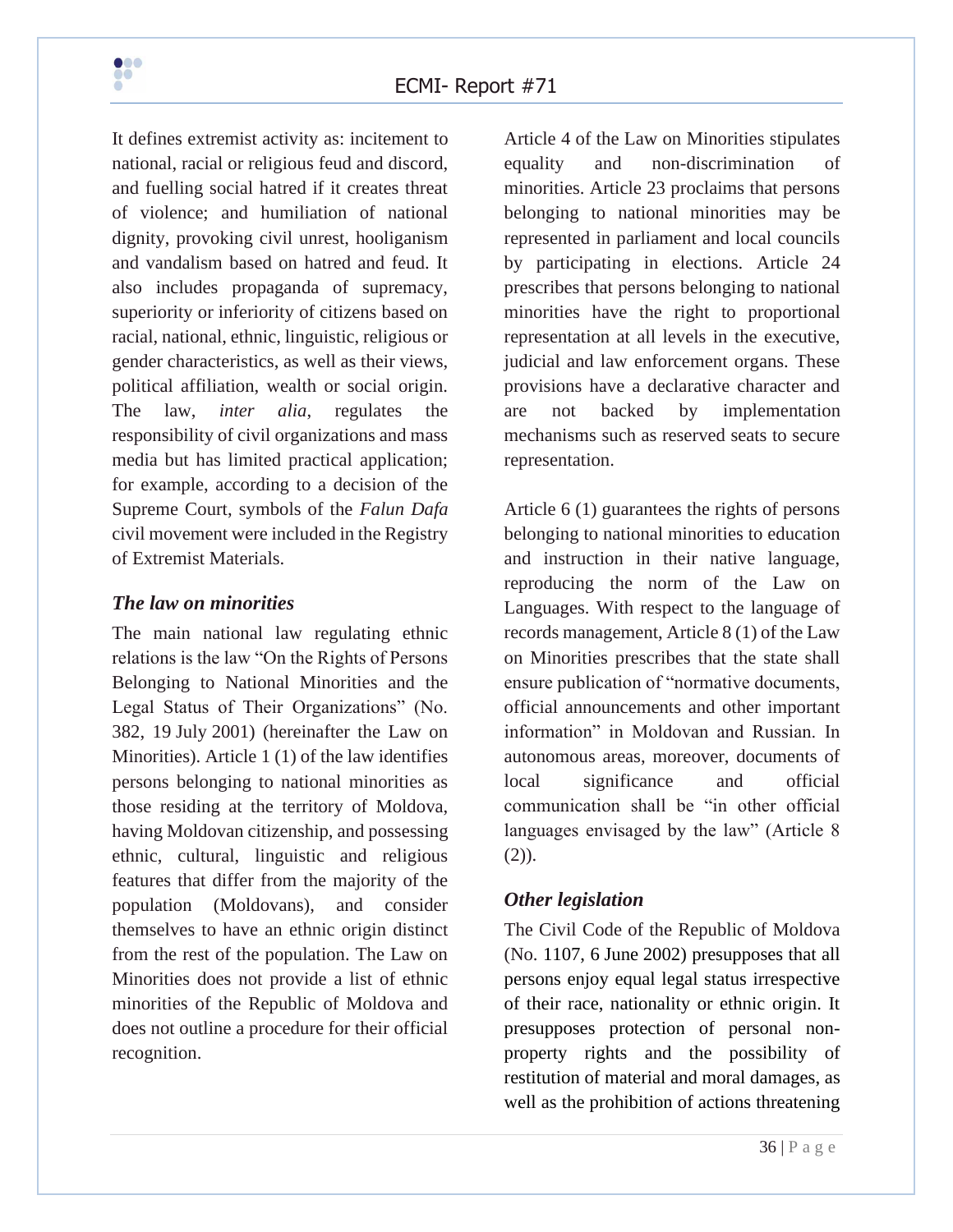It defines extremist activity as: incitement to national, racial or religious feud and discord, and fuelling social hatred if it creates threat of violence; and humiliation of national dignity, provoking civil unrest, hooliganism and vandalism based on hatred and feud. It also includes propaganda of supremacy, superiority or inferiority of citizens based on racial, national, ethnic, linguistic, religious or gender characteristics, as well as their views, political affiliation, wealth or social origin. The law, *inter alia*, regulates the responsibility of civil organizations and mass media but has limited practical application; for example, according to a decision of the Supreme Court, symbols of the *Falun Dafa* civil movement were included in the Registry of Extremist Materials.

### *The law on minorities*

The main national law regulating ethnic relations is the law "On the Rights of Persons Belonging to National Minorities and the Legal Status of Their Organizations" (No. 382, 19 July 2001) (hereinafter the Law on Minorities). Article 1 (1) of the law identifies persons belonging to national minorities as those residing at the territory of Moldova, having Moldovan citizenship, and possessing ethnic, cultural, linguistic and religious features that differ from the majority of the population (Moldovans), and consider themselves to have an ethnic origin distinct from the rest of the population. The Law on Minorities does not provide a list of ethnic minorities of the Republic of Moldova and does not outline a procedure for their official recognition.

Article 4 of the Law on Minorities stipulates equality and non-discrimination of minorities. Article 23 proclaims that persons belonging to national minorities may be represented in parliament and local councils by participating in elections. Article 24 prescribes that persons belonging to national minorities have the right to proportional representation at all levels in the executive, judicial and law enforcement organs. These provisions have a declarative character and are not backed by implementation mechanisms such as reserved seats to secure representation.

Article 6 (1) guarantees the rights of persons belonging to national minorities to education and instruction in their native language, reproducing the norm of the Law on Languages. With respect to the language of records management, Article 8 (1) of the Law on Minorities prescribes that the state shall ensure publication of "normative documents, official announcements and other important information" in Moldovan and Russian. In autonomous areas, moreover, documents of local significance and official communication shall be "in other official languages envisaged by the law" (Article 8 (2)).

### *Other legislation*

The Civil Code of the Republic of Moldova (No. 1107, 6 June 2002) presupposes that all persons enjoy equal legal status irrespective of their race, nationality or ethnic origin. It presupposes protection of personal non-property rights and the possibility of restitution of material and moral damages, as well as the prohibition of actions threatening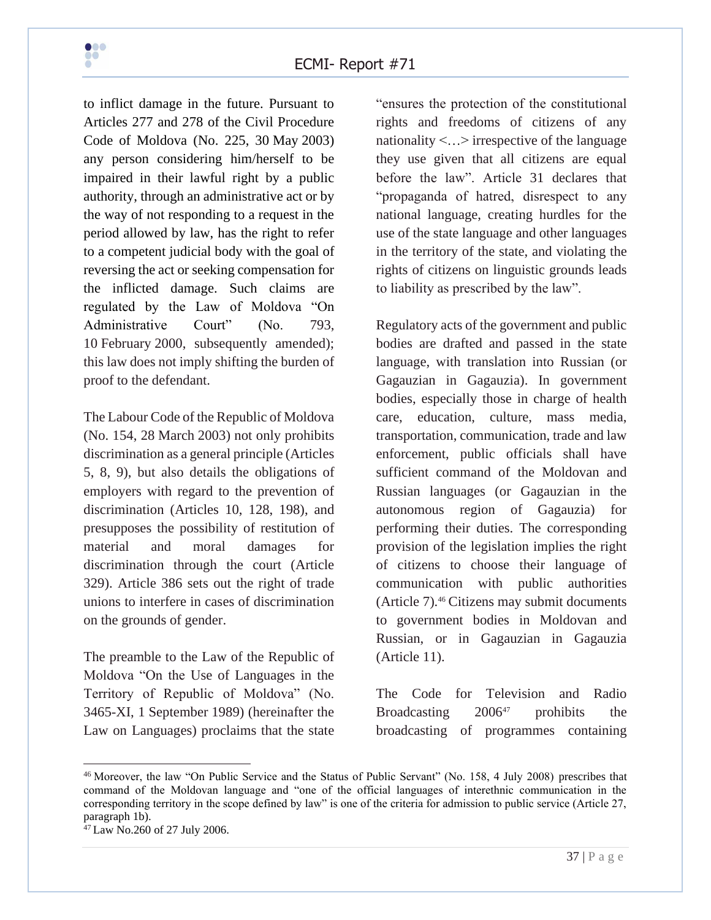to inflict damage in the future. Pursuant to Articles 277 and 278 of the Civil Procedure Code of Moldova (No. 225, 30 May 2003) any person considering him/herself to be impaired in their lawful right by a public authority, through an administrative act or by the way of not responding to a request in the period allowed by law, has the right to refer to a competent judicial body with the goal of reversing the act or seeking compensation for the inflicted damage. Such claims are regulated by the Law of Moldova "On Administrative Court" (No. 793, 10 February 2000, subsequently amended); this law does not imply shifting the burden of proof to the defendant.

The Labour Code of the Republic of Moldova (No. 154, 28 March 2003) not only prohibits discrimination as a general principle (Articles 5, 8, 9), but also details the obligations of employers with regard to the prevention of discrimination (Articles 10, 128, 198), and presupposes the possibility of restitution of material and moral damages for discrimination through the court (Article 329). Article 386 sets out the right of trade unions to interfere in cases of discrimination on the grounds of gender.

The preamble to the Law of the Republic of Moldova "On the Use of Languages in the Territory of Republic of Moldova" (No. 3465-XI, 1 September 1989) (hereinafter the Law on Languages) proclaims that the state "ensures the protection of the constitutional rights and freedoms of citizens of any nationality <…> irrespective of the language they use given that all citizens are equal before the law". Article 31 declares that "propaganda of hatred, disrespect to any national language, creating hurdles for the use of the state language and other languages in the territory of the state, and violating the rights of citizens on linguistic grounds leads to liability as prescribed by the law".

Regulatory acts of the government and public bodies are drafted and passed in the state language, with translation into Russian (or Gagauzian in Gagauzia). In government bodies, especially those in charge of health care, education, culture, mass media, transportation, communication, trade and law enforcement, public officials shall have sufficient command of the Moldovan and Russian languages (or Gagauzian in the autonomous region of Gagauzia) for performing their duties. The corresponding provision of the legislation implies the right of citizens to choose their language of communication with public authorities (Article 7).[46] Citizens may submit documents to government bodies in Moldovan and Russian, or in Gagauzian in Gagauzia (Article 11).

The Code for Television and Radio Broadcasting 2006[47] prohibits the broadcasting of programmes containing

---

[46] Moreover, the law "On Public Service and the Status of Public Servant" (No. 158, 4 July 2008) prescribes that command of the Moldovan language and "one of the official languages of interethnic communication in the corresponding territory in the scope defined by law" is one of the criteria for admission to public service (Article 27, paragraph 1b).

[47] Law No.260 of 27 July 2006.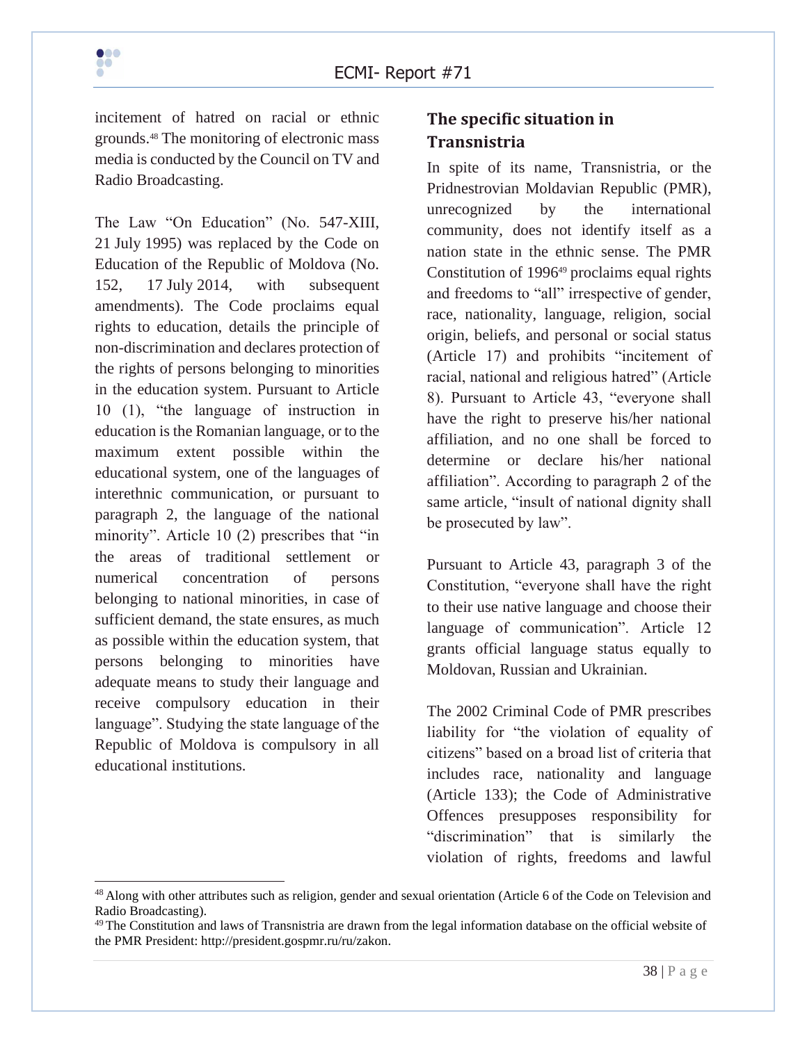incitement of hatred on racial or ethnic grounds.[48] The monitoring of electronic mass media is conducted by the Council on TV and Radio Broadcasting.

The Law "On Education" (No. 547-XIII, 21 July 1995) was replaced by the Code on Education of the Republic of Moldova (No. 152, 17 July 2014, with subsequent amendments). The Code proclaims equal rights to education, details the principle of non-discrimination and declares protection of the rights of persons belonging to minorities in the education system. Pursuant to Article 10 (1), "the language of instruction in education is the Romanian language, or to the maximum extent possible within the educational system, one of the languages of interethnic communication, or pursuant to paragraph 2, the language of the national minority". Article 10 (2) prescribes that "in the areas of traditional settlement or numerical concentration of persons belonging to national minorities, in case of sufficient demand, the state ensures, as much as possible within the education system, that persons belonging to minorities have adequate means to study their language and receive compulsory education in their language". Studying the state language of the Republic of Moldova is compulsory in all educational institutions.

## The specific situation in Transnistria

In spite of its name, Transnistria, or the Pridnestrovian Moldavian Republic (PMR), unrecognized by the international community, does not identify itself as a nation state in the ethnic sense. The PMR Constitution of 1996[49] proclaims equal rights and freedoms to "all" irrespective of gender, race, nationality, language, religion, social origin, beliefs, and personal or social status (Article 17) and prohibits "incitement of racial, national and religious hatred" (Article 8). Pursuant to Article 43, "everyone shall have the right to preserve his/her national affiliation, and no one shall be forced to determine or declare his/her national affiliation". According to paragraph 2 of the same article, "insult of national dignity shall be prosecuted by law".

Pursuant to Article 43, paragraph 3 of the Constitution, "everyone shall have the right to their use native language and choose their language of communication". Article 12 grants official language status equally to Moldovan, Russian and Ukrainian.

The 2002 Criminal Code of PMR prescribes liability for "the violation of equality of citizens" based on a broad list of criteria that includes race, nationality and language (Article 133); the Code of Administrative Offences presupposes responsibility for "discrimination" that is similarly the violation of rights, freedoms and lawful

---

[48] Along with other attributes such as religion, gender and sexual orientation (Article 6 of the Code on Television and Radio Broadcasting).

[49] The Constitution and laws of Transnistria are drawn from the legal information database on the official website of the PMR President: http://president.gospmr.ru/ru/zakon.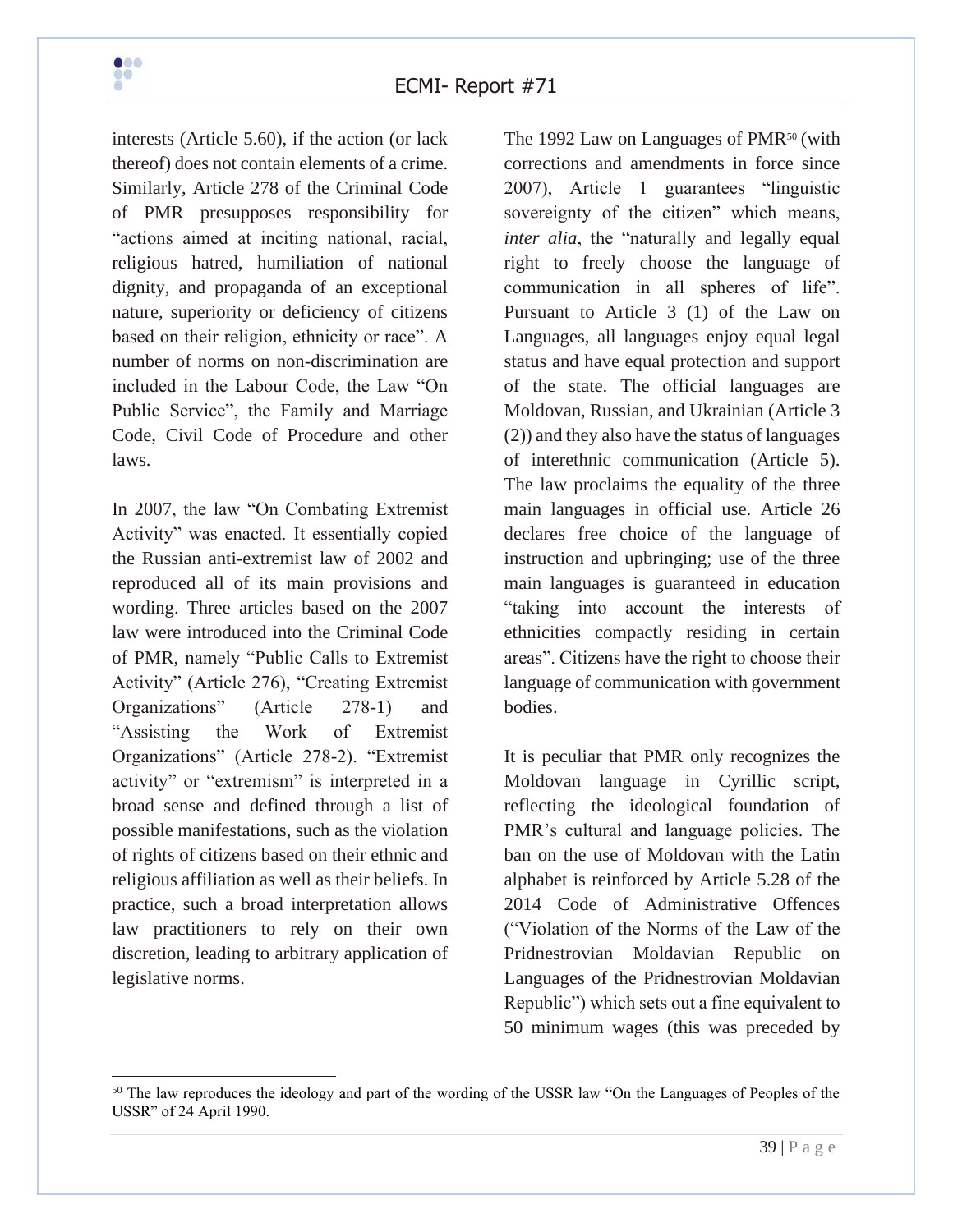interests (Article 5.60), if the action (or lack thereof) does not contain elements of a crime. Similarly, Article 278 of the Criminal Code of PMR presupposes responsibility for "actions aimed at inciting national, racial, religious hatred, humiliation of national dignity, and propaganda of an exceptional nature, superiority or deficiency of citizens based on their religion, ethnicity or race". A number of norms on non-discrimination are included in the Labour Code, the Law "On Public Service", the Family and Marriage Code, Civil Code of Procedure and other laws.

In 2007, the law "On Combating Extremist Activity" was enacted. It essentially copied the Russian anti-extremist law of 2002 and reproduced all of its main provisions and wording. Three articles based on the 2007 law were introduced into the Criminal Code of PMR, namely "Public Calls to Extremist Activity" (Article 276), "Creating Extremist Organizations" (Article 278-1) and "Assisting the Work of Extremist Organizations" (Article 278-2). "Extremist activity" or "extremism" is interpreted in a broad sense and defined through a list of possible manifestations, such as the violation of rights of citizens based on their ethnic and religious affiliation as well as their beliefs. In practice, such a broad interpretation allows law practitioners to rely on their own discretion, leading to arbitrary application of legislative norms.

The 1992 Law on Languages of PMR[50] (with corrections and amendments in force since 2007), Article 1 guarantees "linguistic sovereignty of the citizen" which means, *inter alia*, the "naturally and legally equal right to freely choose the language of communication in all spheres of life". Pursuant to Article 3 (1) of the Law on Languages, all languages enjoy equal legal status and have equal protection and support of the state. The official languages are Moldovan, Russian, and Ukrainian (Article 3 (2)) and they also have the status of languages of interethnic communication (Article 5). The law proclaims the equality of the three main languages in official use. Article 26 declares free choice of the language of instruction and upbringing; use of the three main languages is guaranteed in education "taking into account the interests of ethnicities compactly residing in certain areas". Citizens have the right to choose their language of communication with government bodies.

It is peculiar that PMR only recognizes the Moldovan language in Cyrillic script, reflecting the ideological foundation of PMR's cultural and language policies. The ban on the use of Moldovan with the Latin alphabet is reinforced by Article 5.28 of the 2014 Code of Administrative Offences ("Violation of the Norms of the Law of the Pridnestrovian Moldavian Republic on Languages of the Pridnestrovian Moldavian Republic") which sets out a fine equivalent to 50 minimum wages (this was preceded by

---

[50] The law reproduces the ideology and part of the wording of the USSR law "On the Languages of Peoples of the USSR" of 24 April 1990.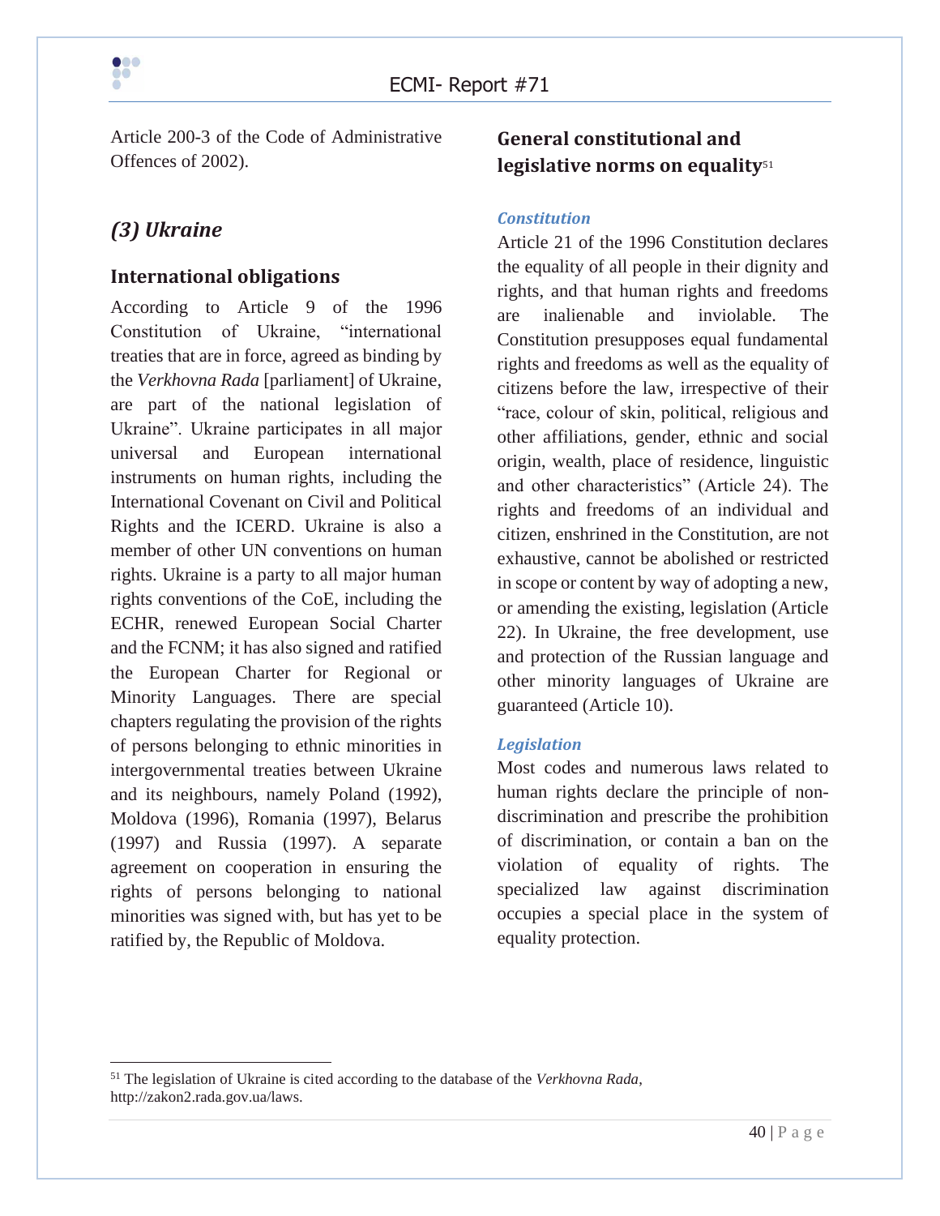Article 200-3 of the Code of Administrative Offences of 2002).

## *(3) Ukraine*

### International obligations

According to Article 9 of the 1996 Constitution of Ukraine, "international treaties that are in force, agreed as binding by the *Verkhovna Rada* [parliament] of Ukraine, are part of the national legislation of Ukraine". Ukraine participates in all major universal and European international instruments on human rights, including the International Covenant on Civil and Political Rights and the ICERD. Ukraine is also a member of other UN conventions on human rights. Ukraine is a party to all major human rights conventions of the CoE, including the ECHR, renewed European Social Charter and the FCNM; it has also signed and ratified the European Charter for Regional or Minority Languages. There are special chapters regulating the provision of the rights of persons belonging to ethnic minorities in intergovernmental treaties between Ukraine and its neighbours, namely Poland (1992), Moldova (1996), Romania (1997), Belarus (1997) and Russia (1997). A separate agreement on cooperation in ensuring the rights of persons belonging to national minorities was signed with, but has yet to be ratified by, the Republic of Moldova.

### General constitutional and legislative norms on equality[51]

#### *Constitution*

Article 21 of the 1996 Constitution declares the equality of all people in their dignity and rights, and that human rights and freedoms are inalienable and inviolable. The Constitution presupposes equal fundamental rights and freedoms as well as the equality of citizens before the law, irrespective of their "race, colour of skin, political, religious and other affiliations, gender, ethnic and social origin, wealth, place of residence, linguistic and other characteristics" (Article 24). The rights and freedoms of an individual and citizen, enshrined in the Constitution, are not exhaustive, cannot be abolished or restricted in scope or content by way of adopting a new, or amending the existing, legislation (Article 22). In Ukraine, the free development, use and protection of the Russian language and other minority languages of Ukraine are guaranteed (Article 10).

#### *Legislation*

Most codes and numerous laws related to human rights declare the principle of non-discrimination and prescribe the prohibition of discrimination, or contain a ban on the violation of equality of rights. The specialized law against discrimination occupies a special place in the system of equality protection.

---

[51] The legislation of Ukraine is cited according to the database of the *Verkhovna Rada*, http://zakon2.rada.gov.ua/laws.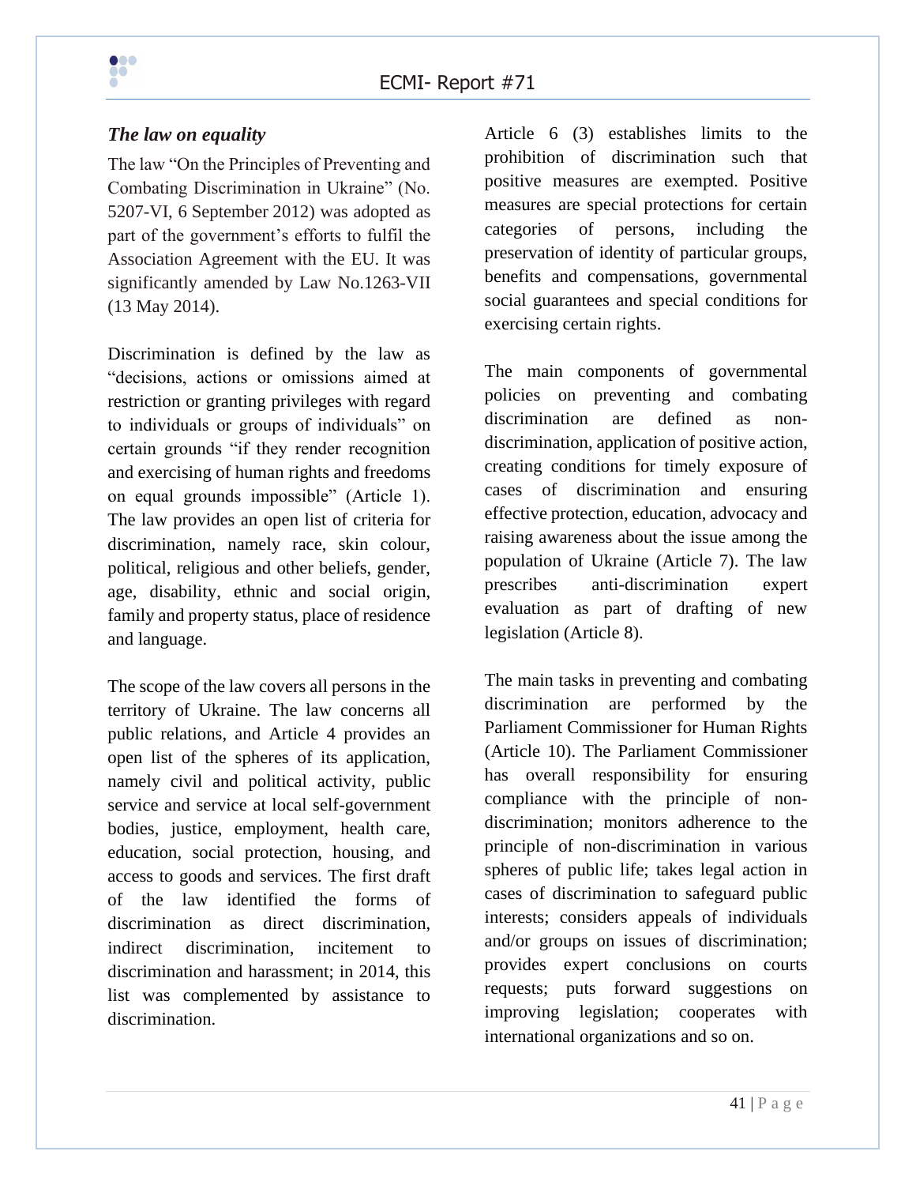### *The law on equality*

The law "On the Principles of Preventing and Combating Discrimination in Ukraine" (No. 5207-VI, 6 September 2012) was adopted as part of the government's efforts to fulfil the Association Agreement with the EU. It was significantly amended by Law No.1263-VII (13 May 2014).

Discrimination is defined by the law as "decisions, actions or omissions aimed at restriction or granting privileges with regard to individuals or groups of individuals" on certain grounds "if they render recognition and exercising of human rights and freedoms on equal grounds impossible" (Article 1). The law provides an open list of criteria for discrimination, namely race, skin colour, political, religious and other beliefs, gender, age, disability, ethnic and social origin, family and property status, place of residence and language.

The scope of the law covers all persons in the territory of Ukraine. The law concerns all public relations, and Article 4 provides an open list of the spheres of its application, namely civil and political activity, public service and service at local self-government bodies, justice, employment, health care, education, social protection, housing, and access to goods and services. The first draft of the law identified the forms of discrimination as direct discrimination, indirect discrimination, incitement to discrimination and harassment; in 2014, this list was complemented by assistance to discrimination.

Article 6 (3) establishes limits to the prohibition of discrimination such that positive measures are exempted. Positive measures are special protections for certain categories of persons, including the preservation of identity of particular groups, benefits and compensations, governmental social guarantees and special conditions for exercising certain rights.

The main components of governmental policies on preventing and combating discrimination are defined as non-discrimination, application of positive action, creating conditions for timely exposure of cases of discrimination and ensuring effective protection, education, advocacy and raising awareness about the issue among the population of Ukraine (Article 7). The law prescribes anti-discrimination expert evaluation as part of drafting of new legislation (Article 8).

The main tasks in preventing and combating discrimination are performed by the Parliament Commissioner for Human Rights (Article 10). The Parliament Commissioner has overall responsibility for ensuring compliance with the principle of non-discrimination; monitors adherence to the principle of non-discrimination in various spheres of public life; takes legal action in cases of discrimination to safeguard public interests; considers appeals of individuals and/or groups on issues of discrimination; provides expert conclusions on courts requests; puts forward suggestions on improving legislation; cooperates with international organizations and so on.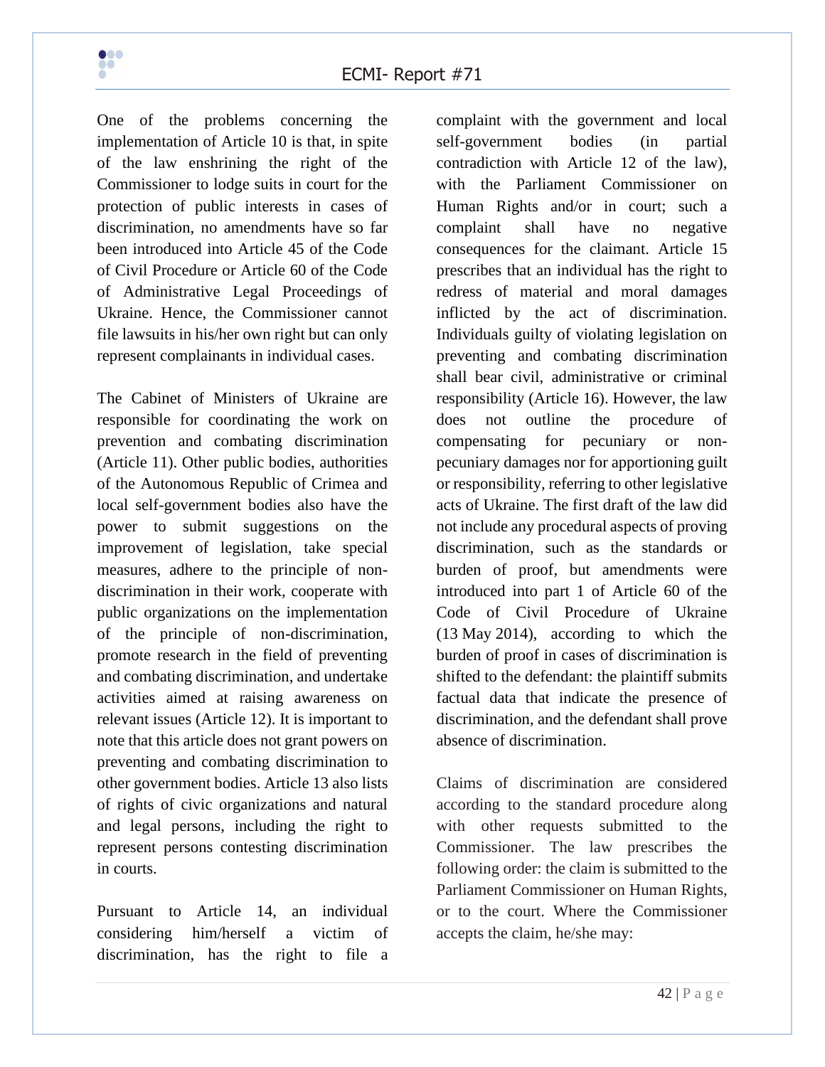One of the problems concerning the implementation of Article 10 is that, in spite of the law enshrining the right of the Commissioner to lodge suits in court for the protection of public interests in cases of discrimination, no amendments have so far been introduced into Article 45 of the Code of Civil Procedure or Article 60 of the Code of Administrative Legal Proceedings of Ukraine. Hence, the Commissioner cannot file lawsuits in his/her own right but can only represent complainants in individual cases.

The Cabinet of Ministers of Ukraine are responsible for coordinating the work on prevention and combating discrimination (Article 11). Other public bodies, authorities of the Autonomous Republic of Crimea and local self-government bodies also have the power to submit suggestions on the improvement of legislation, take special measures, adhere to the principle of non-discrimination in their work, cooperate with public organizations on the implementation of the principle of non-discrimination, promote research in the field of preventing and combating discrimination, and undertake activities aimed at raising awareness on relevant issues (Article 12). It is important to note that this article does not grant powers on preventing and combating discrimination to other government bodies. Article 13 also lists of rights of civic organizations and natural and legal persons, including the right to represent persons contesting discrimination in courts.

Pursuant to Article 14, an individual considering him/herself a victim of discrimination, has the right to file a complaint with the government and local self-government bodies (in partial contradiction with Article 12 of the law), with the Parliament Commissioner on Human Rights and/or in court; such a complaint shall have no negative consequences for the claimant. Article 15 prescribes that an individual has the right to redress of material and moral damages inflicted by the act of discrimination. Individuals guilty of violating legislation on preventing and combating discrimination shall bear civil, administrative or criminal responsibility (Article 16). However, the law does not outline the procedure of compensating for pecuniary or non-pecuniary damages nor for apportioning guilt or responsibility, referring to other legislative acts of Ukraine. The first draft of the law did not include any procedural aspects of proving discrimination, such as the standards or burden of proof, but amendments were introduced into part 1 of Article 60 of the Code of Civil Procedure of Ukraine (13 May 2014), according to which the burden of proof in cases of discrimination is shifted to the defendant: the plaintiff submits factual data that indicate the presence of discrimination, and the defendant shall prove absence of discrimination.

Claims of discrimination are considered according to the standard procedure along with other requests submitted to the Commissioner. The law prescribes the following order: the claim is submitted to the Parliament Commissioner on Human Rights, or to the court. Where the Commissioner accepts the claim, he/she may: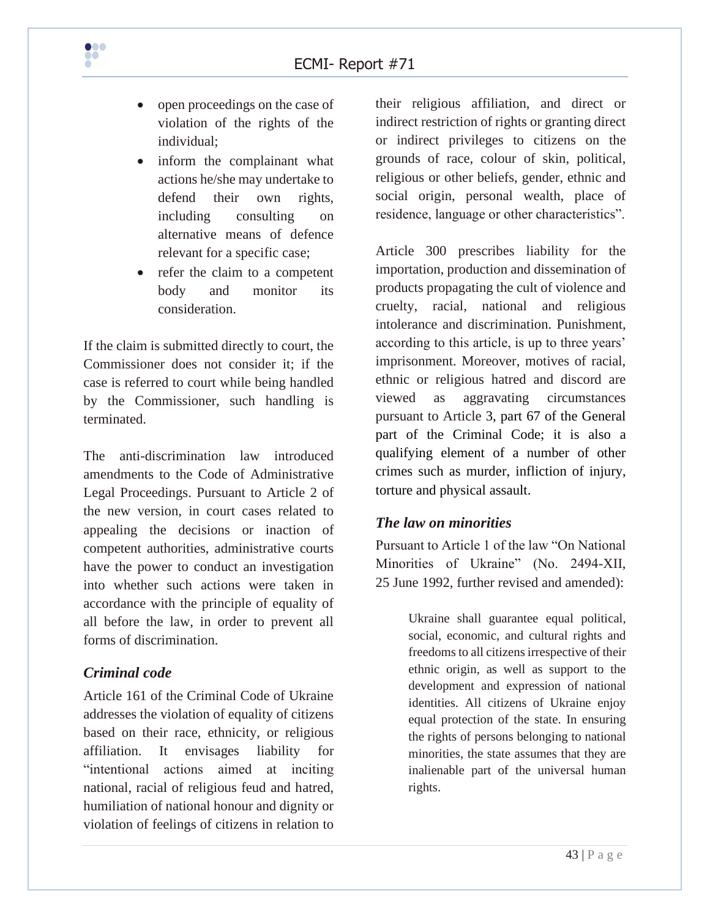- open proceedings on the case of violation of the rights of the individual;
- inform the complainant what actions he/she may undertake to defend their own rights, including consulting on alternative means of defence relevant for a specific case;
- refer the claim to a competent body and monitor its consideration.

If the claim is submitted directly to court, the Commissioner does not consider it; if the case is referred to court while being handled by the Commissioner, such handling is terminated.

The anti-discrimination law introduced amendments to the Code of Administrative Legal Proceedings. Pursuant to Article 2 of the new version, in court cases related to appealing the decisions or inaction of competent authorities, administrative courts have the power to conduct an investigation into whether such actions were taken in accordance with the principle of equality of all before the law, in order to prevent all forms of discrimination.

### *Criminal code*

Article 161 of the Criminal Code of Ukraine addresses the violation of equality of citizens based on their race, ethnicity, or religious affiliation. It envisages liability for "intentional actions aimed at inciting national, racial of religious feud and hatred, humiliation of national honour and dignity or violation of feelings of citizens in relation to their religious affiliation, and direct or indirect restriction of rights or granting direct or indirect privileges to citizens on the grounds of race, colour of skin, political, religious or other beliefs, gender, ethnic and social origin, personal wealth, place of residence, language or other characteristics".

Article 300 prescribes liability for the importation, production and dissemination of products propagating the cult of violence and cruelty, racial, national and religious intolerance and discrimination. Punishment, according to this article, is up to three years' imprisonment. Moreover, motives of racial, ethnic or religious hatred and discord are viewed as aggravating circumstances pursuant to Article 3, part 67 of the General part of the Criminal Code; it is also a qualifying element of a number of other crimes such as murder, infliction of injury, torture and physical assault.

### *The law on minorities*

Pursuant to Article 1 of the law "On National Minorities of Ukraine" (No. 2494-XII, 25 June 1992, further revised and amended):

> Ukraine shall guarantee equal political, social, economic, and cultural rights and freedoms to all citizens irrespective of their ethnic origin, as well as support to the development and expression of national identities. All citizens of Ukraine enjoy equal protection of the state. In ensuring the rights of persons belonging to national minorities, the state assumes that they are inalienable part of the universal human rights.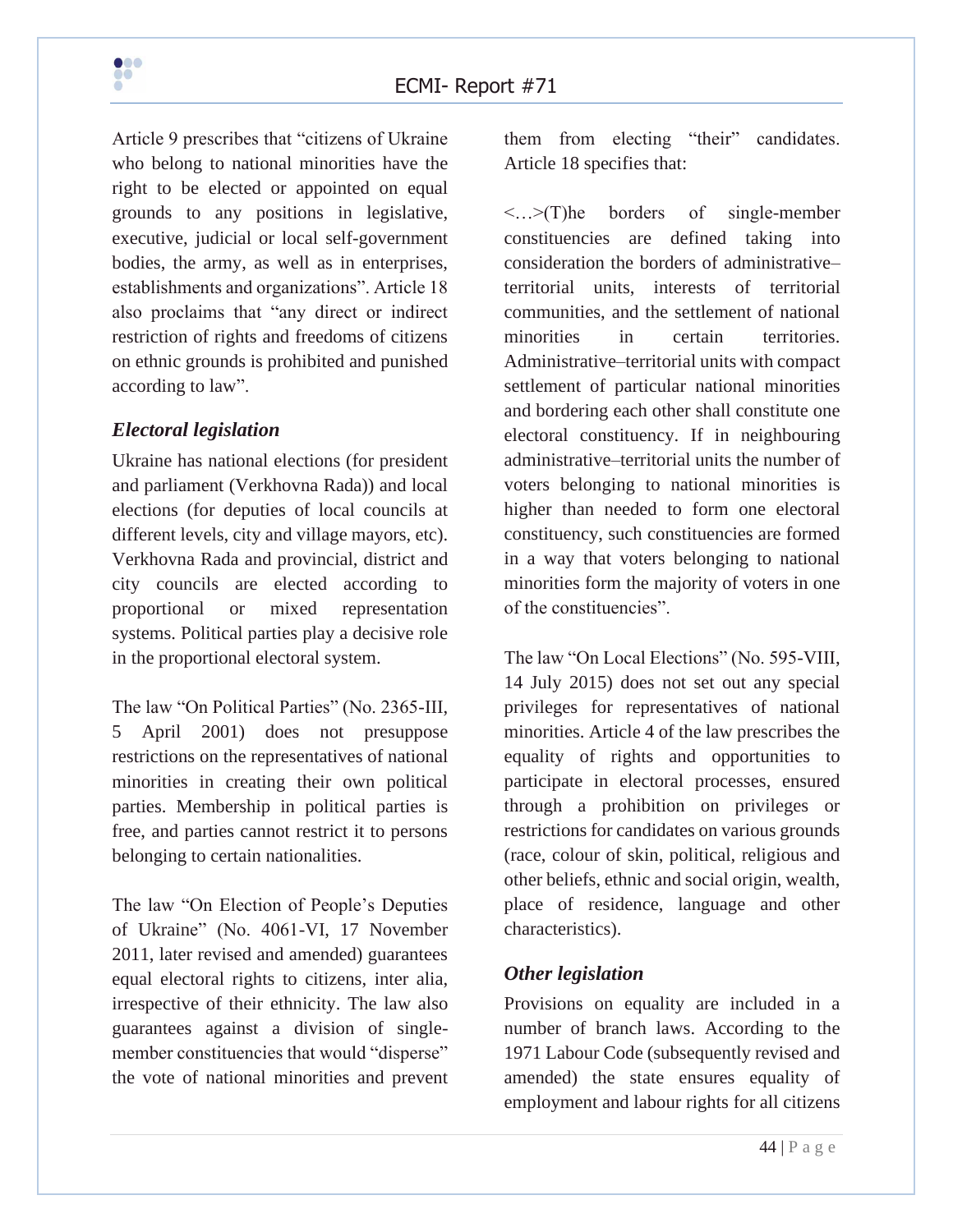Article 9 prescribes that "citizens of Ukraine who belong to national minorities have the right to be elected or appointed on equal grounds to any positions in legislative, executive, judicial or local self-government bodies, the army, as well as in enterprises, establishments and organizations". Article 18 also proclaims that "any direct or indirect restriction of rights and freedoms of citizens on ethnic grounds is prohibited and punished according to law".

### *Electoral legislation*

Ukraine has national elections (for president and parliament (Verkhovna Rada)) and local elections (for deputies of local councils at different levels, city and village mayors, etc). Verkhovna Rada and provincial, district and city councils are elected according to proportional or mixed representation systems. Political parties play a decisive role in the proportional electoral system.

The law "On Political Parties" (No. 2365-III, 5 April 2001) does not presuppose restrictions on the representatives of national minorities in creating their own political parties. Membership in political parties is free, and parties cannot restrict it to persons belonging to certain nationalities.

The law "On Election of People's Deputies of Ukraine" (No. 4061-VI, 17 November 2011, later revised and amended) guarantees equal electoral rights to citizens, inter alia, irrespective of their ethnicity. The law also guarantees against a division of single-member constituencies that would "disperse" the vote of national minorities and prevent them from electing "their" candidates. Article 18 specifies that:

<…>(T)he borders of single-member constituencies are defined taking into consideration the borders of administrative–territorial units, interests of territorial communities, and the settlement of national minorities in certain territories. Administrative–territorial units with compact settlement of particular national minorities and bordering each other shall constitute one electoral constituency. If in neighbouring administrative–territorial units the number of voters belonging to national minorities is higher than needed to form one electoral constituency, such constituencies are formed in a way that voters belonging to national minorities form the majority of voters in one of the constituencies".

The law "On Local Elections" (No. 595-VIII, 14 July 2015) does not set out any special privileges for representatives of national minorities. Article 4 of the law prescribes the equality of rights and opportunities to participate in electoral processes, ensured through a prohibition on privileges or restrictions for candidates on various grounds (race, colour of skin, political, religious and other beliefs, ethnic and social origin, wealth, place of residence, language and other characteristics).

### *Other legislation*

Provisions on equality are included in a number of branch laws. According to the 1971 Labour Code (subsequently revised and amended) the state ensures equality of employment and labour rights for all citizens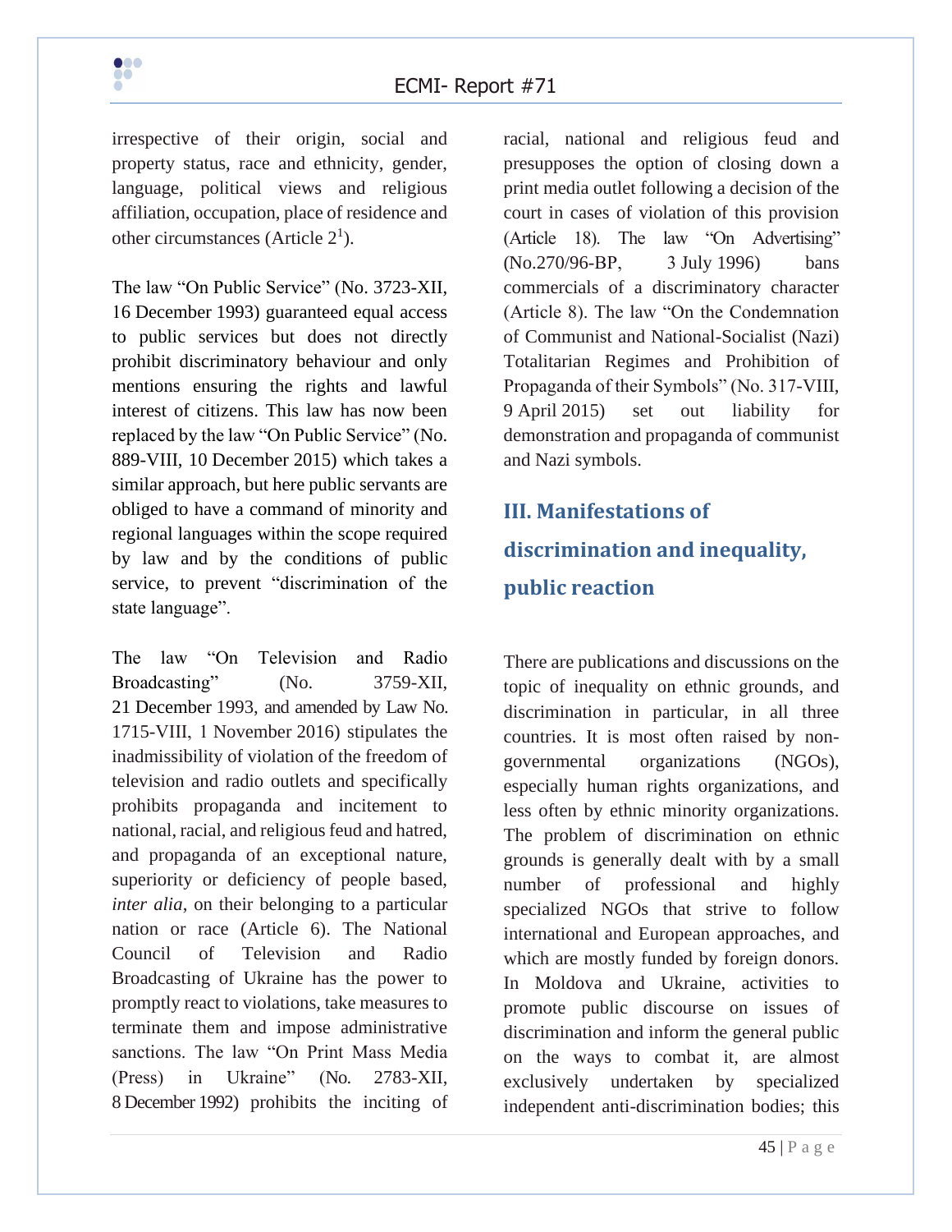irrespective of their origin, social and property status, race and ethnicity, gender, language, political views and religious affiliation, occupation, place of residence and other circumstances (Article 2[1]).

The law "On Public Service" (No. 3723-XII, 16 December 1993) guaranteed equal access to public services but does not directly prohibit discriminatory behaviour and only mentions ensuring the rights and lawful interest of citizens. This law has now been replaced by the law "On Public Service" (No. 889-VIII, 10 December 2015) which takes a similar approach, but here public servants are obliged to have a command of minority and regional languages within the scope required by law and by the conditions of public service, to prevent "discrimination of the state language".

The law "On Television and Radio Broadcasting" (No. 3759-XII, 21 December 1993, and amended by Law No. 1715-VIII, 1 November 2016) stipulates the inadmissibility of violation of the freedom of television and radio outlets and specifically prohibits propaganda and incitement to national, racial, and religious feud and hatred, and propaganda of an exceptional nature, superiority or deficiency of people based, *inter alia*, on their belonging to a particular nation or race (Article 6). The National Council of Television and Radio Broadcasting of Ukraine has the power to promptly react to violations, take measures to terminate them and impose administrative sanctions. The law "On Print Mass Media (Press) in Ukraine" (No. 2783-XII, 8 December 1992) prohibits the inciting of racial, national and religious feud and presupposes the option of closing down a print media outlet following a decision of the court in cases of violation of this provision (Article 18). The law "On Advertising" (No.270/96-BP, 3 July 1996) bans commercials of a discriminatory character (Article 8). The law "On the Condemnation of Communist and National-Socialist (Nazi) Totalitarian Regimes and Prohibition of Propaganda of their Symbols" (No. 317-VIII, 9 April 2015) set out liability for demonstration and propaganda of communist and Nazi symbols.

## III. Manifestations of discrimination and inequality, public reaction

There are publications and discussions on the topic of inequality on ethnic grounds, and discrimination in particular, in all three countries. It is most often raised by non-governmental organizations (NGOs), especially human rights organizations, and less often by ethnic minority organizations. The problem of discrimination on ethnic grounds is generally dealt with by a small number of professional and highly specialized NGOs that strive to follow international and European approaches, and which are mostly funded by foreign donors. In Moldova and Ukraine, activities to promote public discourse on issues of discrimination and inform the general public on the ways to combat it, are almost exclusively undertaken by specialized independent anti-discrimination bodies; this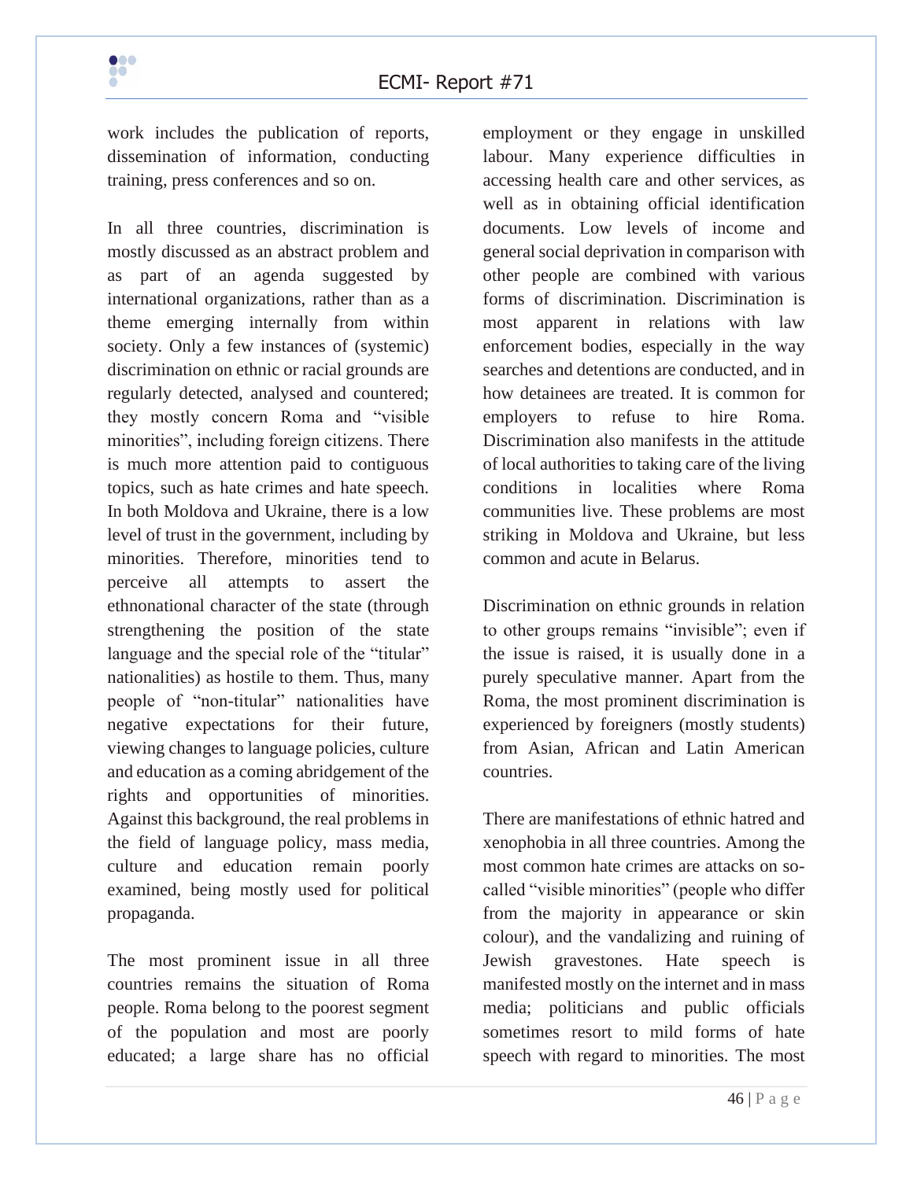work includes the publication of reports, dissemination of information, conducting training, press conferences and so on.

In all three countries, discrimination is mostly discussed as an abstract problem and as part of an agenda suggested by international organizations, rather than as a theme emerging internally from within society. Only a few instances of (systemic) discrimination on ethnic or racial grounds are regularly detected, analysed and countered; they mostly concern Roma and "visible minorities", including foreign citizens. There is much more attention paid to contiguous topics, such as hate crimes and hate speech. In both Moldova and Ukraine, there is a low level of trust in the government, including by minorities. Therefore, minorities tend to perceive all attempts to assert the ethnonational character of the state (through strengthening the position of the state language and the special role of the "titular" nationalities) as hostile to them. Thus, many people of "non-titular" nationalities have negative expectations for their future, viewing changes to language policies, culture and education as a coming abridgement of the rights and opportunities of minorities. Against this background, the real problems in the field of language policy, mass media, culture and education remain poorly examined, being mostly used for political propaganda.

The most prominent issue in all three countries remains the situation of Roma people. Roma belong to the poorest segment of the population and most are poorly educated; a large share has no official employment or they engage in unskilled labour. Many experience difficulties in accessing health care and other services, as well as in obtaining official identification documents. Low levels of income and general social deprivation in comparison with other people are combined with various forms of discrimination. Discrimination is most apparent in relations with law enforcement bodies, especially in the way searches and detentions are conducted, and in how detainees are treated. It is common for employers to refuse to hire Roma. Discrimination also manifests in the attitude of local authorities to taking care of the living conditions in localities where Roma communities live. These problems are most striking in Moldova and Ukraine, but less common and acute in Belarus.

Discrimination on ethnic grounds in relation to other groups remains "invisible"; even if the issue is raised, it is usually done in a purely speculative manner. Apart from the Roma, the most prominent discrimination is experienced by foreigners (mostly students) from Asian, African and Latin American countries.

There are manifestations of ethnic hatred and xenophobia in all three countries. Among the most common hate crimes are attacks on so-called "visible minorities" (people who differ from the majority in appearance or skin colour), and the vandalizing and ruining of Jewish gravestones. Hate speech is manifested mostly on the internet and in mass media; politicians and public officials sometimes resort to mild forms of hate speech with regard to minorities. The most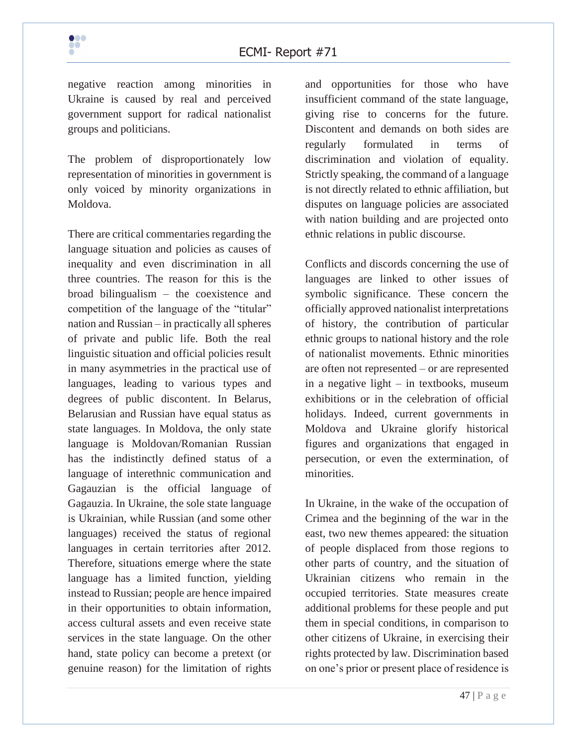negative reaction among minorities in Ukraine is caused by real and perceived government support for radical nationalist groups and politicians.

The problem of disproportionately low representation of minorities in government is only voiced by minority organizations in Moldova.

There are critical commentaries regarding the language situation and policies as causes of inequality and even discrimination in all three countries. The reason for this is the broad bilingualism – the coexistence and competition of the language of the "titular" nation and Russian – in practically all spheres of private and public life. Both the real linguistic situation and official policies result in many asymmetries in the practical use of languages, leading to various types and degrees of public discontent. In Belarus, Belarusian and Russian have equal status as state languages. In Moldova, the only state language is Moldovan/Romanian Russian has the indistinctly defined status of a language of interethnic communication and Gagauzian is the official language of Gagauzia. In Ukraine, the sole state language is Ukrainian, while Russian (and some other languages) received the status of regional languages in certain territories after 2012. Therefore, situations emerge where the state language has a limited function, yielding instead to Russian; people are hence impaired in their opportunities to obtain information, access cultural assets and even receive state services in the state language. On the other hand, state policy can become a pretext (or genuine reason) for the limitation of rights and opportunities for those who have insufficient command of the state language, giving rise to concerns for the future. Discontent and demands on both sides are regularly formulated in terms of discrimination and violation of equality. Strictly speaking, the command of a language is not directly related to ethnic affiliation, but disputes on language policies are associated with nation building and are projected onto ethnic relations in public discourse.

Conflicts and discords concerning the use of languages are linked to other issues of symbolic significance. These concern the officially approved nationalist interpretations of history, the contribution of particular ethnic groups to national history and the role of nationalist movements. Ethnic minorities are often not represented – or are represented in a negative light – in textbooks, museum exhibitions or in the celebration of official holidays. Indeed, current governments in Moldova and Ukraine glorify historical figures and organizations that engaged in persecution, or even the extermination, of minorities.

In Ukraine, in the wake of the occupation of Crimea and the beginning of the war in the east, two new themes appeared: the situation of people displaced from those regions to other parts of country, and the situation of Ukrainian citizens who remain in the occupied territories. State measures create additional problems for these people and put them in special conditions, in comparison to other citizens of Ukraine, in exercising their rights protected by law. Discrimination based on one's prior or present place of residence is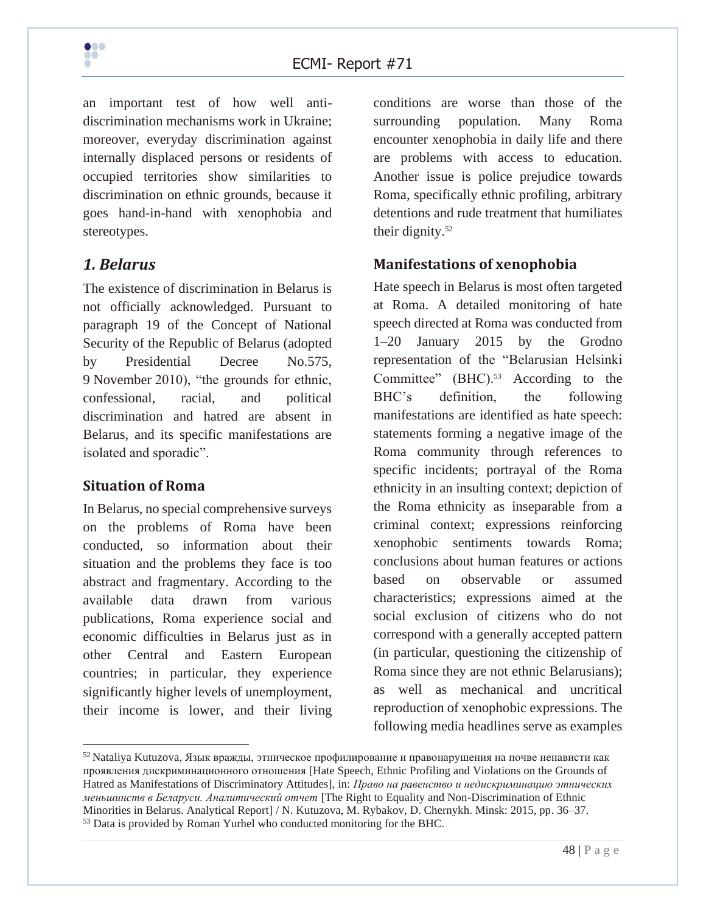an important test of how well anti-discrimination mechanisms work in Ukraine; moreover, everyday discrimination against internally displaced persons or residents of occupied territories show similarities to discrimination on ethnic grounds, because it goes hand-in-hand with xenophobia and stereotypes.

## *1. Belarus*

The existence of discrimination in Belarus is not officially acknowledged. Pursuant to paragraph 19 of the Concept of National Security of the Republic of Belarus (adopted by Presidential Decree No.575, 9 November 2010), "the grounds for ethnic, confessional, racial, and political discrimination and hatred are absent in Belarus, and its specific manifestations are isolated and sporadic".

### Situation of Roma

In Belarus, no special comprehensive surveys on the problems of Roma have been conducted, so information about their situation and the problems they face is too abstract and fragmentary. According to the available data drawn from various publications, Roma experience social and economic difficulties in Belarus just as in other Central and Eastern European countries; in particular, they experience significantly higher levels of unemployment, their income is lower, and their living conditions are worse than those of the surrounding population. Many Roma encounter xenophobia in daily life and there are problems with access to education. Another issue is police prejudice towards Roma, specifically ethnic profiling, arbitrary detentions and rude treatment that humiliates their dignity.[52]

### Manifestations of xenophobia

Hate speech in Belarus is most often targeted at Roma. A detailed monitoring of hate speech directed at Roma was conducted from 1–20 January 2015 by the Grodno representation of the "Belarusian Helsinki Committee" (BHC).[53] According to the BHC's definition, the following manifestations are identified as hate speech: statements forming a negative image of the Roma community through references to specific incidents; portrayal of the Roma ethnicity in an insulting context; depiction of the Roma ethnicity as inseparable from a criminal context; expressions reinforcing xenophobic sentiments towards Roma; conclusions about human features or actions based on observable or assumed characteristics; expressions aimed at the social exclusion of citizens who do not correspond with a generally accepted pattern (in particular, questioning the citizenship of Roma since they are not ethnic Belarusians); as well as mechanical and uncritical reproduction of xenophobic expressions. The following media headlines serve as examples

---

[52] Nataliya Kutuzova, Язык вражды, этническое профилирование и правонарушения на почве ненависти как проявления дискриминационного отношения [Hate Speech, Ethnic Profiling and Violations on the Grounds of Hatred as Manifestations of Discriminatory Attitudes], in: *Право на равенство и недискриминацию этнических меньшинств в Беларуси. Аналитический отчет* [The Right to Equality and Non-Discrimination of Ethnic Minorities in Belarus. Analytical Report] / N. Kutuzova, M. Rybakov, D. Chernykh. Minsk: 2015, pp. 36–37.

[53] Data is provided by Roman Yurhel who conducted monitoring for the BHC.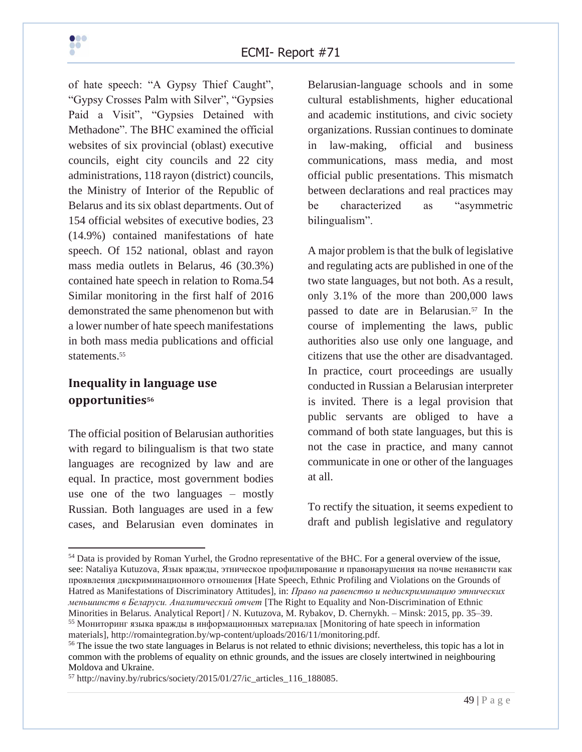of hate speech: "A Gypsy Thief Caught", "Gypsy Crosses Palm with Silver", "Gypsies Paid a Visit", "Gypsies Detained with Methadone". The BHC examined the official websites of six provincial (oblast) executive councils, eight city councils and 22 city administrations, 118 rayon (district) councils, the Ministry of Interior of the Republic of Belarus and its six oblast departments. Out of 154 official websites of executive bodies, 23 (14.9%) contained manifestations of hate speech. Of 152 national, oblast and rayon mass media outlets in Belarus, 46 (30.3%) contained hate speech in relation to Roma.[54] Similar monitoring in the first half of 2016 demonstrated the same phenomenon but with a lower number of hate speech manifestations in both mass media publications and official statements.[55]

## Inequality in language use opportunities[56]

The official position of Belarusian authorities with regard to bilingualism is that two state languages are recognized by law and are equal. In practice, most government bodies use one of the two languages – mostly Russian. Both languages are used in a few cases, and Belarusian even dominates in Belarusian-language schools and in some cultural establishments, higher educational and academic institutions, and civic society organizations. Russian continues to dominate in law-making, official and business communications, mass media, and most official public presentations. This mismatch between declarations and real practices may be characterized as "asymmetric bilingualism".

A major problem is that the bulk of legislative and regulating acts are published in one of the two state languages, but not both. As a result, only 3.1% of the more than 200,000 laws passed to date are in Belarusian.[57] In the course of implementing the laws, public authorities also use only one language, and citizens that use the other are disadvantaged. In practice, court proceedings are usually conducted in Russian a Belarusian interpreter is invited. There is a legal provision that public servants are obliged to have a command of both state languages, but this is not the case in practice, and many cannot communicate in one or other of the languages at all.

To rectify the situation, it seems expedient to draft and publish legislative and regulatory

---

[54] Data is provided by Roman Yurhel, the Grodno representative of the BHC. For a general overview of the issue, see: Nataliya Kutuzova, Язык вражды, этническое профилирование и правонарушения на почве ненависти как проявления дискриминационного отношения [Hate Speech, Ethnic Profiling and Violations on the Grounds of Hatred as Manifestations of Discriminatory Attitudes], in: *Право на равенство и недискриминацию этнических меньшинств в Беларуси. Аналитический отчет* [The Right to Equality and Non-Discrimination of Ethnic Minorities in Belarus. Analytical Report] / N. Kutuzova, M. Rybakov, D. Chernykh. – Minsk: 2015, pp. 35–39.

[55] Мониторинг языка вражды в информационных материалах [Monitoring of hate speech in information materials], http://romaintegration.by/wp-content/uploads/2016/11/monitoring.pdf.

[56] The issue the two state languages in Belarus is not related to ethnic divisions; nevertheless, this topic has a lot in common with the problems of equality on ethnic grounds, and the issues are closely intertwined in neighbouring Moldova and Ukraine.

[57] http://naviny.by/rubrics/society/2015/01/27/ic_articles_116_188085.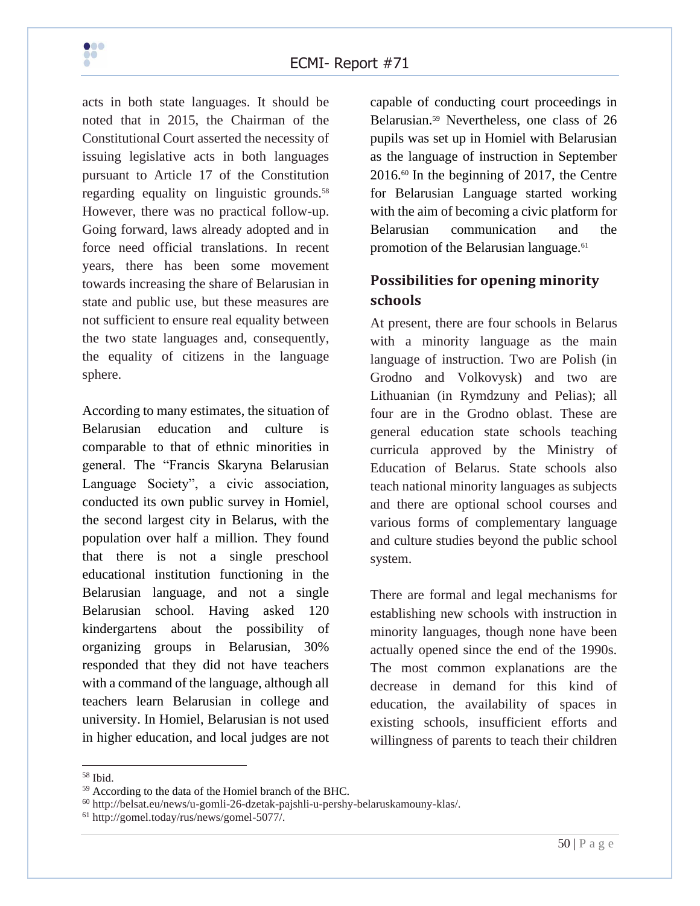acts in both state languages. It should be noted that in 2015, the Chairman of the Constitutional Court asserted the necessity of issuing legislative acts in both languages pursuant to Article 17 of the Constitution regarding equality on linguistic grounds.[58] However, there was no practical follow-up. Going forward, laws already adopted and in force need official translations. In recent years, there has been some movement towards increasing the share of Belarusian in state and public use, but these measures are not sufficient to ensure real equality between the two state languages and, consequently, the equality of citizens in the language sphere.

According to many estimates, the situation of Belarusian education and culture is comparable to that of ethnic minorities in general. The "Francis Skaryna Belarusian Language Society", a civic association, conducted its own public survey in Homiel, the second largest city in Belarus, with the population over half a million. They found that there is not a single preschool educational institution functioning in the Belarusian language, and not a single Belarusian school. Having asked 120 kindergartens about the possibility of organizing groups in Belarusian, 30% responded that they did not have teachers with a command of the language, although all teachers learn Belarusian in college and university. In Homiel, Belarusian is not used in higher education, and local judges are not capable of conducting court proceedings in Belarusian.[59] Nevertheless, one class of 26 pupils was set up in Homiel with Belarusian as the language of instruction in September 2016.[60] In the beginning of 2017, the Centre for Belarusian Language started working with the aim of becoming a civic platform for Belarusian communication and the promotion of the Belarusian language.[61]

### Possibilities for opening minority schools

At present, there are four schools in Belarus with a minority language as the main language of instruction. Two are Polish (in Grodno and Volkovysk) and two are Lithuanian (in Rymdzuny and Pelias); all four are in the Grodno oblast. These are general education state schools teaching curricula approved by the Ministry of Education of Belarus. State schools also teach national minority languages as subjects and there are optional school courses and various forms of complementary language and culture studies beyond the public school system.

There are formal and legal mechanisms for establishing new schools with instruction in minority languages, though none have been actually opened since the end of the 1990s. The most common explanations are the decrease in demand for this kind of education, the availability of spaces in existing schools, insufficient efforts and willingness of parents to teach their children

---

[58] Ibid.

[59] According to the data of the Homiel branch of the BHC.

[60] http://belsat.eu/news/u-gomli-26-dzetak-pajshli-u-pershy-belaruskamouny-klas/.

[61] http://gomel.today/rus/news/gomel-5077/.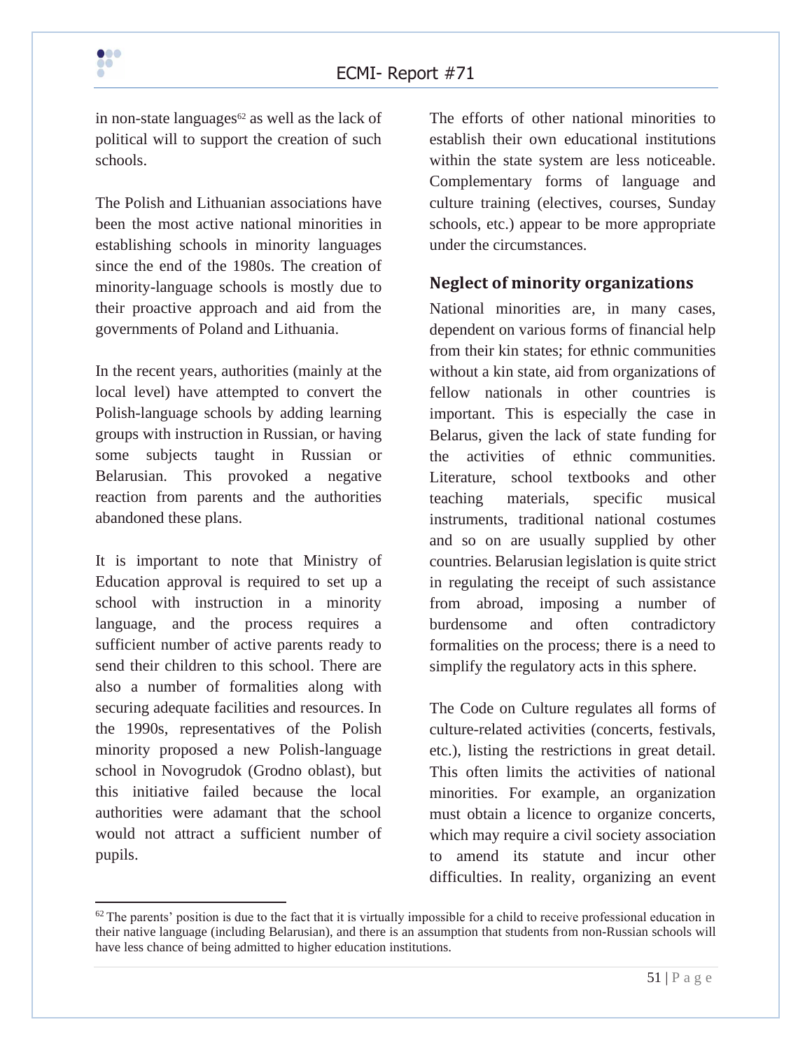in non-state languages[62] as well as the lack of political will to support the creation of such schools.

The Polish and Lithuanian associations have been the most active national minorities in establishing schools in minority languages since the end of the 1980s. The creation of minority-language schools is mostly due to their proactive approach and aid from the governments of Poland and Lithuania.

In the recent years, authorities (mainly at the local level) have attempted to convert the Polish-language schools by adding learning groups with instruction in Russian, or having some subjects taught in Russian or Belarusian. This provoked a negative reaction from parents and the authorities abandoned these plans.

It is important to note that Ministry of Education approval is required to set up a school with instruction in a minority language, and the process requires a sufficient number of active parents ready to send their children to this school. There are also a number of formalities along with securing adequate facilities and resources. In the 1990s, representatives of the Polish minority proposed a new Polish-language school in Novogrudok (Grodno oblast), but this initiative failed because the local authorities were adamant that the school would not attract a sufficient number of pupils.

The efforts of other national minorities to establish their own educational institutions within the state system are less noticeable. Complementary forms of language and culture training (electives, courses, Sunday schools, etc.) appear to be more appropriate under the circumstances.

## Neglect of minority organizations

National minorities are, in many cases, dependent on various forms of financial help from their kin states; for ethnic communities without a kin state, aid from organizations of fellow nationals in other countries is important. This is especially the case in Belarus, given the lack of state funding for the activities of ethnic communities. Literature, school textbooks and other teaching materials, specific musical instruments, traditional national costumes and so on are usually supplied by other countries. Belarusian legislation is quite strict in regulating the receipt of such assistance from abroad, imposing a number of burdensome and often contradictory formalities on the process; there is a need to simplify the regulatory acts in this sphere.

The Code on Culture regulates all forms of culture-related activities (concerts, festivals, etc.), listing the restrictions in great detail. This often limits the activities of national minorities. For example, an organization must obtain a licence to organize concerts, which may require a civil society association to amend its statute and incur other difficulties. In reality, organizing an event

[62] The parents' position is due to the fact that it is virtually impossible for a child to receive professional education in their native language (including Belarusian), and there is an assumption that students from non-Russian schools will have less chance of being admitted to higher education institutions.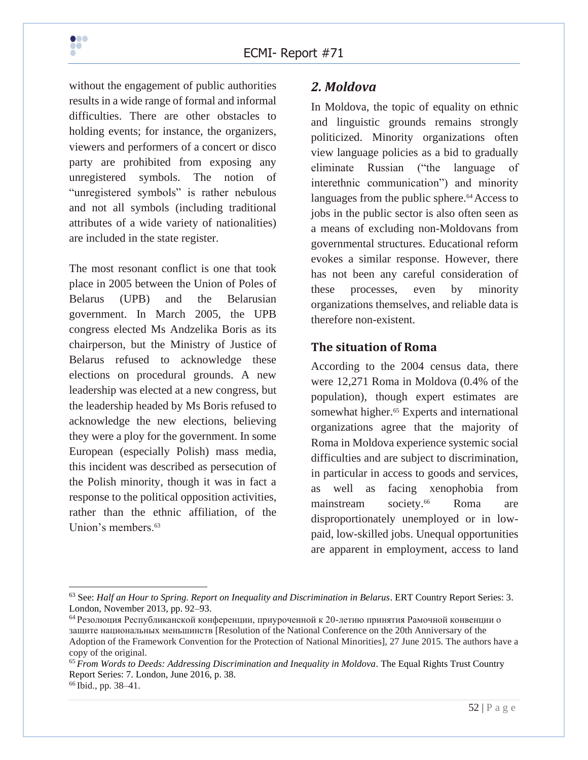without the engagement of public authorities results in a wide range of formal and informal difficulties. There are other obstacles to holding events; for instance, the organizers, viewers and performers of a concert or disco party are prohibited from exposing any unregistered symbols. The notion of "unregistered symbols" is rather nebulous and not all symbols (including traditional attributes of a wide variety of nationalities) are included in the state register.

The most resonant conflict is one that took place in 2005 between the Union of Poles of Belarus (UPB) and the Belarusian government. In March 2005, the UPB congress elected Ms Andzelika Boris as its chairperson, but the Ministry of Justice of Belarus refused to acknowledge these elections on procedural grounds. A new leadership was elected at a new congress, but the leadership headed by Ms Boris refused to acknowledge the new elections, believing they were a ploy for the government. In some European (especially Polish) mass media, this incident was described as persecution of the Polish minority, though it was in fact a response to the political opposition activities, rather than the ethnic affiliation, of the Union's members.[63]

## *2. Moldova*

In Moldova, the topic of equality on ethnic and linguistic grounds remains strongly politicized. Minority organizations often view language policies as a bid to gradually eliminate Russian ("the language of interethnic communication") and minority languages from the public sphere.[64] Access to jobs in the public sector is also often seen as a means of excluding non-Moldovans from governmental structures. Educational reform evokes a similar response. However, there has not been any careful consideration of these processes, even by minority organizations themselves, and reliable data is therefore non-existent.

### The situation of Roma

According to the 2004 census data, there were 12,271 Roma in Moldova (0.4% of the population), though expert estimates are somewhat higher.[65] Experts and international organizations agree that the majority of Roma in Moldova experience systemic social difficulties and are subject to discrimination, in particular in access to goods and services, as well as facing xenophobia from mainstream society.[66] Roma are disproportionately unemployed or in low-paid, low-skilled jobs. Unequal opportunities are apparent in employment, access to land

---

[63] See: *Half an Hour to Spring. Report on Inequality and Discrimination in Belarus*. ERT Country Report Series: 3. London, November 2013, pp. 92–93.

[64] Резолюция Республиканской конференции, приуроченной к 20-летию принятия Рамочной конвенции о защите национальных меньшинств [Resolution of the National Conference on the 20th Anniversary of the Adoption of the Framework Convention for the Protection of National Minorities], 27 June 2015. The authors have a copy of the original.

[65] *From Words to Deeds: Addressing Discrimination and Inequality in Moldova*. The Equal Rights Trust Country Report Series: 7. London, June 2016, p. 38.

[66] Ibid., pp. 38–41.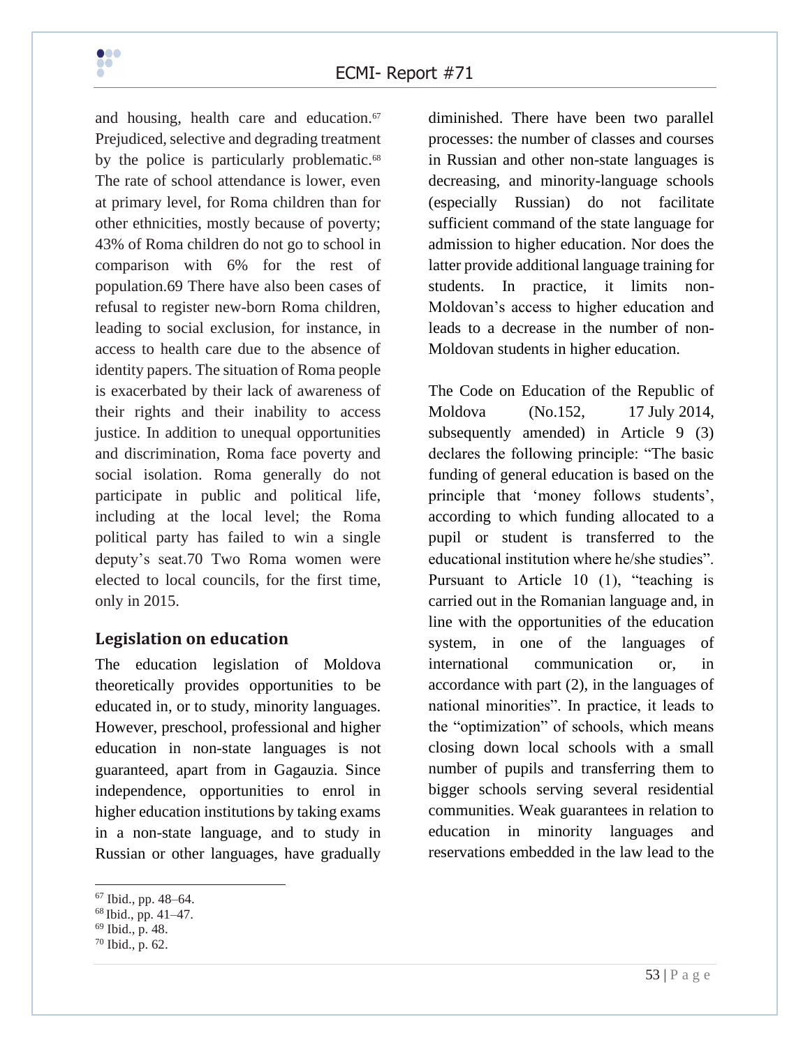and housing, health care and education.[67] Prejudiced, selective and degrading treatment by the police is particularly problematic.[68] The rate of school attendance is lower, even at primary level, for Roma children than for other ethnicities, mostly because of poverty; 43% of Roma children do not go to school in comparison with 6% for the rest of population.69 There have also been cases of refusal to register new-born Roma children, leading to social exclusion, for instance, in access to health care due to the absence of identity papers. The situation of Roma people is exacerbated by their lack of awareness of their rights and their inability to access justice. In addition to unequal opportunities and discrimination, Roma face poverty and social isolation. Roma generally do not participate in public and political life, including at the local level; the Roma political party has failed to win a single deputy's seat.70 Two Roma women were elected to local councils, for the first time, only in 2015.

## Legislation on education

The education legislation of Moldova theoretically provides opportunities to be educated in, or to study, minority languages. However, preschool, professional and higher education in non-state languages is not guaranteed, apart from in Gagauzia. Since independence, opportunities to enrol in higher education institutions by taking exams in a non-state language, and to study in Russian or other languages, have gradually diminished. There have been two parallel processes: the number of classes and courses in Russian and other non-state languages is decreasing, and minority-language schools (especially Russian) do not facilitate sufficient command of the state language for admission to higher education. Nor does the latter provide additional language training for students. In practice, it limits non-Moldovan's access to higher education and leads to a decrease in the number of non-Moldovan students in higher education.

The Code on Education of the Republic of Moldova (No.152, 17 July 2014, subsequently amended) in Article 9 (3) declares the following principle: "The basic funding of general education is based on the principle that 'money follows students', according to which funding allocated to a pupil or student is transferred to the educational institution where he/she studies". Pursuant to Article 10 (1), "teaching is carried out in the Romanian language and, in line with the opportunities of the education system, in one of the languages of international communication or, in accordance with part (2), in the languages of national minorities". In practice, it leads to the "optimization" of schools, which means closing down local schools with a small number of pupils and transferring them to bigger schools serving several residential communities. Weak guarantees in relation to education in minority languages and reservations embedded in the law lead to the

---

[67] Ibid., pp. 48–64.
[68] Ibid., pp. 41–47.
[69] Ibid., p. 48.
[70] Ibid., p. 62.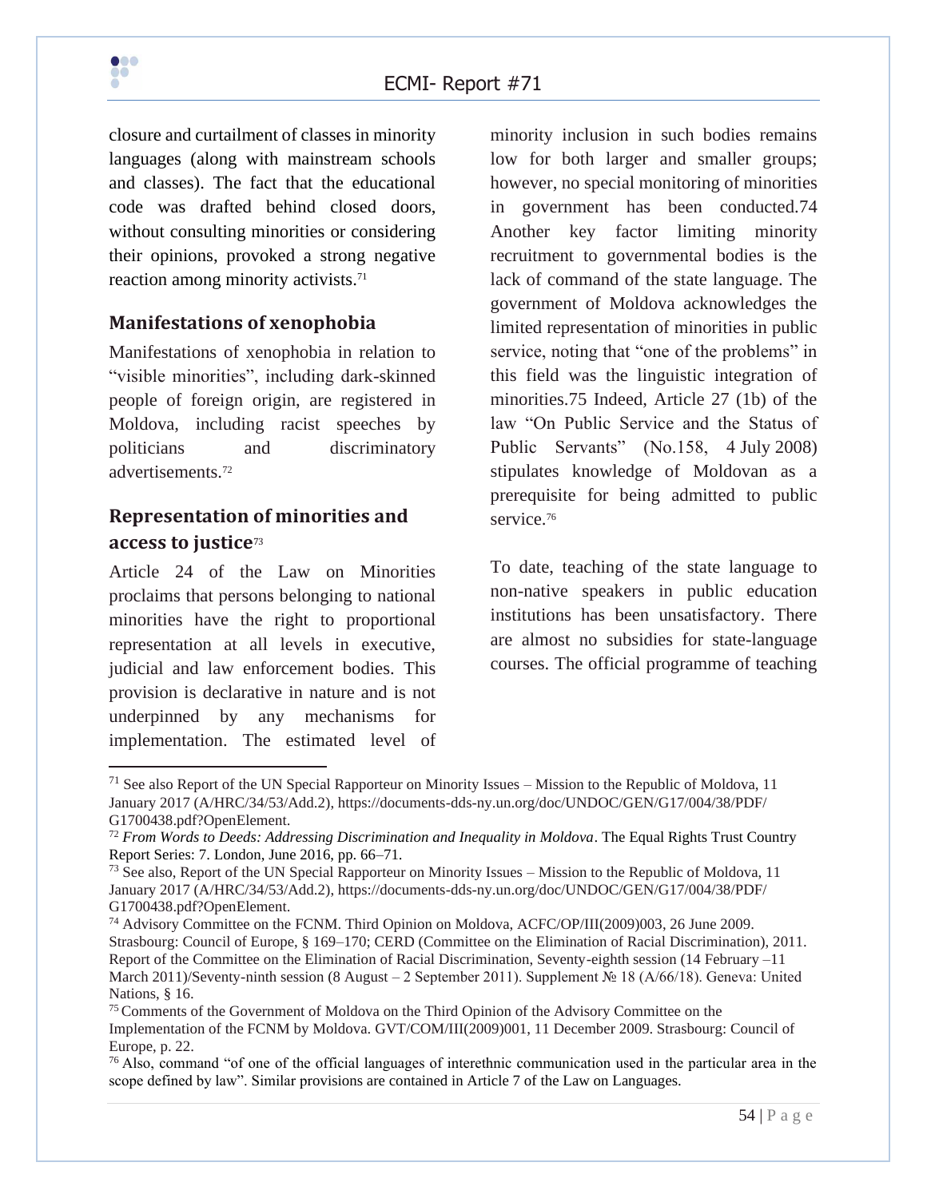closure and curtailment of classes in minority languages (along with mainstream schools and classes). The fact that the educational code was drafted behind closed doors, without consulting minorities or considering their opinions, provoked a strong negative reaction among minority activists.[71]

## Manifestations of xenophobia

Manifestations of xenophobia in relation to "visible minorities", including dark-skinned people of foreign origin, are registered in Moldova, including racist speeches by politicians and discriminatory advertisements.[72]

## Representation of minorities and access to justice[73]

Article 24 of the Law on Minorities proclaims that persons belonging to national minorities have the right to proportional representation at all levels in executive, judicial and law enforcement bodies. This provision is declarative in nature and is not underpinned by any mechanisms for implementation. The estimated level of minority inclusion in such bodies remains low for both larger and smaller groups; however, no special monitoring of minorities in government has been conducted.74 Another key factor limiting minority recruitment to governmental bodies is the lack of command of the state language. The government of Moldova acknowledges the limited representation of minorities in public service, noting that "one of the problems" in this field was the linguistic integration of minorities.75 Indeed, Article 27 (1b) of the law "On Public Service and the Status of Public Servants" (No.158, 4 July 2008) stipulates knowledge of Moldovan as a prerequisite for being admitted to public service.[76]

To date, teaching of the state language to non-native speakers in public education institutions has been unsatisfactory. There are almost no subsidies for state-language courses. The official programme of teaching

---

[71] See also Report of the UN Special Rapporteur on Minority Issues – Mission to the Republic of Moldova, 11 January 2017 (A/HRC/34/53/Add.2), https://documents-dds-ny.un.org/doc/UNDOC/GEN/G17/004/38/PDF/G1700438.pdf?OpenElement.

[72] *From Words to Deeds: Addressing Discrimination and Inequality in Moldova*. The Equal Rights Trust Country Report Series: 7. London, June 2016, pp. 66–71.

[73] See also, Report of the UN Special Rapporteur on Minority Issues – Mission to the Republic of Moldova, 11 January 2017 (A/HRC/34/53/Add.2), https://documents-dds-ny.un.org/doc/UNDOC/GEN/G17/004/38/PDF/G1700438.pdf?OpenElement.

[74] Advisory Committee on the FCNM. Third Opinion on Moldova, ACFC/OP/III(2009)003, 26 June 2009. Strasbourg: Council of Europe, § 169–170; CERD (Committee on the Elimination of Racial Discrimination), 2011. Report of the Committee on the Elimination of Racial Discrimination, Seventy-eighth session (14 February –11 March 2011)/Seventy-ninth session (8 August – 2 September 2011). Supplement № 18 (A/66/18). Geneva: United Nations, § 16.

[75] Comments of the Government of Moldova on the Third Opinion of the Advisory Committee on the Implementation of the FCNM by Moldova. GVT/COM/III(2009)001, 11 December 2009. Strasbourg: Council of Europe, p. 22.

[76] Also, command "of one of the official languages of interethnic communication used in the particular area in the scope defined by law". Similar provisions are contained in Article 7 of the Law on Languages.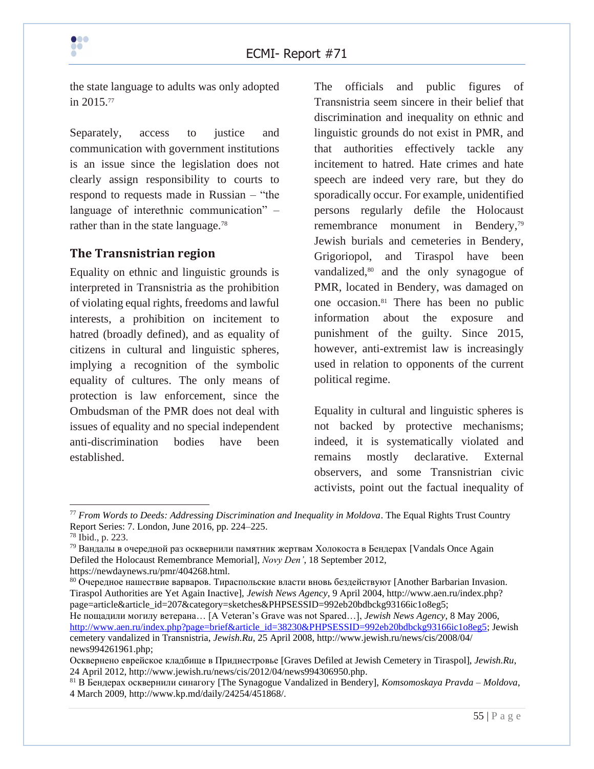the state language to adults was only adopted in 2015.[77]

Separately, access to justice and communication with government institutions is an issue since the legislation does not clearly assign responsibility to courts to respond to requests made in Russian – "the language of interethnic communication" – rather than in the state language.[78]

## The Transnistrian region

Equality on ethnic and linguistic grounds is interpreted in Transnistria as the prohibition of violating equal rights, freedoms and lawful interests, a prohibition on incitement to hatred (broadly defined), and as equality of citizens in cultural and linguistic spheres, implying a recognition of the symbolic equality of cultures. The only means of protection is law enforcement, since the Ombudsman of the PMR does not deal with issues of equality and no special independent anti-discrimination bodies have been established.

The officials and public figures of Transnistria seem sincere in their belief that discrimination and inequality on ethnic and linguistic grounds do not exist in PMR, and that authorities effectively tackle any incitement to hatred. Hate crimes and hate speech are indeed very rare, but they do sporadically occur. For example, unidentified persons regularly defile the Holocaust remembrance monument in Bendery,[79] Jewish burials and cemeteries in Bendery, Grigoriopol, and Tiraspol have been vandalized,[80] and the only synagogue of PMR, located in Bendery, was damaged on one occasion.[81] There has been no public information about the exposure and punishment of the guilty. Since 2015, however, anti-extremist law is increasingly used in relation to opponents of the current political regime.

Equality in cultural and linguistic spheres is not backed by protective mechanisms; indeed, it is systematically violated and remains mostly declarative. External observers, and some Transnistrian civic activists, point out the factual inequality of

---

[77] *From Words to Deeds: Addressing Discrimination and Inequality in Moldova*. The Equal Rights Trust Country Report Series: 7. London, June 2016, pp. 224–225.

[78] Ibid., p. 223.

[79] Вандалы в очередной раз осквернили памятник жертвам Холокоста в Бендерах [Vandals Once Again Defiled the Holocaust Remembrance Memorial], *Novy Den'*, 18 September 2012, https://newdaynews.ru/pmr/404268.html.

[80] Очередное нашествие варваров. Тираспольские власти вновь бездействуют [Another Barbarian Invasion. Tiraspol Authorities are Yet Again Inactive], *Jewish News Agency*, 9 April 2004, http://www.aen.ru/index.php?page=article&article_id=207&category=sketches&PHPSESSID=992eb20bdbckg93166ic1o8eg5; Не пощадили могилу ветерана… [A Veteran's Grave was not Spared…], *Jewish News Agency*, 8 May 2006, http://www.aen.ru/index.php?page=brief&article_id=38230&PHPSESSID=992eb20bdbckg93166ic1o8eg5; Jewish cemetery vandalized in Transnistria, *Jewish.Ru*, 25 April 2008, http://www.jewish.ru/news/cis/2008/04/news994261961.php;
Осквернено еврейское кладбище в Приднестровье [Graves Defiled at Jewish Cemetery in Tiraspol], *Jewish.Ru*, 24 April 2012, http://www.jewish.ru/news/cis/2012/04/news994306950.php.

[81] В Бендерах осквернили синагогу [The Synagogue Vandalized in Bendery], *Komsomoskaya Pravda – Moldova*, 4 March 2009, http://www.kp.md/daily/24254/451868/.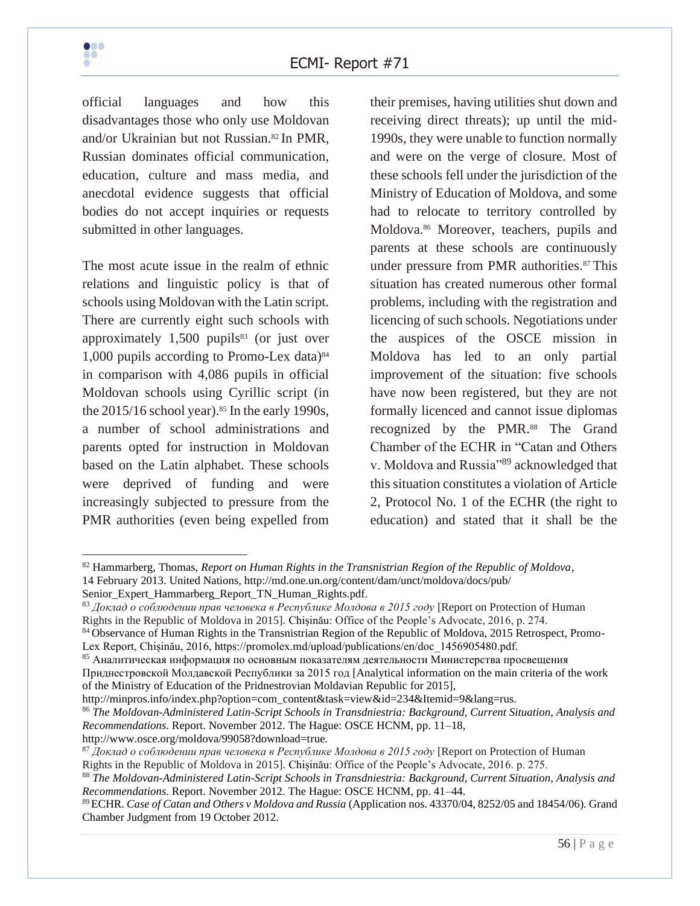official languages and how this disadvantages those who only use Moldovan and/or Ukrainian but not Russian.[82] In PMR, Russian dominates official communication, education, culture and mass media, and anecdotal evidence suggests that official bodies do not accept inquiries or requests submitted in other languages.

The most acute issue in the realm of ethnic relations and linguistic policy is that of schools using Moldovan with the Latin script. There are currently eight such schools with approximately 1,500 pupils[83] (or just over 1,000 pupils according to Promo-Lex data)[84] in comparison with 4,086 pupils in official Moldovan schools using Cyrillic script (in the 2015/16 school year).[85] In the early 1990s, a number of school administrations and parents opted for instruction in Moldovan based on the Latin alphabet. These schools were deprived of funding and were increasingly subjected to pressure from the PMR authorities (even being expelled from their premises, having utilities shut down and receiving direct threats); up until the mid-1990s, they were unable to function normally and were on the verge of closure. Most of these schools fell under the jurisdiction of the Ministry of Education of Moldova, and some had to relocate to territory controlled by Moldova.[86] Moreover, teachers, pupils and parents at these schools are continuously under pressure from PMR authorities.[87] This situation has created numerous other formal problems, including with the registration and licencing of such schools. Negotiations under the auspices of the OSCE mission in Moldova has led to an only partial improvement of the situation: five schools have now been registered, but they are not formally licenced and cannot issue diplomas recognized by the PMR.[88] The Grand Chamber of the ECHR in "Catan and Others v. Moldova and Russia"[89] acknowledged that this situation constitutes a violation of Article 2, Protocol No. 1 of the ECHR (the right to education) and stated that it shall be the

---

[82] Hammarberg, Thomas, *Report on Human Rights in the Transnistrian Region of the Republic of Moldova*, 14 February 2013. United Nations, http://md.one.un.org/content/dam/unct/moldova/docs/pub/Senior_Expert_Hammarberg_Report_TN_Human_Rights.pdf.

[83] *Доклад о соблюдении прав человека в Республике Молдова в 2015 году* [Report on Protection of Human Rights in the Republic of Moldova in 2015]. Chișinău: Office of the People's Advocate, 2016, p. 274.

[84] Observance of Human Rights in the Transnistrian Region of the Republic of Moldova, 2015 Retrospect, Promo-Lex Report, Chișinău, 2016, https://promolex.md/upload/publications/en/doc_1456905480.pdf.

[85] Аналитическая информация по основным показателям деятельности Министерства просвещения Приднестровской Молдавской Республики за 2015 год [Analytical information on the main criteria of the work of the Ministry of Education of the Pridnestrovian Moldavian Republic for 2015], http://minpros.info/index.php?option=com_content&task=view&id=234&Itemid=9&lang=rus.

[86] *The Moldovan-Administered Latin-Script Schools in Transdniestria: Background, Current Situation, Analysis and Recommendations*. Report. November 2012. The Hague: OSCE HCNM, pp. 11–18, http://www.osce.org/moldova/99058?download=true.

[87] *Доклад о соблюдении прав человека в Республике Молдова в 2015 году* [Report on Protection of Human Rights in the Republic of Moldova in 2015]. Chișinău: Office of the People's Advocate, 2016. p. 275.

[88] *The Moldovan-Administered Latin-Script Schools in Transdniestria: Background, Current Situation, Analysis and Recommendations*. Report. November 2012. The Hague: OSCE HCNM, pp. 41–44.

[89] ECHR. *Case of Catan and Others v Moldova and Russia* (Application nos. 43370/04, 8252/05 and 18454/06). Grand Chamber Judgment from 19 October 2012.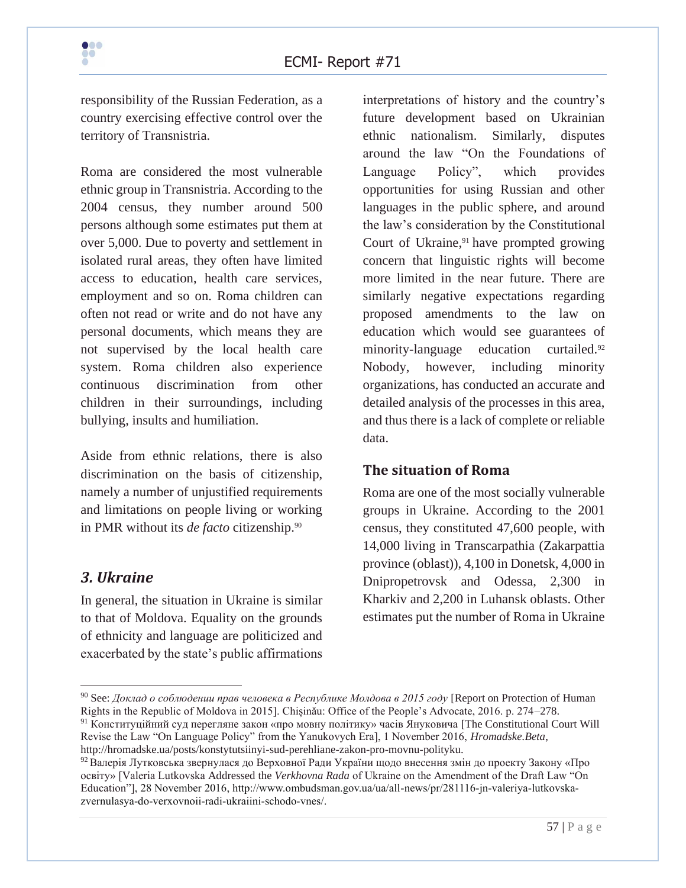responsibility of the Russian Federation, as a country exercising effective control over the territory of Transnistria.

Roma are considered the most vulnerable ethnic group in Transnistria. According to the 2004 census, they number around 500 persons although some estimates put them at over 5,000. Due to poverty and settlement in isolated rural areas, they often have limited access to education, health care services, employment and so on. Roma children can often not read or write and do not have any personal documents, which means they are not supervised by the local health care system. Roma children also experience continuous discrimination from other children in their surroundings, including bullying, insults and humiliation.

Aside from ethnic relations, there is also discrimination on the basis of citizenship, namely a number of unjustified requirements and limitations on people living or working in PMR without its *de facto* citizenship.[90]

## *3. Ukraine*

In general, the situation in Ukraine is similar to that of Moldova. Equality on the grounds of ethnicity and language are politicized and exacerbated by the state's public affirmations interpretations of history and the country's future development based on Ukrainian ethnic nationalism. Similarly, disputes around the law "On the Foundations of Language Policy", which provides opportunities for using Russian and other languages in the public sphere, and around the law's consideration by the Constitutional Court of Ukraine,[91] have prompted growing concern that linguistic rights will become more limited in the near future. There are similarly negative expectations regarding proposed amendments to the law on education which would see guarantees of minority-language education curtailed.[92] Nobody, however, including minority organizations, has conducted an accurate and detailed analysis of the processes in this area, and thus there is a lack of complete or reliable data.

### The situation of Roma

Roma are one of the most socially vulnerable groups in Ukraine. According to the 2001 census, they constituted 47,600 people, with 14,000 living in Transcarpathia (Zakarpattia province (oblast)), 4,100 in Donetsk, 4,000 in Dnipropetrovsk and Odessa, 2,300 in Kharkiv and 2,200 in Luhansk oblasts. Other estimates put the number of Roma in Ukraine

---

[90] See: *Доклад о соблюдении прав человека в Республике Молдова в 2015 году* [Report on Protection of Human Rights in the Republic of Moldova in 2015]. Chișinău: Office of the People's Advocate, 2016. p. 274–278.

[91] Конституційний суд перегляне закон «про мовну політику» часів Януковича [The Constitutional Court Will Revise the Law "On Language Policy" from the Yanukovych Era], 1 November 2016, *Hromadske.Beta*, http://hromadske.ua/posts/konstytutsiinyi-sud-perehliane-zakon-pro-movnu-polityku.

[92] Валерія Лутковська звернулася до Верховної Ради України щодо внесення змін до проекту Закону «Про освіту» [Valeria Lutkovska Addressed the *Verkhovna Rada* of Ukraine on the Amendment of the Draft Law "On Education"], 28 November 2016, http://www.ombudsman.gov.ua/ua/all-news/pr/281116-jn-valeriya-lutkovska-zvernulasya-do-verxovnoii-radi-ukraiini-schodo-vnes/.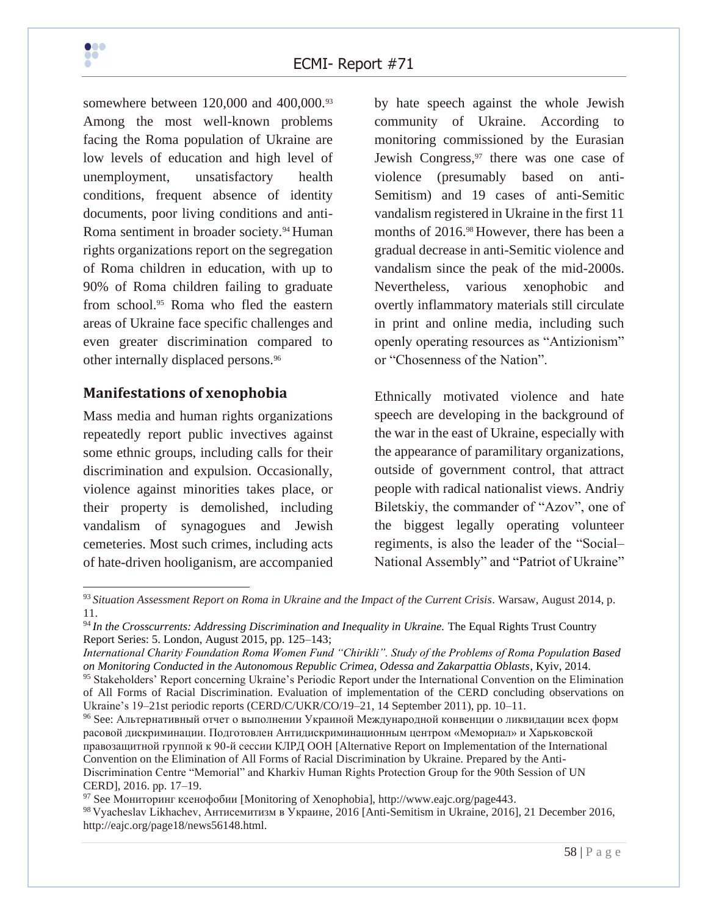somewhere between 120,000 and 400,000.[93] Among the most well-known problems facing the Roma population of Ukraine are low levels of education and high level of unemployment, unsatisfactory health conditions, frequent absence of identity documents, poor living conditions and anti-Roma sentiment in broader society.[94] Human rights organizations report on the segregation of Roma children in education, with up to 90% of Roma children failing to graduate from school.[95] Roma who fled the eastern areas of Ukraine face specific challenges and even greater discrimination compared to other internally displaced persons.[96]

## Manifestations of xenophobia

Mass media and human rights organizations repeatedly report public invectives against some ethnic groups, including calls for their discrimination and expulsion. Occasionally, violence against minorities takes place, or their property is demolished, including vandalism of synagogues and Jewish cemeteries. Most such crimes, including acts of hate-driven hooliganism, are accompanied by hate speech against the whole Jewish community of Ukraine. According to monitoring commissioned by the Eurasian Jewish Congress,[97] there was one case of violence (presumably based on anti-Semitism) and 19 cases of anti-Semitic vandalism registered in Ukraine in the first 11 months of 2016.[98] However, there has been a gradual decrease in anti-Semitic violence and vandalism since the peak of the mid-2000s. Nevertheless, various xenophobic and overtly inflammatory materials still circulate in print and online media, including such openly operating resources as "Antizionism" or "Chosenness of the Nation".

Ethnically motivated violence and hate speech are developing in the background of the war in the east of Ukraine, especially with the appearance of paramilitary organizations, outside of government control, that attract people with radical nationalist views. Andriy Biletskiy, the commander of "Azov", one of the biggest legally operating volunteer regiments, is also the leader of the "Social–National Assembly" and "Patriot of Ukraine"

---

[93] *Situation Assessment Report on Roma in Ukraine and the Impact of the Current Crisis*. Warsaw, August 2014, p. 11.

[94] *In the Crosscurrents: Addressing Discrimination and Inequality in Ukraine.* The Equal Rights Trust Country Report Series: 5. London, August 2015, pp. 125–143;
*International Charity Foundation Roma Women Fund "Chirikli". Study of the Problems of Roma Population Based on Monitoring Conducted in the Autonomous Republic Crimea, Odessa and Zakarpattia Oblasts*, Kyiv, 2014.

[95] Stakeholders' Report concerning Ukraine's Periodic Report under the International Convention on the Elimination of All Forms of Racial Discrimination. Evaluation of implementation of the CERD concluding observations on Ukraine's 19–21st periodic reports (CERD/C/UKR/CO/19–21, 14 September 2011), pp. 10–11.

[96] See: Альтернативный отчет о выполнении Украиной Международной конвенции о ликвидации всех форм расовой дискриминации. Подготовлен Антидискриминационным центром «Мемориал» и Харьковской правозащитной группой к 90-й сессии КЛРД ООН [Alternative Report on Implementation of the International Convention on the Elimination of All Forms of Racial Discrimination by Ukraine. Prepared by the Anti-Discrimination Centre "Memorial" and Kharkiv Human Rights Protection Group for the 90th Session of UN CERD], 2016. pp. 17–19.

[97] See Мониторинг ксенофобии [Monitoring of Xenophobia], http://www.eajc.org/page443.

[98] Vyacheslav Likhachev, Антисемитизм в Украине, 2016 [Anti-Semitism in Ukraine, 2016], 21 December 2016, http://eajc.org/page18/news56148.html.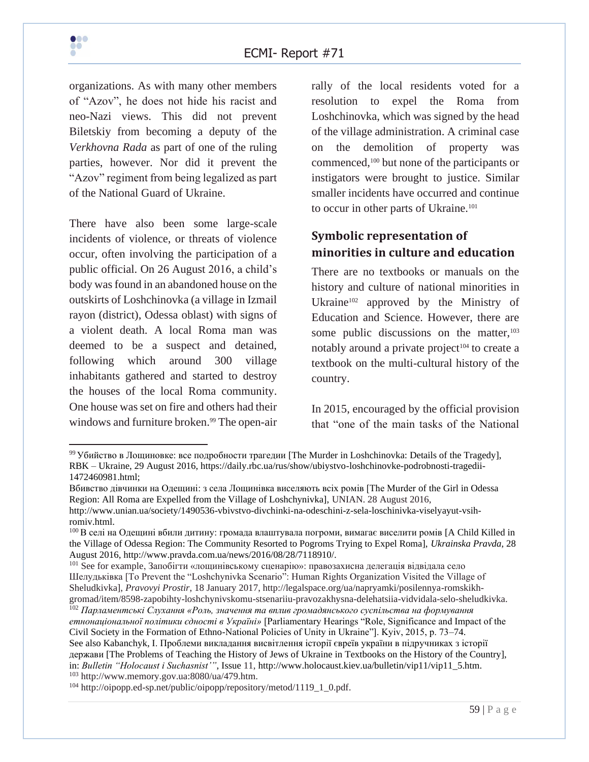organizations. As with many other members of "Azov", he does not hide his racist and neo-Nazi views. This did not prevent Biletskiy from becoming a deputy of the *Verkhovna Rada* as part of one of the ruling parties, however. Nor did it prevent the "Azov" regiment from being legalized as part of the National Guard of Ukraine.

There have also been some large-scale incidents of violence, or threats of violence occur, often involving the participation of a public official. On 26 August 2016, a child's body was found in an abandoned house on the outskirts of Loshchinovka (a village in Izmail rayon (district), Odessa oblast) with signs of a violent death. A local Roma man was deemed to be a suspect and detained, following which around 300 village inhabitants gathered and started to destroy the houses of the local Roma community. One house was set on fire and others had their windows and furniture broken.[99] The open-air rally of the local residents voted for a resolution to expel the Roma from Loshchinovka, which was signed by the head of the village administration. A criminal case on the demolition of property was commenced,[100] but none of the participants or instigators were brought to justice. Similar smaller incidents have occurred and continue to occur in other parts of Ukraine.[101]

## Symbolic representation of minorities in culture and education

There are no textbooks or manuals on the history and culture of national minorities in Ukraine[102] approved by the Ministry of Education and Science. However, there are some public discussions on the matter,[103] notably around a private project[104] to create a textbook on the multi-cultural history of the country.

In 2015, encouraged by the official provision that "one of the main tasks of the National

---

[99] Убийство в Лощиновке: все подробности трагедии [The Murder in Loshchinovka: Details of the Tragedy], RBK – Ukraine, 29 August 2016, https://daily.rbc.ua/rus/show/ubiystvo-loshchinovke-podrobnosti-tragedii-1472460981.html;
Вбивство дівчинки на Одещині: з села Лощинівка виселяють всіх ромів [The Murder of the Girl in Odessa Region: All Roma are Expelled from the Village of Loshchynivka], UNIAN. 28 August 2016, http://www.unian.ua/society/1490536-vbivstvo-divchinki-na-odeschini-z-sela-loschinivka-viselyayut-vsih-romiv.html.

[100] В селі на Одещині вбили дитину: громада влаштувала погроми, вимагає виселити ромів [A Child Killed in the Village of Odessa Region: The Community Resorted to Pogroms Trying to Expel Roma], *Ukrainska Pravda*, 28 August 2016, http://www.pravda.com.ua/news/2016/08/28/7118910/.

[101] See for example, Запобігти «лощинівському сценарію»: правозахисна делегація відвідала село Шелудьківка [To Prevent the "Loshchynivka Scenario": Human Rights Organization Visited the Village of Sheludkivka], *Pravovyi Prostir*, 18 January 2017, http://legalspace.org/ua/napryamki/posilennya-romskikh-gromad/item/8598-zapobihty-loshchynivskomu-stsenariiu-pravozakhysna-delehatsiia-vidvidala-selo-sheludkivka.

[102] *Парламентські Слухання «Роль, значення та вплив громадянського суспільства на формування етнонаціональної політики єдності в Україні»* [Parliamentary Hearings "Role, Significance and Impact of the Civil Society in the Formation of Ethno-National Policies of Unity in Ukraine"]. Kyiv, 2015, p. 73–74.
See also Kabanchyk, I. Проблеми викладання висвітлення історії євреїв україни в підручниках з історії держави [The Problems of Teaching the History of Jews of Ukraine in Textbooks on the History of the Country], in: *Bulletin "Holocaust i Suchasnist'"*, Issue 11, http://www.holocaust.kiev.ua/bulletin/vip11/vip11_5.htm.

[103] http://www.memory.gov.ua:8080/ua/479.htm.

[104] http://oipopp.ed-sp.net/public/oipopp/repository/metod/1119_1_0.pdf.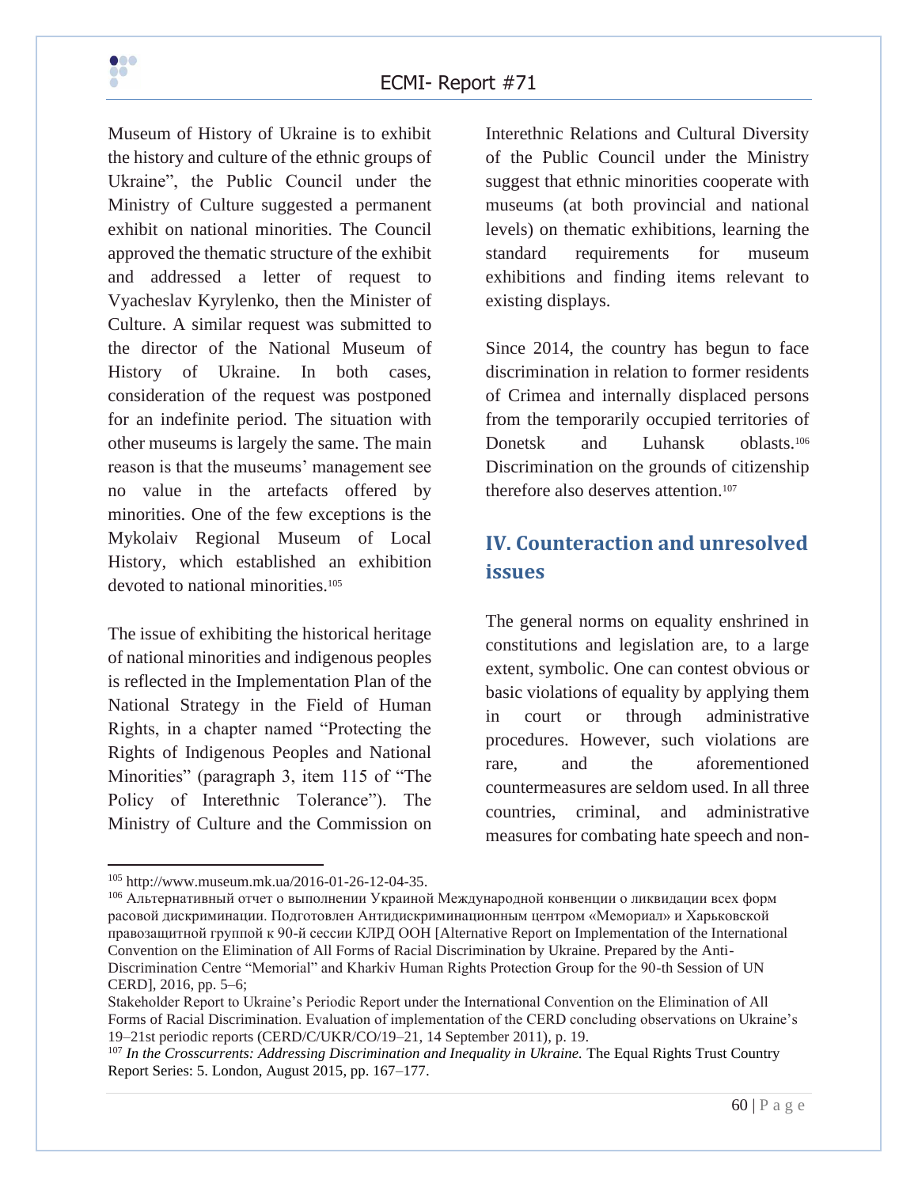Museum of History of Ukraine is to exhibit the history and culture of the ethnic groups of Ukraine", the Public Council under the Ministry of Culture suggested a permanent exhibit on national minorities. The Council approved the thematic structure of the exhibit and addressed a letter of request to Vyacheslav Kyrylenko, then the Minister of Culture. A similar request was submitted to the director of the National Museum of History of Ukraine. In both cases, consideration of the request was postponed for an indefinite period. The situation with other museums is largely the same. The main reason is that the museums' management see no value in the artefacts offered by minorities. One of the few exceptions is the Mykolaiv Regional Museum of Local History, which established an exhibition devoted to national minorities.[105]

The issue of exhibiting the historical heritage of national minorities and indigenous peoples is reflected in the Implementation Plan of the National Strategy in the Field of Human Rights, in a chapter named "Protecting the Rights of Indigenous Peoples and National Minorities" (paragraph 3, item 115 of "The Policy of Interethnic Tolerance"). The Ministry of Culture and the Commission on Interethnic Relations and Cultural Diversity of the Public Council under the Ministry suggest that ethnic minorities cooperate with museums (at both provincial and national levels) on thematic exhibitions, learning the standard requirements for museum exhibitions and finding items relevant to existing displays.

Since 2014, the country has begun to face discrimination in relation to former residents of Crimea and internally displaced persons from the temporarily occupied territories of Donetsk and Luhansk oblasts.[106] Discrimination on the grounds of citizenship therefore also deserves attention.[107]

## IV. Counteraction and unresolved issues

The general norms on equality enshrined in constitutions and legislation are, to a large extent, symbolic. One can contest obvious or basic violations of equality by applying them in court or through administrative procedures. However, such violations are rare, and the aforementioned countermeasures are seldom used. In all three countries, criminal, and administrative measures for combating hate speech and non-

---

[105] http://www.museum.mk.ua/2016-01-26-12-04-35.

[106] Альтернативный отчет о выполнении Украиной Международной конвенции о ликвидации всех форм расовой дискриминации. Подготовлен Антидискриминационным центром «Мемориал» и Харьковской правозащитной группой к 90-й сессии КЛРД ООН [Alternative Report on Implementation of the International Convention on the Elimination of All Forms of Racial Discrimination by Ukraine. Prepared by the Anti-Discrimination Centre "Memorial" and Kharkiv Human Rights Protection Group for the 90-th Session of UN CERD], 2016, pp. 5–6;
Stakeholder Report to Ukraine's Periodic Report under the International Convention on the Elimination of All Forms of Racial Discrimination. Evaluation of implementation of the CERD concluding observations on Ukraine's 19–21st periodic reports (CERD/C/UKR/CO/19–21, 14 September 2011), p. 19.

[107] *In the Crosscurrents: Addressing Discrimination and Inequality in Ukraine.* The Equal Rights Trust Country Report Series: 5. London, August 2015, pp. 167–177.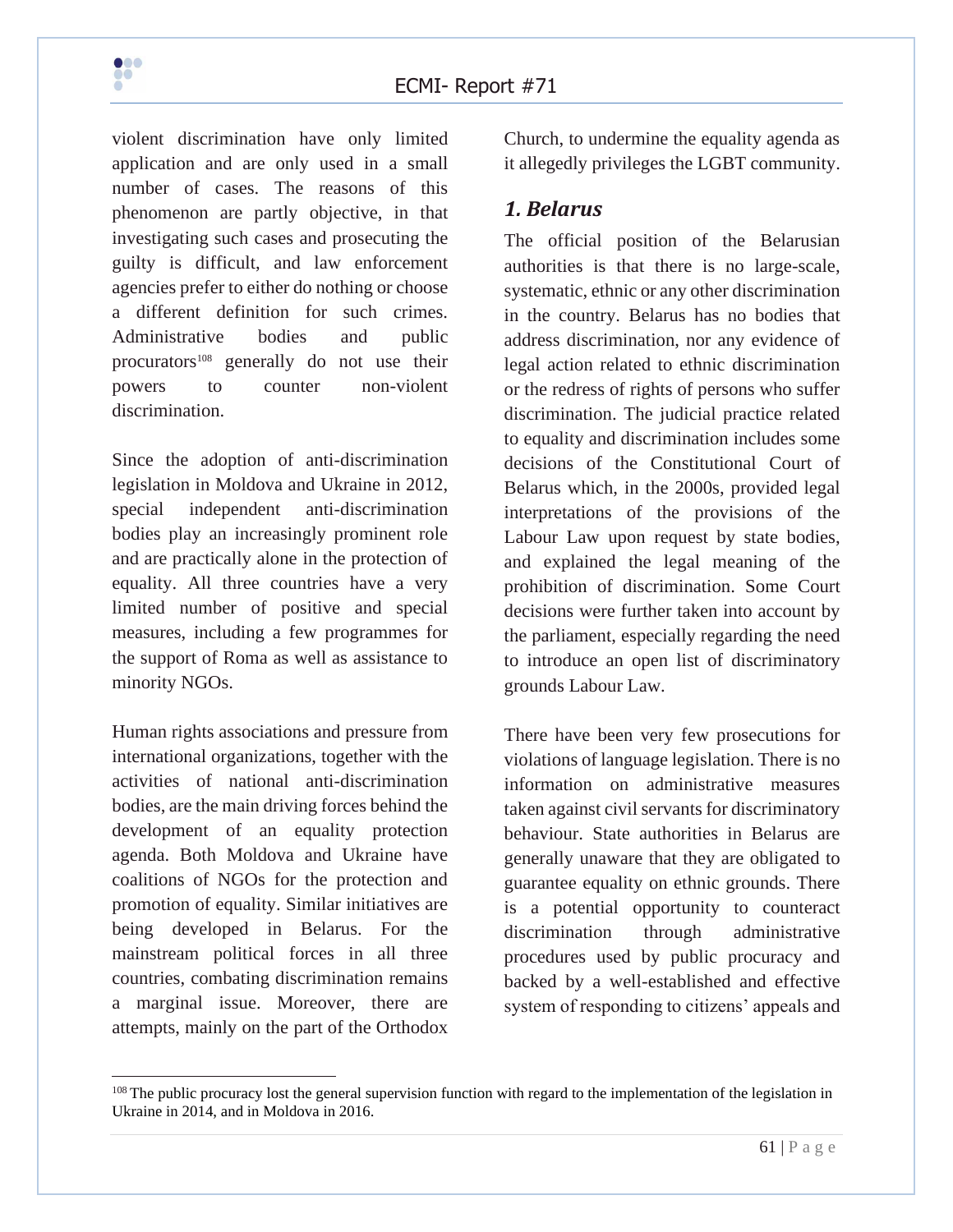violent discrimination have only limited application and are only used in a small number of cases. The reasons of this phenomenon are partly objective, in that investigating such cases and prosecuting the guilty is difficult, and law enforcement agencies prefer to either do nothing or choose a different definition for such crimes. Administrative bodies and public procurators[108] generally do not use their powers to counter non-violent discrimination.

Since the adoption of anti-discrimination legislation in Moldova and Ukraine in 2012, special independent anti-discrimination bodies play an increasingly prominent role and are practically alone in the protection of equality. All three countries have a very limited number of positive and special measures, including a few programmes for the support of Roma as well as assistance to minority NGOs.

Human rights associations and pressure from international organizations, together with the activities of national anti-discrimination bodies, are the main driving forces behind the development of an equality protection agenda. Both Moldova and Ukraine have coalitions of NGOs for the protection and promotion of equality. Similar initiatives are being developed in Belarus. For the mainstream political forces in all three countries, combating discrimination remains a marginal issue. Moreover, there are attempts, mainly on the part of the Orthodox Church, to undermine the equality agenda as it allegedly privileges the LGBT community.

## *1. Belarus*

The official position of the Belarusian authorities is that there is no large-scale, systematic, ethnic or any other discrimination in the country. Belarus has no bodies that address discrimination, nor any evidence of legal action related to ethnic discrimination or the redress of rights of persons who suffer discrimination. The judicial practice related to equality and discrimination includes some decisions of the Constitutional Court of Belarus which, in the 2000s, provided legal interpretations of the provisions of the Labour Law upon request by state bodies, and explained the legal meaning of the prohibition of discrimination. Some Court decisions were further taken into account by the parliament, especially regarding the need to introduce an open list of discriminatory grounds Labour Law.

There have been very few prosecutions for violations of language legislation. There is no information on administrative measures taken against civil servants for discriminatory behaviour. State authorities in Belarus are generally unaware that they are obligated to guarantee equality on ethnic grounds. There is a potential opportunity to counteract discrimination through administrative procedures used by public procuracy and backed by a well-established and effective system of responding to citizens' appeals and

---

[108] The public procuracy lost the general supervision function with regard to the implementation of the legislation in Ukraine in 2014, and in Moldova in 2016.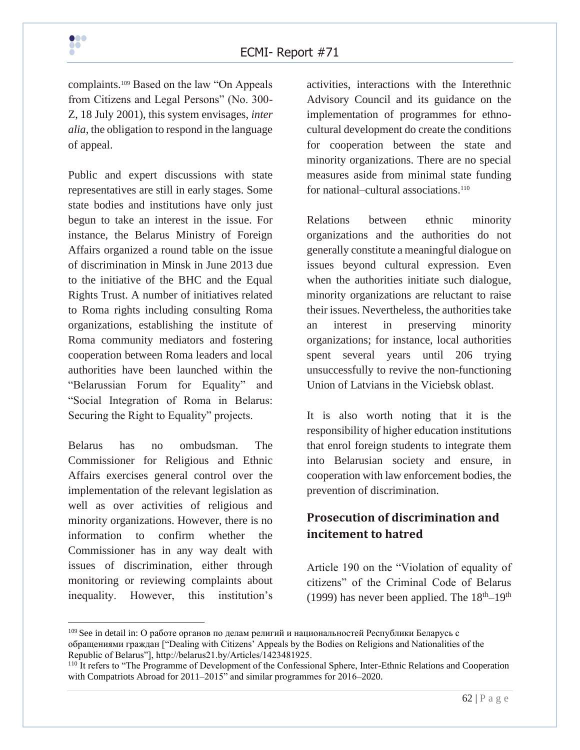complaints.[109] Based on the law "On Appeals from Citizens and Legal Persons" (No. 300-Z, 18 July 2001), this system envisages, *inter alia*, the obligation to respond in the language of appeal.

Public and expert discussions with state representatives are still in early stages. Some state bodies and institutions have only just begun to take an interest in the issue. For instance, the Belarus Ministry of Foreign Affairs organized a round table on the issue of discrimination in Minsk in June 2013 due to the initiative of the BHC and the Equal Rights Trust. A number of initiatives related to Roma rights including consulting Roma organizations, establishing the institute of Roma community mediators and fostering cooperation between Roma leaders and local authorities have been launched within the "Belarussian Forum for Equality" and "Social Integration of Roma in Belarus: Securing the Right to Equality" projects.

Belarus has no ombudsman. The Commissioner for Religious and Ethnic Affairs exercises general control over the implementation of the relevant legislation as well as over activities of religious and minority organizations. However, there is no information to confirm whether the Commissioner has in any way dealt with issues of discrimination, either through monitoring or reviewing complaints about inequality. However, this institution's activities, interactions with the Interethnic Advisory Council and its guidance on the implementation of programmes for ethno-cultural development do create the conditions for cooperation between the state and minority organizations. There are no special measures aside from minimal state funding for national–cultural associations.[110]

Relations between ethnic minority organizations and the authorities do not generally constitute a meaningful dialogue on issues beyond cultural expression. Even when the authorities initiate such dialogue, minority organizations are reluctant to raise their issues. Nevertheless, the authorities take an interest in preserving minority organizations; for instance, local authorities spent several years until 206 trying unsuccessfully to revive the non-functioning Union of Latvians in the Viciebsk oblast.

It is also worth noting that it is the responsibility of higher education institutions that enrol foreign students to integrate them into Belarusian society and ensure, in cooperation with law enforcement bodies, the prevention of discrimination.

## Prosecution of discrimination and incitement to hatred

Article 190 on the "Violation of equality of citizens" of the Criminal Code of Belarus (1999) has never been applied. The 18th–19th

---

[109] See in detail in: О работе органов по делам религий и национальностей Республики Беларусь с обращениями граждан ["Dealing with Citizens' Appeals by the Bodies on Religions and Nationalities of the Republic of Belarus"], http://belarus21.by/Articles/1423481925.

[110] It refers to "The Programme of Development of the Confessional Sphere, Inter-Ethnic Relations and Cooperation with Compatriots Abroad for 2011–2015" and similar programmes for 2016–2020.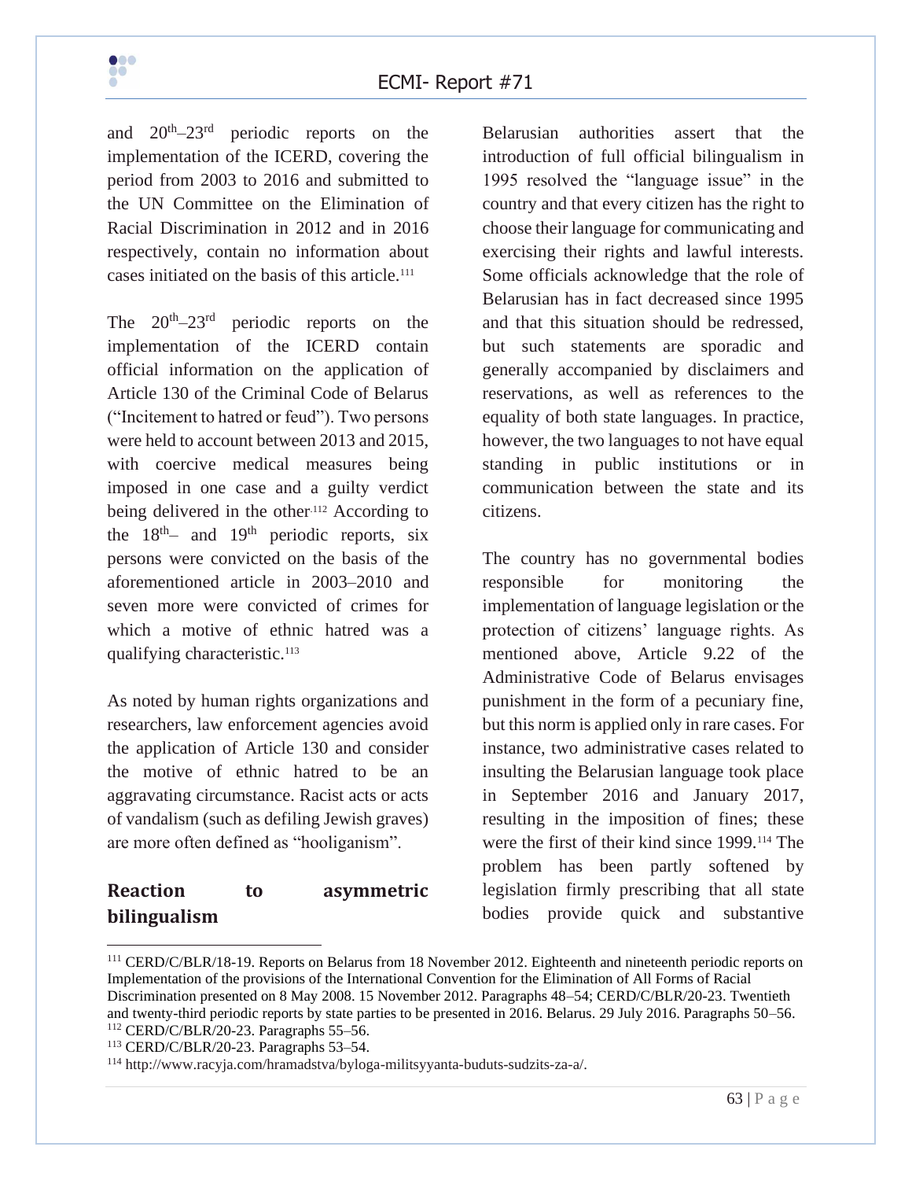and 20th–23rd periodic reports on the implementation of the ICERD, covering the period from 2003 to 2016 and submitted to the UN Committee on the Elimination of Racial Discrimination in 2012 and in 2016 respectively, contain no information about cases initiated on the basis of this article.[111]

The 20th–23rd periodic reports on the implementation of the ICERD contain official information on the application of Article 130 of the Criminal Code of Belarus ("Incitement to hatred or feud"). Two persons were held to account between 2013 and 2015, with coercive medical measures being imposed in one case and a guilty verdict being delivered in the other.[112] According to the 18th– and 19th periodic reports, six persons were convicted on the basis of the aforementioned article in 2003–2010 and seven more were convicted of crimes for which a motive of ethnic hatred was a qualifying characteristic.[113]

As noted by human rights organizations and researchers, law enforcement agencies avoid the application of Article 130 and consider the motive of ethnic hatred to be an aggravating circumstance. Racist acts or acts of vandalism (such as defiling Jewish graves) are more often defined as "hooliganism".

## Reaction to asymmetric bilingualism

Belarusian authorities assert that the introduction of full official bilingualism in 1995 resolved the "language issue" in the country and that every citizen has the right to choose their language for communicating and exercising their rights and lawful interests. Some officials acknowledge that the role of Belarusian has in fact decreased since 1995 and that this situation should be redressed, but such statements are sporadic and generally accompanied by disclaimers and reservations, as well as references to the equality of both state languages. In practice, however, the two languages to not have equal standing in public institutions or in communication between the state and its citizens.

The country has no governmental bodies responsible for monitoring the implementation of language legislation or the protection of citizens' language rights. As mentioned above, Article 9.22 of the Administrative Code of Belarus envisages punishment in the form of a pecuniary fine, but this norm is applied only in rare cases. For instance, two administrative cases related to insulting the Belarusian language took place in September 2016 and January 2017, resulting in the imposition of fines; these were the first of their kind since 1999.[114] The problem has been partly softened by legislation firmly prescribing that all state bodies provide quick and substantive

---

[111] CERD/C/BLR/18-19. Reports on Belarus from 18 November 2012. Eighteenth and nineteenth periodic reports on Implementation of the provisions of the International Convention for the Elimination of All Forms of Racial Discrimination presented on 8 May 2008. 15 November 2012. Paragraphs 48–54; CERD/C/BLR/20-23. Twentieth and twenty-third periodic reports by state parties to be presented in 2016. Belarus. 29 July 2016. Paragraphs 50–56.

[112] CERD/C/BLR/20-23. Paragraphs 55–56.

[113] CERD/C/BLR/20-23. Paragraphs 53–54.

[114] http://www.racyja.com/hramadstva/byloga-militsyyanta-buduts-sudzits-za-a/.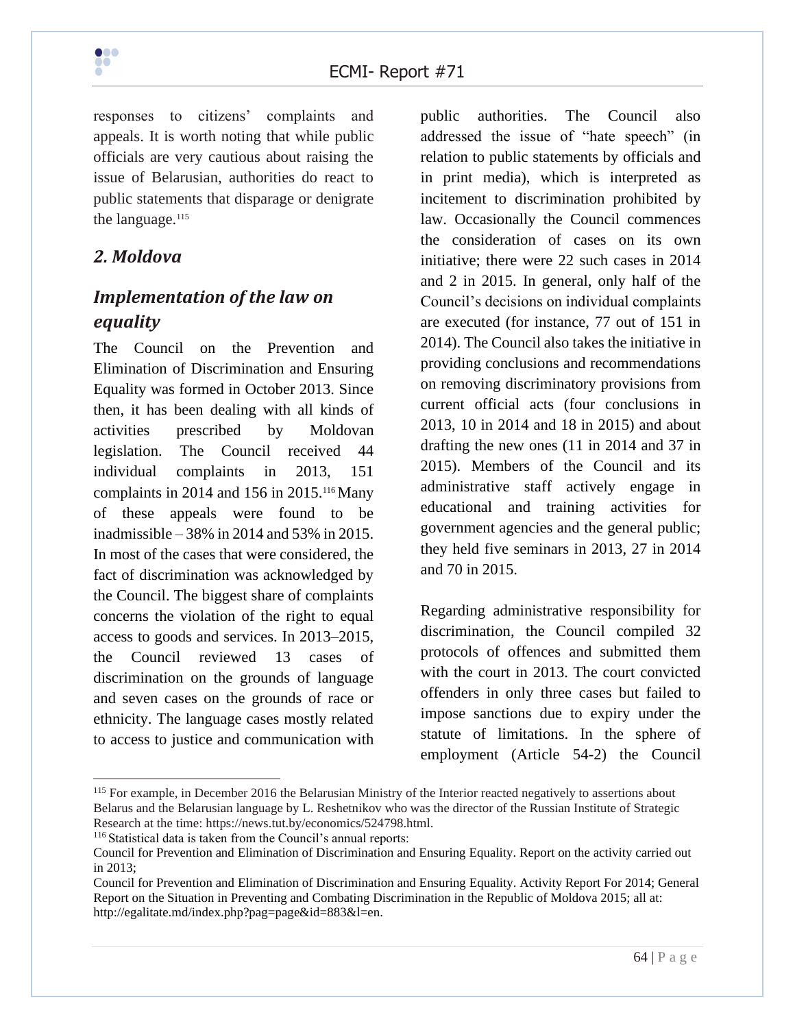responses to citizens' complaints and appeals. It is worth noting that while public officials are very cautious about raising the issue of Belarusian, authorities do react to public statements that disparage or denigrate the language.[115]

## *2. Moldova*

### *Implementation of the law on equality*

The Council on the Prevention and Elimination of Discrimination and Ensuring Equality was formed in October 2013. Since then, it has been dealing with all kinds of activities prescribed by Moldovan legislation. The Council received 44 individual complaints in 2013, 151 complaints in 2014 and 156 in 2015.[116] Many of these appeals were found to be inadmissible – 38% in 2014 and 53% in 2015. In most of the cases that were considered, the fact of discrimination was acknowledged by the Council. The biggest share of complaints concerns the violation of the right to equal access to goods and services. In 2013–2015, the Council reviewed 13 cases of discrimination on the grounds of language and seven cases on the grounds of race or ethnicity. The language cases mostly related to access to justice and communication with public authorities. The Council also addressed the issue of "hate speech" (in relation to public statements by officials and in print media), which is interpreted as incitement to discrimination prohibited by law. Occasionally the Council commences the consideration of cases on its own initiative; there were 22 such cases in 2014 and 2 in 2015. In general, only half of the Council's decisions on individual complaints are executed (for instance, 77 out of 151 in 2014). The Council also takes the initiative in providing conclusions and recommendations on removing discriminatory provisions from current official acts (four conclusions in 2013, 10 in 2014 and 18 in 2015) and about drafting the new ones (11 in 2014 and 37 in 2015). Members of the Council and its administrative staff actively engage in educational and training activities for government agencies and the general public; they held five seminars in 2013, 27 in 2014 and 70 in 2015.

Regarding administrative responsibility for discrimination, the Council compiled 32 protocols of offences and submitted them with the court in 2013. The court convicted offenders in only three cases but failed to impose sanctions due to expiry under the statute of limitations. In the sphere of employment (Article 54-2) the Council

---

[115] For example, in December 2016 the Belarusian Ministry of the Interior reacted negatively to assertions about Belarus and the Belarusian language by L. Reshetnikov who was the director of the Russian Institute of Strategic Research at the time: https://news.tut.by/economics/524798.html.

[116] Statistical data is taken from the Council's annual reports:
Council for Prevention and Elimination of Discrimination and Ensuring Equality. Report on the activity carried out in 2013;
Council for Prevention and Elimination of Discrimination and Ensuring Equality. Activity Report For 2014; General Report on the Situation in Preventing and Combating Discrimination in the Republic of Moldova 2015; all at: http://egalitate.md/index.php?pag=page&id=883&l=en.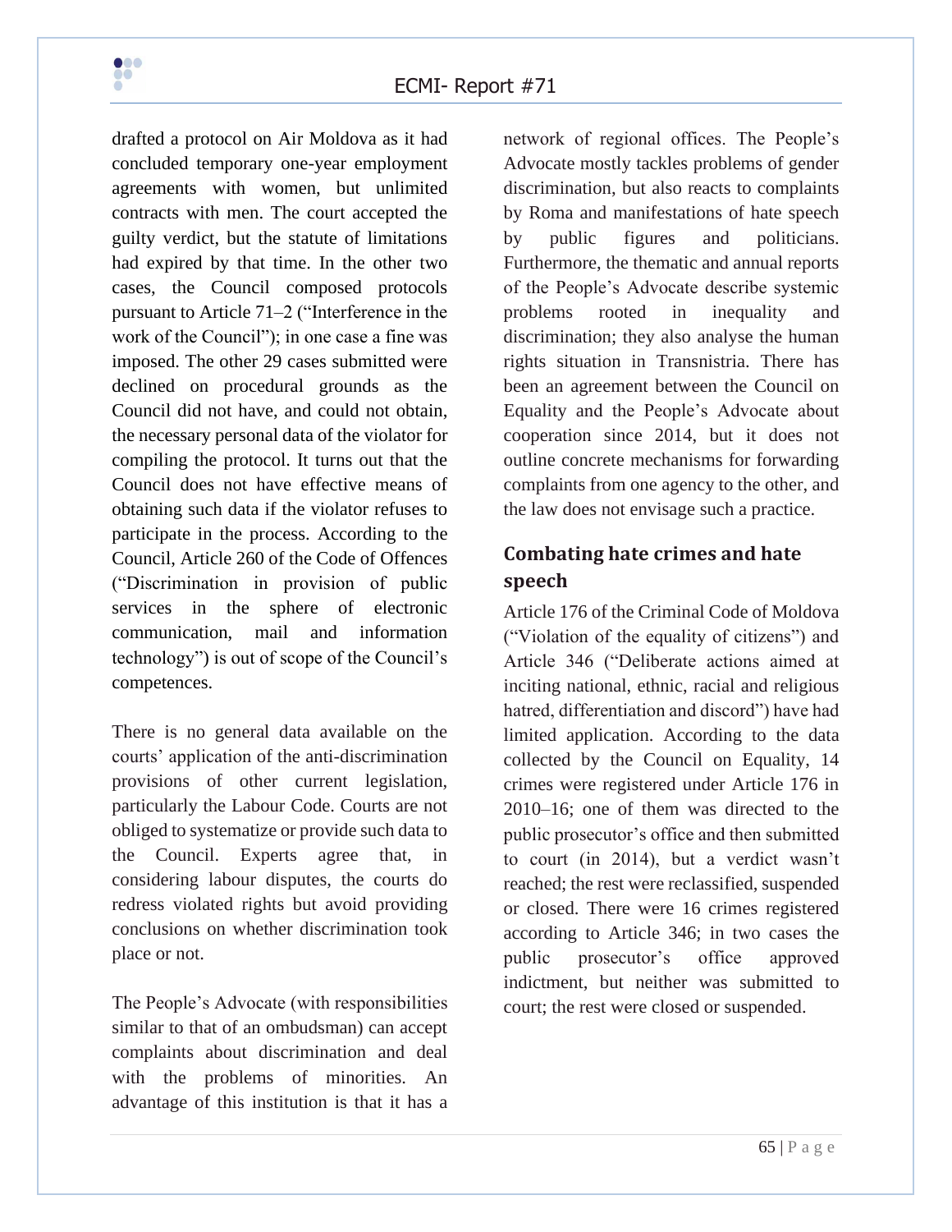drafted a protocol on Air Moldova as it had concluded temporary one-year employment agreements with women, but unlimited contracts with men. The court accepted the guilty verdict, but the statute of limitations had expired by that time. In the other two cases, the Council composed protocols pursuant to Article 71–2 ("Interference in the work of the Council"); in one case a fine was imposed. The other 29 cases submitted were declined on procedural grounds as the Council did not have, and could not obtain, the necessary personal data of the violator for compiling the protocol. It turns out that the Council does not have effective means of obtaining such data if the violator refuses to participate in the process. According to the Council, Article 260 of the Code of Offences ("Discrimination in provision of public services in the sphere of electronic communication, mail and information technology") is out of scope of the Council's competences.

There is no general data available on the courts' application of the anti-discrimination provisions of other current legislation, particularly the Labour Code. Courts are not obliged to systematize or provide such data to the Council. Experts agree that, in considering labour disputes, the courts do redress violated rights but avoid providing conclusions on whether discrimination took place or not.

The People's Advocate (with responsibilities similar to that of an ombudsman) can accept complaints about discrimination and deal with the problems of minorities. An advantage of this institution is that it has a network of regional offices. The People's Advocate mostly tackles problems of gender discrimination, but also reacts to complaints by Roma and manifestations of hate speech by public figures and politicians. Furthermore, the thematic and annual reports of the People's Advocate describe systemic problems rooted in inequality and discrimination; they also analyse the human rights situation in Transnistria. There has been an agreement between the Council on Equality and the People's Advocate about cooperation since 2014, but it does not outline concrete mechanisms for forwarding complaints from one agency to the other, and the law does not envisage such a practice.

## Combating hate crimes and hate speech

Article 176 of the Criminal Code of Moldova ("Violation of the equality of citizens") and Article 346 ("Deliberate actions aimed at inciting national, ethnic, racial and religious hatred, differentiation and discord") have had limited application. According to the data collected by the Council on Equality, 14 crimes were registered under Article 176 in 2010–16; one of them was directed to the public prosecutor's office and then submitted to court (in 2014), but a verdict wasn't reached; the rest were reclassified, suspended or closed. There were 16 crimes registered according to Article 346; in two cases the public prosecutor's office approved indictment, but neither was submitted to court; the rest were closed or suspended.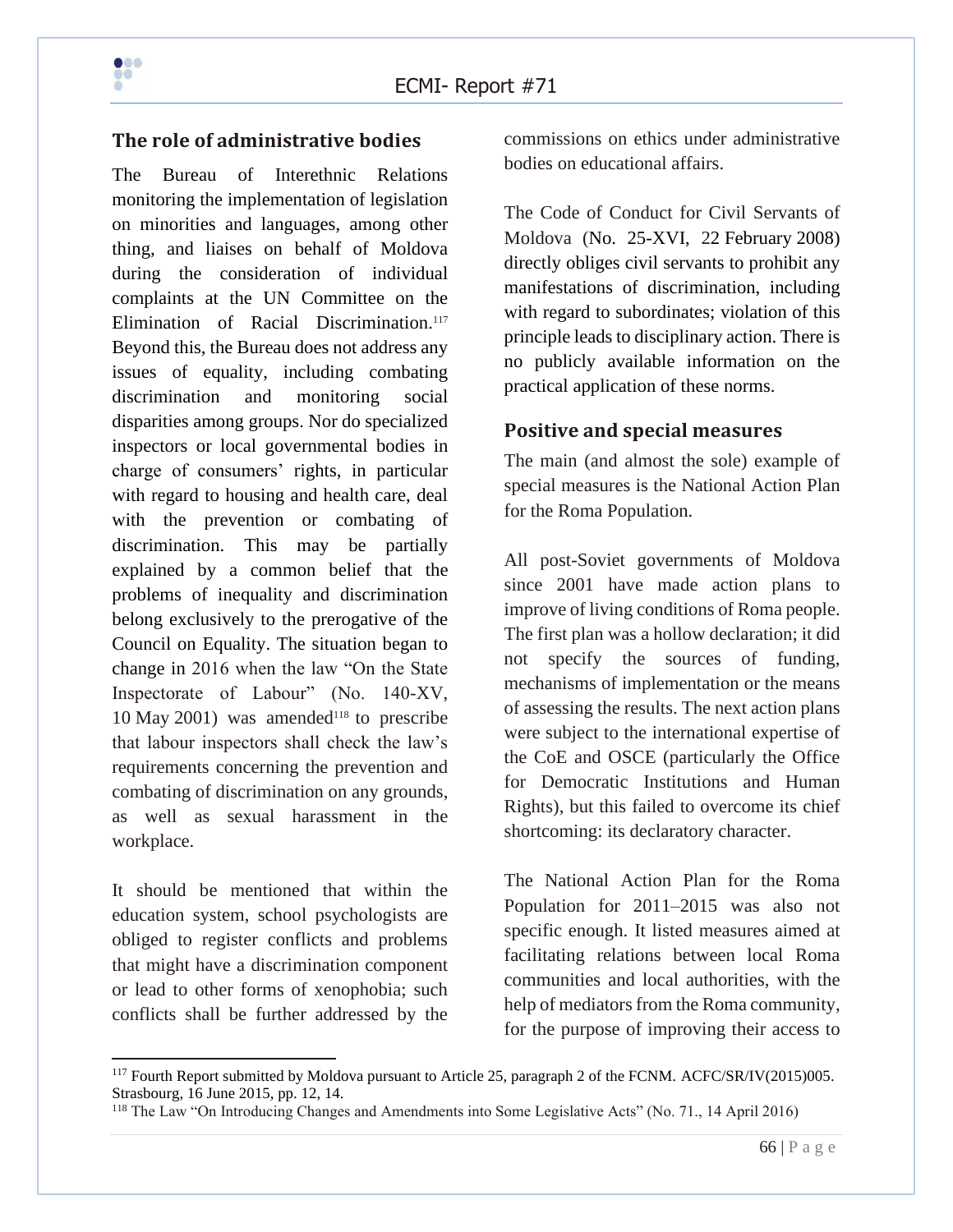## The role of administrative bodies

The Bureau of Interethnic Relations monitoring the implementation of legislation on minorities and languages, among other thing, and liaises on behalf of Moldova during the consideration of individual complaints at the UN Committee on the Elimination of Racial Discrimination.[117] Beyond this, the Bureau does not address any issues of equality, including combating discrimination and monitoring social disparities among groups. Nor do specialized inspectors or local governmental bodies in charge of consumers' rights, in particular with regard to housing and health care, deal with the prevention or combating of discrimination. This may be partially explained by a common belief that the problems of inequality and discrimination belong exclusively to the prerogative of the Council on Equality. The situation began to change in 2016 when the law "On the State Inspectorate of Labour" (No. 140-XV, 10 May 2001) was amended[118] to prescribe that labour inspectors shall check the law's requirements concerning the prevention and combating of discrimination on any grounds, as well as sexual harassment in the workplace.

It should be mentioned that within the education system, school psychologists are obliged to register conflicts and problems that might have a discrimination component or lead to other forms of xenophobia; such conflicts shall be further addressed by the commissions on ethics under administrative bodies on educational affairs.

The Code of Conduct for Civil Servants of Moldova (No. 25-XVI, 22 February 2008) directly obliges civil servants to prohibit any manifestations of discrimination, including with regard to subordinates; violation of this principle leads to disciplinary action. There is no publicly available information on the practical application of these norms.

## Positive and special measures

The main (and almost the sole) example of special measures is the National Action Plan for the Roma Population.

All post-Soviet governments of Moldova since 2001 have made action plans to improve of living conditions of Roma people. The first plan was a hollow declaration; it did not specify the sources of funding, mechanisms of implementation or the means of assessing the results. The next action plans were subject to the international expertise of the CoE and OSCE (particularly the Office for Democratic Institutions and Human Rights), but this failed to overcome its chief shortcoming: its declaratory character.

The National Action Plan for the Roma Population for 2011–2015 was also not specific enough. It listed measures aimed at facilitating relations between local Roma communities and local authorities, with the help of mediators from the Roma community, for the purpose of improving their access to

---

[117] Fourth Report submitted by Moldova pursuant to Article 25, paragraph 2 of the FCNM. ACFC/SR/IV(2015)005. Strasbourg, 16 June 2015, pp. 12, 14.

[118] The Law "On Introducing Changes and Amendments into Some Legislative Acts" (No. 71., 14 April 2016)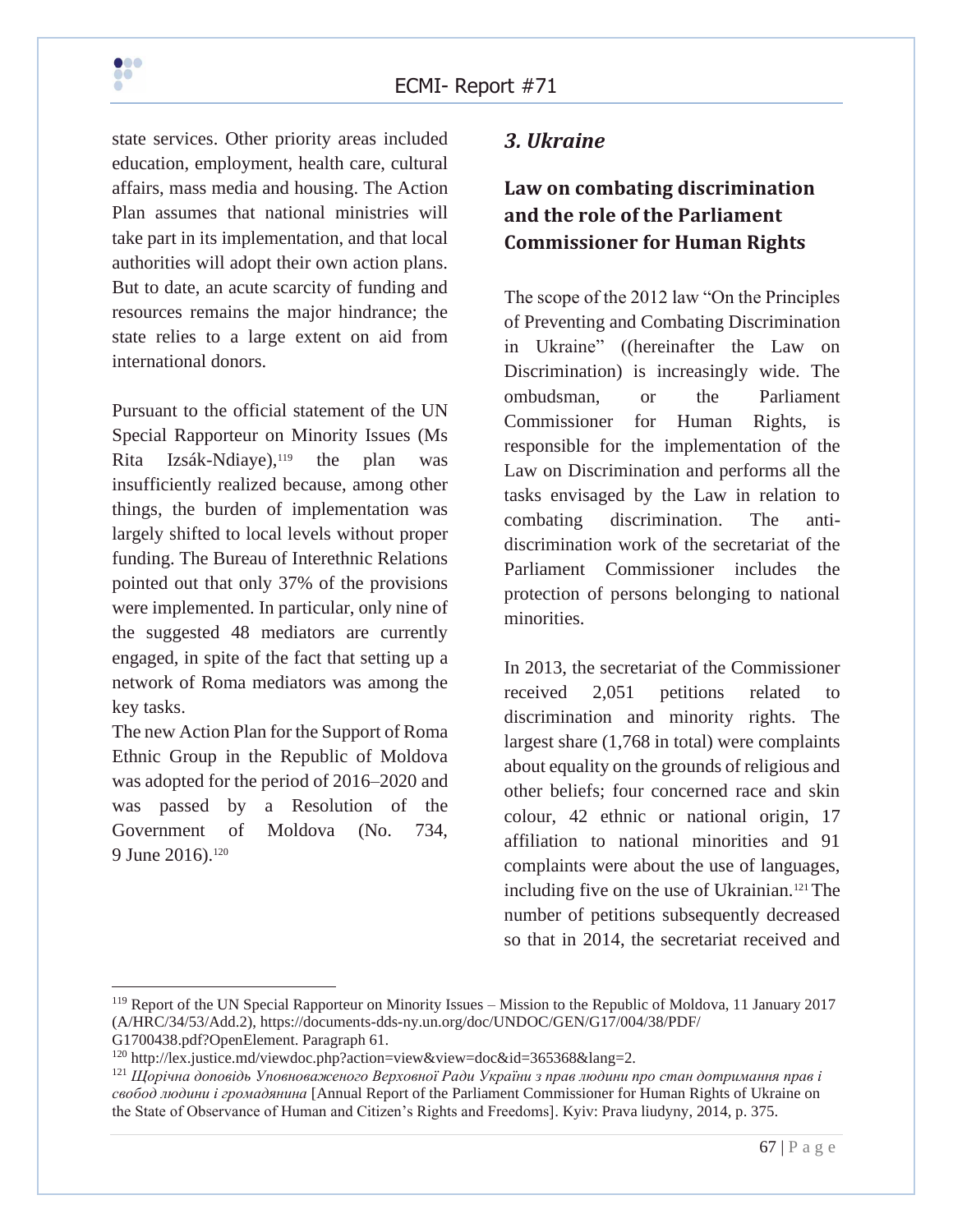state services. Other priority areas included education, employment, health care, cultural affairs, mass media and housing. The Action Plan assumes that national ministries will take part in its implementation, and that local authorities will adopt their own action plans. But to date, an acute scarcity of funding and resources remains the major hindrance; the state relies to a large extent on aid from international donors.

Pursuant to the official statement of the UN Special Rapporteur on Minority Issues (Ms Rita Izsák-Ndiaye),[119] the plan was insufficiently realized because, among other things, the burden of implementation was largely shifted to local levels without proper funding. The Bureau of Interethnic Relations pointed out that only 37% of the provisions were implemented. In particular, only nine of the suggested 48 mediators are currently engaged, in spite of the fact that setting up a network of Roma mediators was among the key tasks.

The new Action Plan for the Support of Roma Ethnic Group in the Republic of Moldova was adopted for the period of 2016–2020 and was passed by a Resolution of the Government of Moldova (No. 734, 9 June 2016).[120]

## *3. Ukraine*

### Law on combating discrimination and the role of the Parliament Commissioner for Human Rights

The scope of the 2012 law "On the Principles of Preventing and Combating Discrimination in Ukraine" ((hereinafter the Law on Discrimination) is increasingly wide. The ombudsman, or the Parliament Commissioner for Human Rights, is responsible for the implementation of the Law on Discrimination and performs all the tasks envisaged by the Law in relation to combating discrimination. The anti-discrimination work of the secretariat of the Parliament Commissioner includes the protection of persons belonging to national minorities.

In 2013, the secretariat of the Commissioner received 2,051 petitions related to discrimination and minority rights. The largest share (1,768 in total) were complaints about equality on the grounds of religious and other beliefs; four concerned race and skin colour, 42 ethnic or national origin, 17 affiliation to national minorities and 91 complaints were about the use of languages, including five on the use of Ukrainian.[121] The number of petitions subsequently decreased so that in 2014, the secretariat received and

---

[119] Report of the UN Special Rapporteur on Minority Issues – Mission to the Republic of Moldova, 11 January 2017 (A/HRC/34/53/Add.2), https://documents-dds-ny.un.org/doc/UNDOC/GEN/G17/004/38/PDF/G1700438.pdf?OpenElement. Paragraph 61.

[120] http://lex.justice.md/viewdoc.php?action=view&view=doc&id=365368&lang=2.

[121] *Щорічна доповідь Уповноваженого Верховної Ради України з прав людини про стан дотримання прав і свобод людини і громадянина* [Annual Report of the Parliament Commissioner for Human Rights of Ukraine on the State of Observance of Human and Citizen's Rights and Freedoms]. Kyiv: Prava liudyny, 2014, p. 375.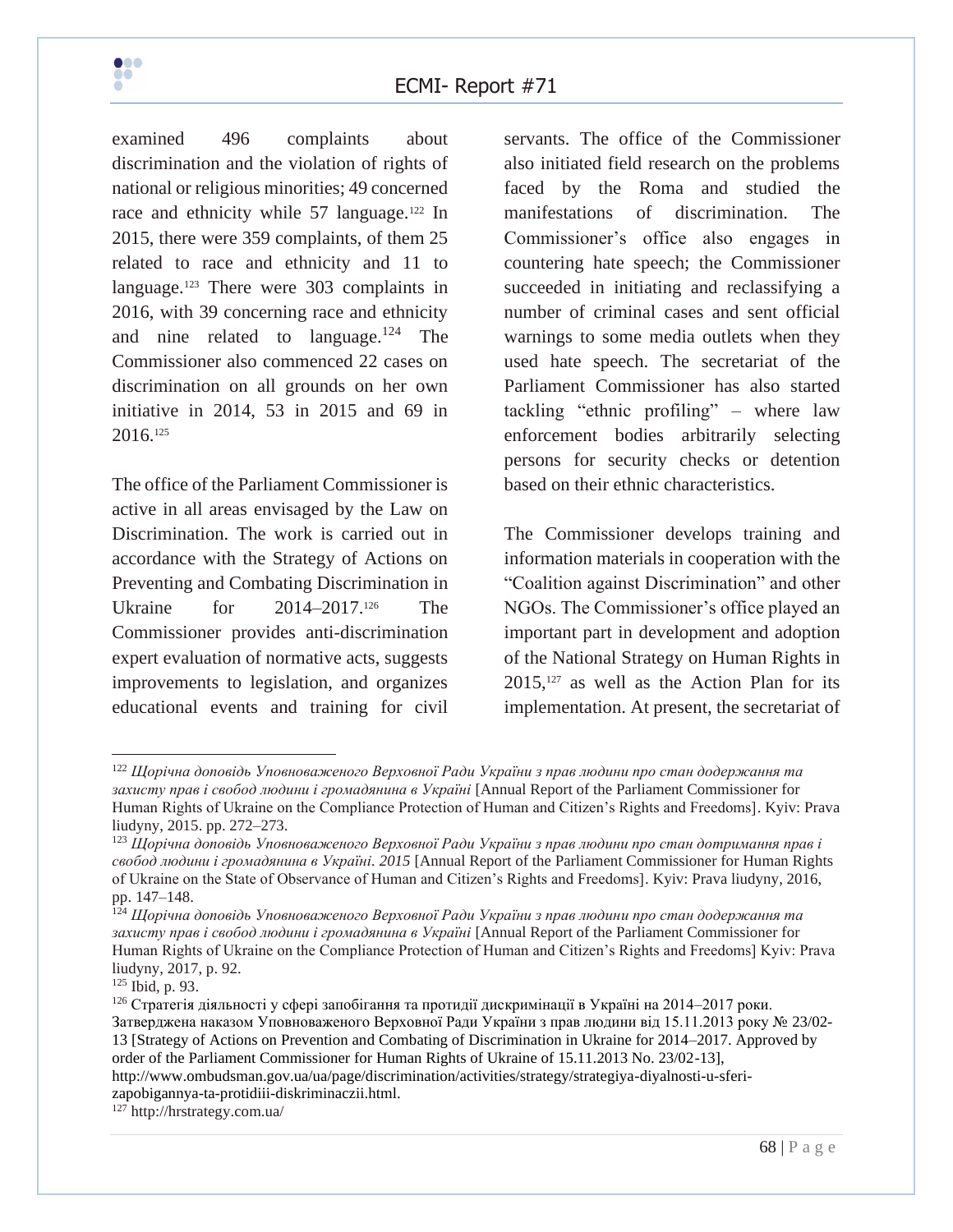examined 496 complaints about discrimination and the violation of rights of national or religious minorities; 49 concerned race and ethnicity while 57 language.[122] In 2015, there were 359 complaints, of them 25 related to race and ethnicity and 11 to language.[123] There were 303 complaints in 2016, with 39 concerning race and ethnicity and nine related to language.[124] The Commissioner also commenced 22 cases on discrimination on all grounds on her own initiative in 2014, 53 in 2015 and 69 in 2016.[125]

The office of the Parliament Commissioner is active in all areas envisaged by the Law on Discrimination. The work is carried out in accordance with the Strategy of Actions on Preventing and Combating Discrimination in Ukraine for 2014–2017.[126] The Commissioner provides anti-discrimination expert evaluation of normative acts, suggests improvements to legislation, and organizes educational events and training for civil servants. The office of the Commissioner also initiated field research on the problems faced by the Roma and studied the manifestations of discrimination. The Commissioner's office also engages in countering hate speech; the Commissioner succeeded in initiating and reclassifying a number of criminal cases and sent official warnings to some media outlets when they used hate speech. The secretariat of the Parliament Commissioner has also started tackling "ethnic profiling" – where law enforcement bodies arbitrarily selecting persons for security checks or detention based on their ethnic characteristics.

The Commissioner develops training and information materials in cooperation with the "Coalition against Discrimination" and other NGOs. The Commissioner's office played an important part in development and adoption of the National Strategy on Human Rights in 2015,[127] as well as the Action Plan for its implementation. At present, the secretariat of

---

[122] *Щорічна доповідь Уповноваженого Верховної Ради України з прав людини про стан додержання та захисту прав і свобод людини і громадянина в Україні* [Annual Report of the Parliament Commissioner for Human Rights of Ukraine on the Compliance Protection of Human and Citizen's Rights and Freedoms]. Kyiv: Prava liudyny, 2015. pp. 272–273.

[123] *Щорічна доповідь Уповноваженого Верховної Ради України з прав людини про стан дотримання прав і свобод людини і громадянина в Україні. 2015* [Annual Report of the Parliament Commissioner for Human Rights of Ukraine on the State of Observance of Human and Citizen's Rights and Freedoms]. Kyiv: Prava liudyny, 2016, pp. 147–148.

[124] *Щорічна доповідь Уповноваженого Верховної Ради України з прав людини про стан додержання та захисту прав і свобод людини і громадянина в Україні* [Annual Report of the Parliament Commissioner for Human Rights of Ukraine on the Compliance Protection of Human and Citizen's Rights and Freedoms] Kyiv: Prava liudyny, 2017, p. 92.

[125] Ibid, p. 93.

[126] Стратегія діяльності у сфері запобігання та протидії дискримінації в Україні на 2014–2017 роки. Затверджена наказом Уповноваженого Верховної Ради України з прав людини від 15.11.2013 року № 23/02-13 [Strategy of Actions on Prevention and Combating of Discrimination in Ukraine for 2014–2017. Approved by order of the Parliament Commissioner for Human Rights of Ukraine of 15.11.2013 No. 23/02-13], http://www.ombudsman.gov.ua/ua/page/discrimination/activities/strategy/strategiya-diyalnosti-u-sferi-zapobigannya-ta-protidiii-diskriminaczii.html.

[127] http://hrstrategy.com.ua/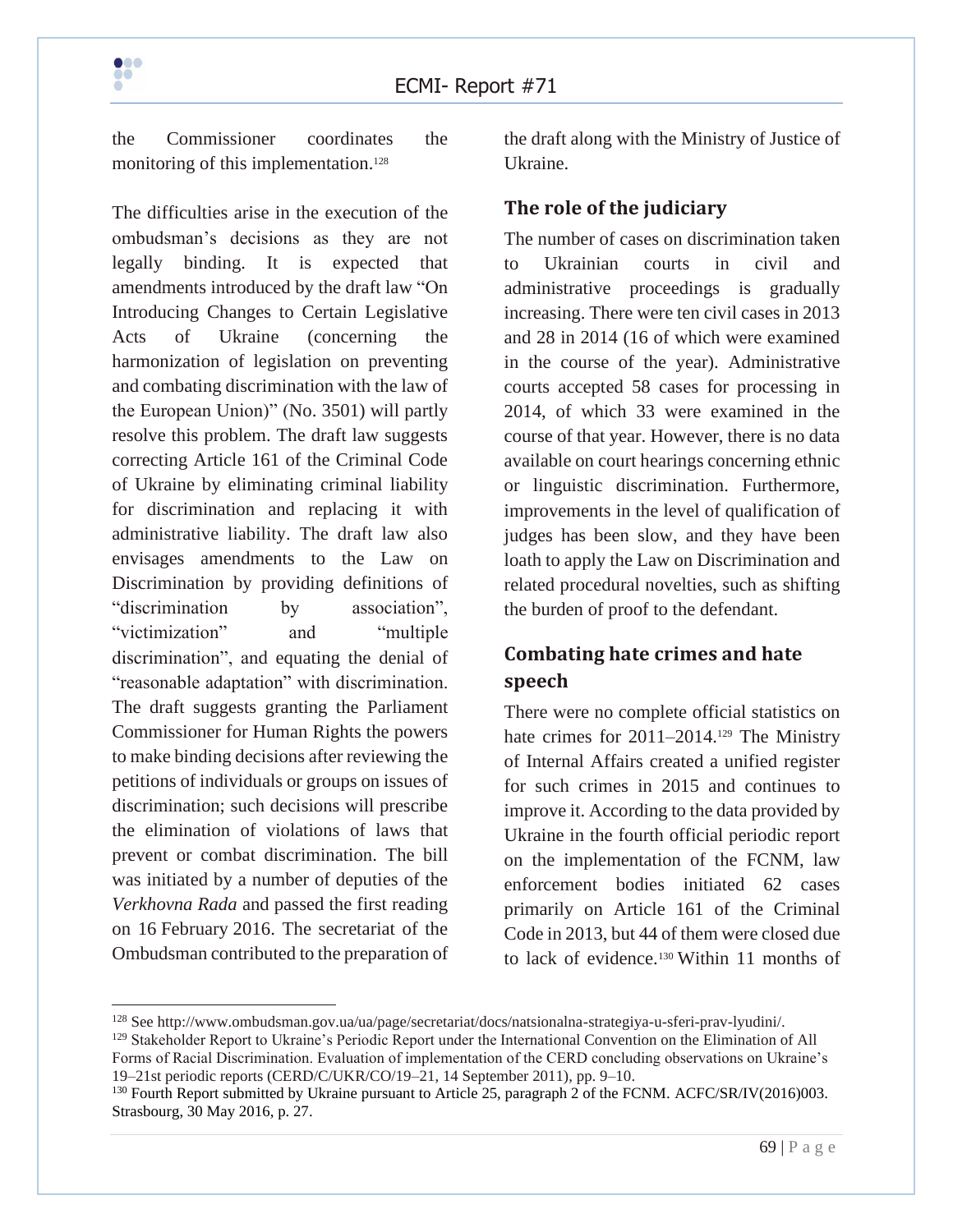the Commissioner coordinates the monitoring of this implementation.[128]

The difficulties arise in the execution of the ombudsman's decisions as they are not legally binding. It is expected that amendments introduced by the draft law "On Introducing Changes to Certain Legislative Acts of Ukraine (concerning the harmonization of legislation on preventing and combating discrimination with the law of the European Union)" (No. 3501) will partly resolve this problem. The draft law suggests correcting Article 161 of the Criminal Code of Ukraine by eliminating criminal liability for discrimination and replacing it with administrative liability. The draft law also envisages amendments to the Law on Discrimination by providing definitions of "discrimination by association", "victimization" and "multiple discrimination", and equating the denial of "reasonable adaptation" with discrimination. The draft suggests granting the Parliament Commissioner for Human Rights the powers to make binding decisions after reviewing the petitions of individuals or groups on issues of discrimination; such decisions will prescribe the elimination of violations of laws that prevent or combat discrimination. The bill was initiated by a number of deputies of the *Verkhovna Rada* and passed the first reading on 16 February 2016. The secretariat of the Ombudsman contributed to the preparation of the draft along with the Ministry of Justice of Ukraine.

## The role of the judiciary

The number of cases on discrimination taken to Ukrainian courts in civil and administrative proceedings is gradually increasing. There were ten civil cases in 2013 and 28 in 2014 (16 of which were examined in the course of the year). Administrative courts accepted 58 cases for processing in 2014, of which 33 were examined in the course of that year. However, there is no data available on court hearings concerning ethnic or linguistic discrimination. Furthermore, improvements in the level of qualification of judges has been slow, and they have been loath to apply the Law on Discrimination and related procedural novelties, such as shifting the burden of proof to the defendant.

## Combating hate crimes and hate speech

There were no complete official statistics on hate crimes for 2011–2014.[129] The Ministry of Internal Affairs created a unified register for such crimes in 2015 and continues to improve it. According to the data provided by Ukraine in the fourth official periodic report on the implementation of the FCNM, law enforcement bodies initiated 62 cases primarily on Article 161 of the Criminal Code in 2013, but 44 of them were closed due to lack of evidence.[130] Within 11 months of

---

[128] See http://www.ombudsman.gov.ua/ua/page/secretariat/docs/natsionalna-strategiya-u-sferi-prav-lyudini/.

[129] Stakeholder Report to Ukraine's Periodic Report under the International Convention on the Elimination of All Forms of Racial Discrimination. Evaluation of implementation of the CERD concluding observations on Ukraine's 19–21st periodic reports (CERD/C/UKR/CO/19–21, 14 September 2011), pp. 9–10.

[130] Fourth Report submitted by Ukraine pursuant to Article 25, paragraph 2 of the FCNM. ACFC/SR/IV(2016)003. Strasbourg, 30 May 2016, p. 27.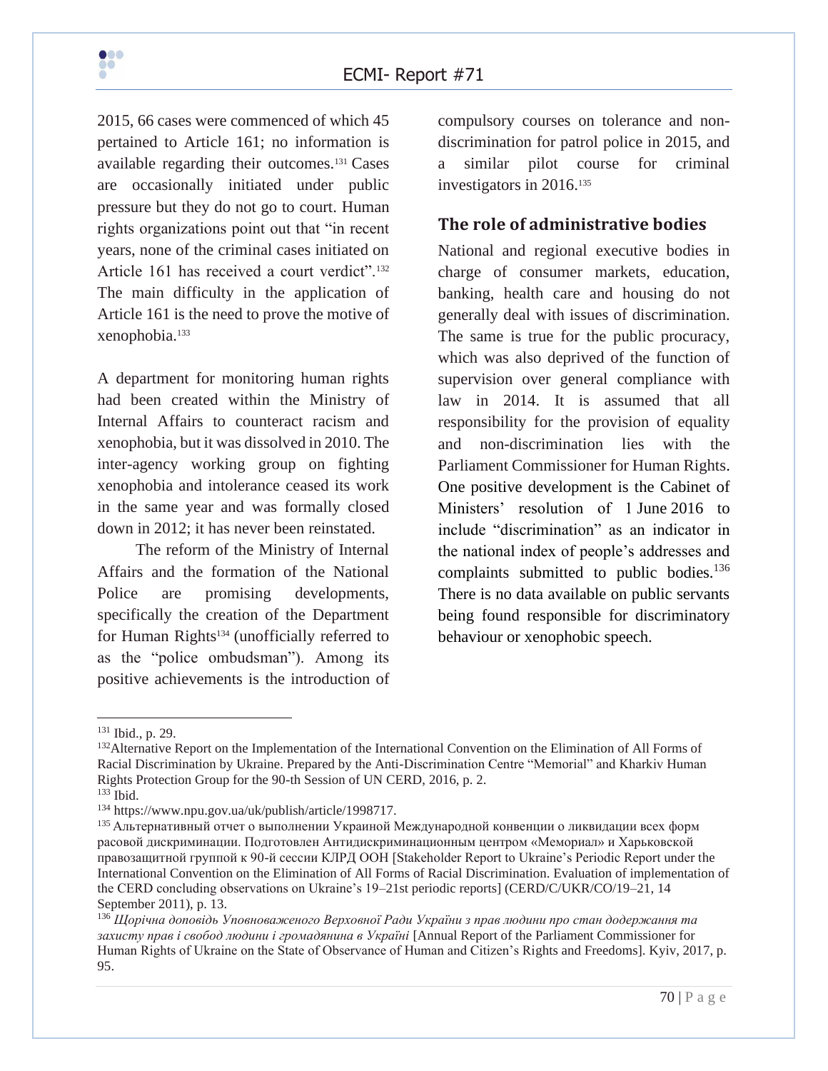2015, 66 cases were commenced of which 45 pertained to Article 161; no information is available regarding their outcomes.[131] Cases are occasionally initiated under public pressure but they do not go to court. Human rights organizations point out that "in recent years, none of the criminal cases initiated on Article 161 has received a court verdict".[132] The main difficulty in the application of Article 161 is the need to prove the motive of xenophobia.[133]

A department for monitoring human rights had been created within the Ministry of Internal Affairs to counteract racism and xenophobia, but it was dissolved in 2010. The inter-agency working group on fighting xenophobia and intolerance ceased its work in the same year and was formally closed down in 2012; it has never been reinstated.

The reform of the Ministry of Internal Affairs and the formation of the National Police are promising developments, specifically the creation of the Department for Human Rights[134] (unofficially referred to as the "police ombudsman"). Among its positive achievements is the introduction of compulsory courses on tolerance and non-discrimination for patrol police in 2015, and a similar pilot course for criminal investigators in 2016.[135]

## The role of administrative bodies

National and regional executive bodies in charge of consumer markets, education, banking, health care and housing do not generally deal with issues of discrimination. The same is true for the public procuracy, which was also deprived of the function of supervision over general compliance with law in 2014. It is assumed that all responsibility for the provision of equality and non-discrimination lies with the Parliament Commissioner for Human Rights. One positive development is the Cabinet of Ministers' resolution of 1 June 2016 to include "discrimination" as an indicator in the national index of people's addresses and complaints submitted to public bodies.[136] There is no data available on public servants being found responsible for discriminatory behaviour or xenophobic speech.

---

[131] Ibid., p. 29.

[132] Alternative Report on the Implementation of the International Convention on the Elimination of All Forms of Racial Discrimination by Ukraine. Prepared by the Anti-Discrimination Centre "Memorial" and Kharkiv Human Rights Protection Group for the 90-th Session of UN CERD, 2016, p. 2.

[133] Ibid.

[134] https://www.npu.gov.ua/uk/publish/article/1998717.

[135] Альтернативный отчет о выполнении Украиной Международной конвенции о ликвидации всех форм расовой дискриминации. Подготовлен Антидискриминационным центром «Мемориал» и Харьковской правозащитной группой к 90-й сессии КЛРД ООН [Stakeholder Report to Ukraine's Periodic Report under the International Convention on the Elimination of All Forms of Racial Discrimination. Evaluation of implementation of the CERD concluding observations on Ukraine's 19–21st periodic reports] (CERD/C/UKR/CO/19–21, 14 September 2011), p. 13.

[136] *Щорічна доповідь Уповноваженого Верховної Ради України з прав людини про стан додержання та захисту прав і свобод людини і громадянина в Україні* [Annual Report of the Parliament Commissioner for Human Rights of Ukraine on the State of Observance of Human and Citizen's Rights and Freedoms]. Kyiv, 2017, p. 95.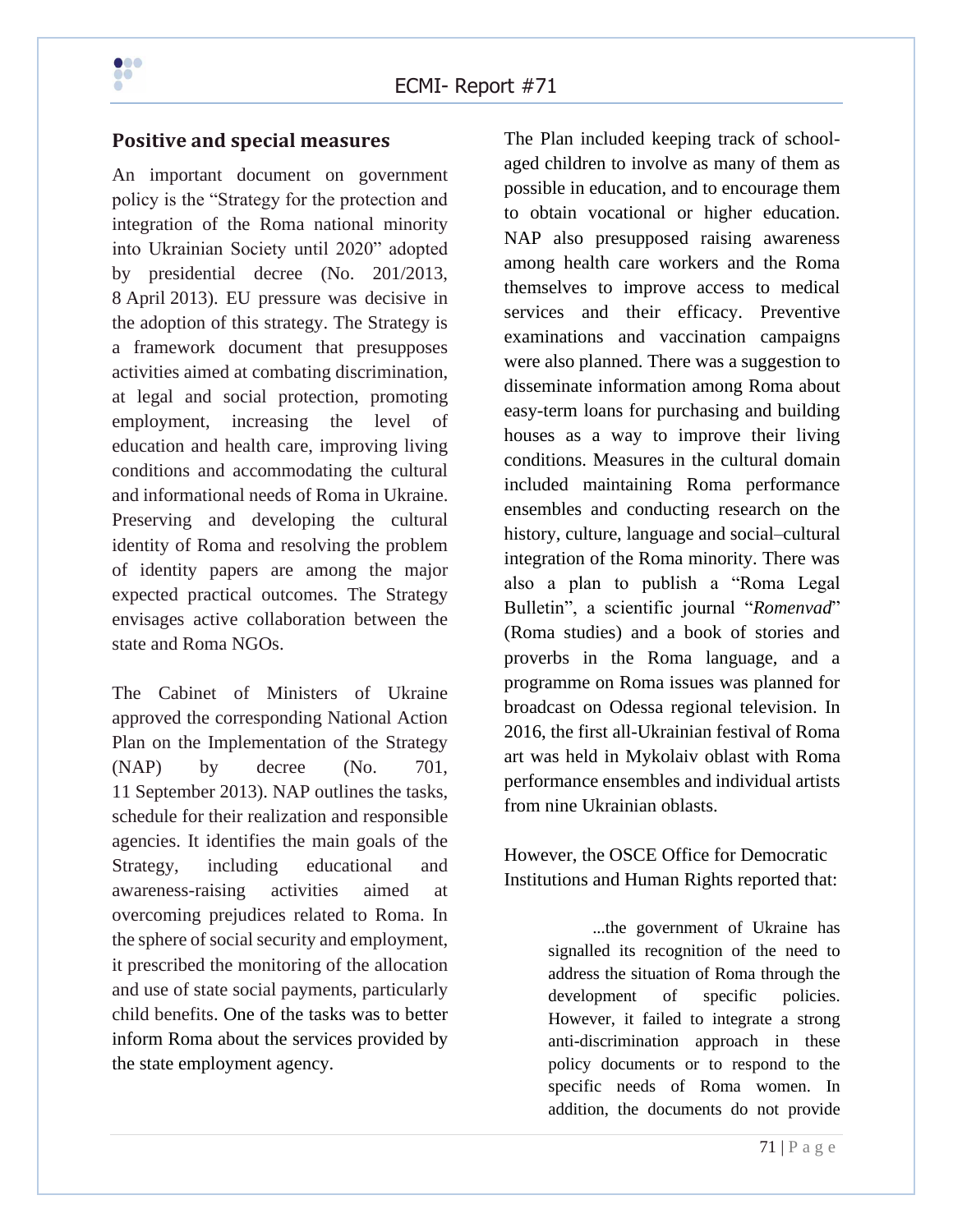## Positive and special measures

An important document on government policy is the "Strategy for the protection and integration of the Roma national minority into Ukrainian Society until 2020" adopted by presidential decree (No. 201/2013, 8 April 2013). EU pressure was decisive in the adoption of this strategy. The Strategy is a framework document that presupposes activities aimed at combating discrimination, at legal and social protection, promoting employment, increasing the level of education and health care, improving living conditions and accommodating the cultural and informational needs of Roma in Ukraine. Preserving and developing the cultural identity of Roma and resolving the problem of identity papers are among the major expected practical outcomes. The Strategy envisages active collaboration between the state and Roma NGOs.

The Cabinet of Ministers of Ukraine approved the corresponding National Action Plan on the Implementation of the Strategy (NAP) by decree (No. 701, 11 September 2013). NAP outlines the tasks, schedule for their realization and responsible agencies. It identifies the main goals of the Strategy, including educational and awareness-raising activities aimed at overcoming prejudices related to Roma. In the sphere of social security and employment, it prescribed the monitoring of the allocation and use of state social payments, particularly child benefits. One of the tasks was to better inform Roma about the services provided by the state employment agency.

The Plan included keeping track of school-aged children to involve as many of them as possible in education, and to encourage them to obtain vocational or higher education. NAP also presupposed raising awareness among health care workers and the Roma themselves to improve access to medical services and their efficacy. Preventive examinations and vaccination campaigns were also planned. There was a suggestion to disseminate information among Roma about easy-term loans for purchasing and building houses as a way to improve their living conditions. Measures in the cultural domain included maintaining Roma performance ensembles and conducting research on the history, culture, language and social–cultural integration of the Roma minority. There was also a plan to publish a "Roma Legal Bulletin", a scientific journal "*Romenvad*" (Roma studies) and a book of stories and proverbs in the Roma language, and a programme on Roma issues was planned for broadcast on Odessa regional television. In 2016, the first all-Ukrainian festival of Roma art was held in Mykolaiv oblast with Roma performance ensembles and individual artists from nine Ukrainian oblasts.

However, the OSCE Office for Democratic Institutions and Human Rights reported that:

> ...the government of Ukraine has signalled its recognition of the need to address the situation of Roma through the development of specific policies. However, it failed to integrate a strong anti-discrimination approach in these policy documents or to respond to the specific needs of Roma women. In addition, the documents do not provide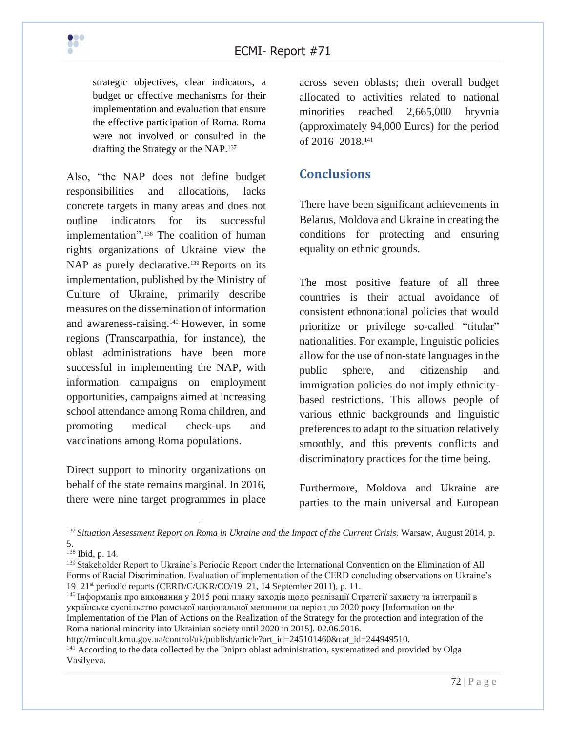> strategic objectives, clear indicators, a budget or effective mechanisms for their implementation and evaluation that ensure the effective participation of Roma. Roma were not involved or consulted in the drafting the Strategy or the NAP.[137]

Also, "the NAP does not define budget responsibilities and allocations, lacks concrete targets in many areas and does not outline indicators for its successful implementation".[138] The coalition of human rights organizations of Ukraine view the NAP as purely declarative.[139] Reports on its implementation, published by the Ministry of Culture of Ukraine, primarily describe measures on the dissemination of information and awareness-raising.[140] However, in some regions (Transcarpathia, for instance), the oblast administrations have been more successful in implementing the NAP, with information campaigns on employment opportunities, campaigns aimed at increasing school attendance among Roma children, and promoting medical check-ups and vaccinations among Roma populations.

Direct support to minority organizations on behalf of the state remains marginal. In 2016, there were nine target programmes in place across seven oblasts; their overall budget allocated to activities related to national minorities reached 2,665,000 hryvnia (approximately 94,000 Euros) for the period of 2016–2018.[141]

## Conclusions

There have been significant achievements in Belarus, Moldova and Ukraine in creating the conditions for protecting and ensuring equality on ethnic grounds.

The most positive feature of all three countries is their actual avoidance of consistent ethnonational policies that would prioritize or privilege so-called "titular" nationalities. For example, linguistic policies allow for the use of non-state languages in the public sphere, and citizenship and immigration policies do not imply ethnicity-based restrictions. This allows people of various ethnic backgrounds and linguistic preferences to adapt to the situation relatively smoothly, and this prevents conflicts and discriminatory practices for the time being.

Furthermore, Moldova and Ukraine are parties to the main universal and European

---

[137] *Situation Assessment Report on Roma in Ukraine and the Impact of the Current Crisis*. Warsaw, August 2014, p. 5.

[138] Ibid, p. 14.

[139] Stakeholder Report to Ukraine's Periodic Report under the International Convention on the Elimination of All Forms of Racial Discrimination. Evaluation of implementation of the CERD concluding observations on Ukraine's 19–21st periodic reports (CERD/C/UKR/CO/19–21, 14 September 2011), p. 11.

[140] Інформація про виконання у 2015 році плану заходів щодо реалізації Стратегії захисту та інтеграції в українське суспільство ромської національної меншини на період до 2020 року [Information on the Implementation of the Plan of Actions on the Realization of the Strategy for the protection and integration of the Roma national minority into Ukrainian society until 2020 in 2015]. 02.06.2016. http://mincult.kmu.gov.ua/control/uk/publish/article?art_id=245101460&cat_id=244949510.

[141] According to the data collected by the Dnipro oblast administration, systematized and provided by Olga Vasilyeva.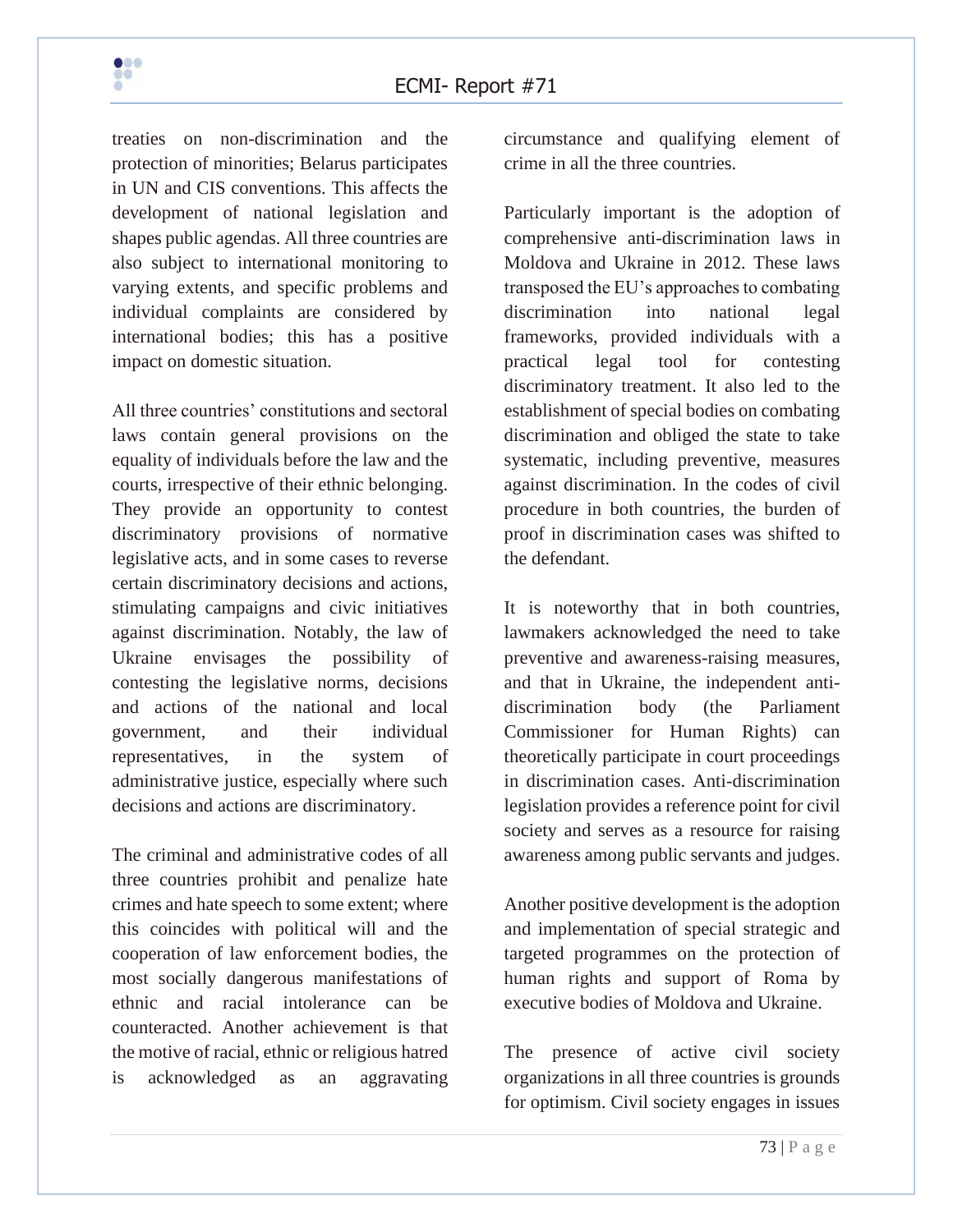treaties on non-discrimination and the protection of minorities; Belarus participates in UN and CIS conventions. This affects the development of national legislation and shapes public agendas. All three countries are also subject to international monitoring to varying extents, and specific problems and individual complaints are considered by international bodies; this has a positive impact on domestic situation.

All three countries' constitutions and sectoral laws contain general provisions on the equality of individuals before the law and the courts, irrespective of their ethnic belonging. They provide an opportunity to contest discriminatory provisions of normative legislative acts, and in some cases to reverse certain discriminatory decisions and actions, stimulating campaigns and civic initiatives against discrimination. Notably, the law of Ukraine envisages the possibility of contesting the legislative norms, decisions and actions of the national and local government, and their individual representatives, in the system of administrative justice, especially where such decisions and actions are discriminatory.

The criminal and administrative codes of all three countries prohibit and penalize hate crimes and hate speech to some extent; where this coincides with political will and the cooperation of law enforcement bodies, the most socially dangerous manifestations of ethnic and racial intolerance can be counteracted. Another achievement is that the motive of racial, ethnic or religious hatred is acknowledged as an aggravating circumstance and qualifying element of crime in all the three countries.

Particularly important is the adoption of comprehensive anti-discrimination laws in Moldova and Ukraine in 2012. These laws transposed the EU's approaches to combating discrimination into national legal frameworks, provided individuals with a practical legal tool for contesting discriminatory treatment. It also led to the establishment of special bodies on combating discrimination and obliged the state to take systematic, including preventive, measures against discrimination. In the codes of civil procedure in both countries, the burden of proof in discrimination cases was shifted to the defendant.

It is noteworthy that in both countries, lawmakers acknowledged the need to take preventive and awareness-raising measures, and that in Ukraine, the independent anti-discrimination body (the Parliament Commissioner for Human Rights) can theoretically participate in court proceedings in discrimination cases. Anti-discrimination legislation provides a reference point for civil society and serves as a resource for raising awareness among public servants and judges.

Another positive development is the adoption and implementation of special strategic and targeted programmes on the protection of human rights and support of Roma by executive bodies of Moldova and Ukraine.

The presence of active civil society organizations in all three countries is grounds for optimism. Civil society engages in issues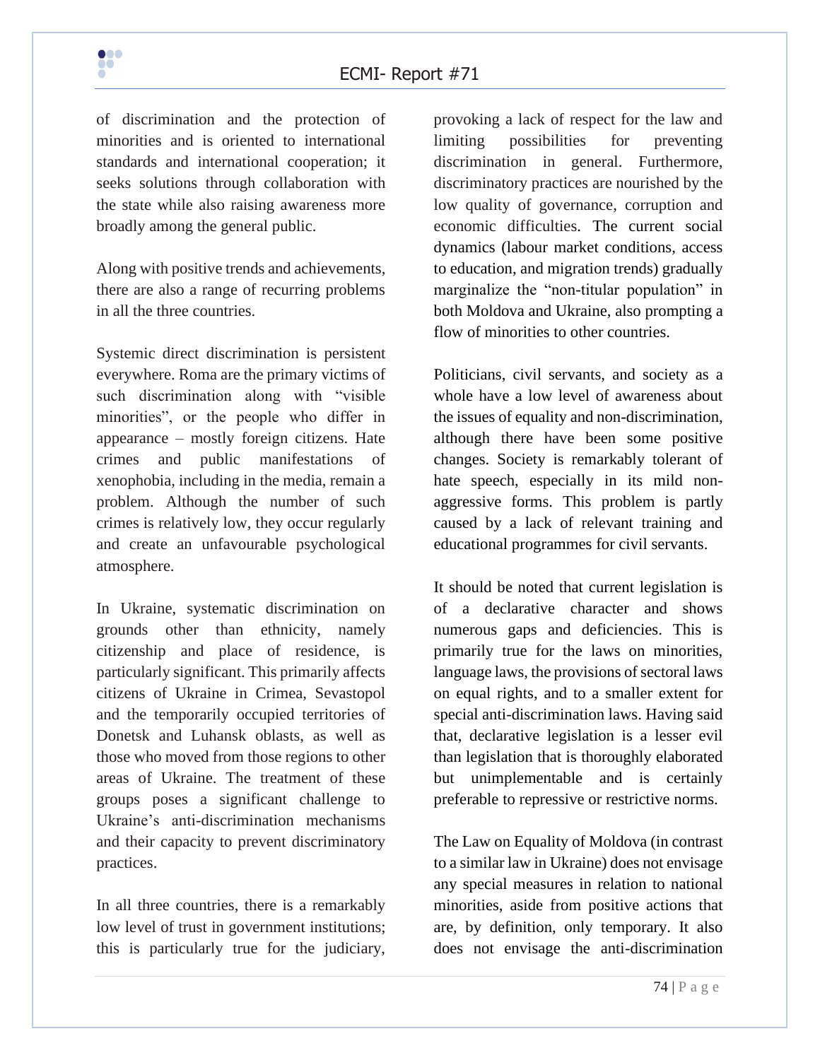of discrimination and the protection of minorities and is oriented to international standards and international cooperation; it seeks solutions through collaboration with the state while also raising awareness more broadly among the general public.

Along with positive trends and achievements, there are also a range of recurring problems in all the three countries.

Systemic direct discrimination is persistent everywhere. Roma are the primary victims of such discrimination along with "visible minorities", or the people who differ in appearance – mostly foreign citizens. Hate crimes and public manifestations of xenophobia, including in the media, remain a problem. Although the number of such crimes is relatively low, they occur regularly and create an unfavourable psychological atmosphere.

In Ukraine, systematic discrimination on grounds other than ethnicity, namely citizenship and place of residence, is particularly significant. This primarily affects citizens of Ukraine in Crimea, Sevastopol and the temporarily occupied territories of Donetsk and Luhansk oblasts, as well as those who moved from those regions to other areas of Ukraine. The treatment of these groups poses a significant challenge to Ukraine's anti-discrimination mechanisms and their capacity to prevent discriminatory practices.

In all three countries, there is a remarkably low level of trust in government institutions; this is particularly true for the judiciary, provoking a lack of respect for the law and limiting possibilities for preventing discrimination in general. Furthermore, discriminatory practices are nourished by the low quality of governance, corruption and economic difficulties. The current social dynamics (labour market conditions, access to education, and migration trends) gradually marginalize the "non-titular population" in both Moldova and Ukraine, also prompting a flow of minorities to other countries.

Politicians, civil servants, and society as a whole have a low level of awareness about the issues of equality and non-discrimination, although there have been some positive changes. Society is remarkably tolerant of hate speech, especially in its mild non-aggressive forms. This problem is partly caused by a lack of relevant training and educational programmes for civil servants.

It should be noted that current legislation is of a declarative character and shows numerous gaps and deficiencies. This is primarily true for the laws on minorities, language laws, the provisions of sectoral laws on equal rights, and to a smaller extent for special anti-discrimination laws. Having said that, declarative legislation is a lesser evil than legislation that is thoroughly elaborated but unimplementable and is certainly preferable to repressive or restrictive norms.

The Law on Equality of Moldova (in contrast to a similar law in Ukraine) does not envisage any special measures in relation to national minorities, aside from positive actions that are, by definition, only temporary. It also does not envisage the anti-discrimination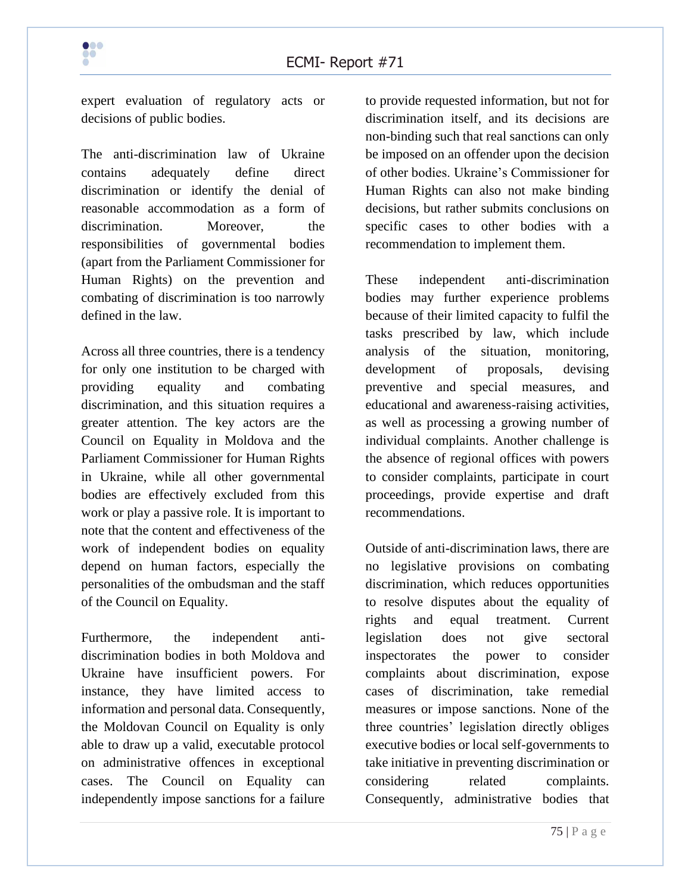expert evaluation of regulatory acts or decisions of public bodies.

The anti-discrimination law of Ukraine contains adequately define direct discrimination or identify the denial of reasonable accommodation as a form of discrimination. Moreover, the responsibilities of governmental bodies (apart from the Parliament Commissioner for Human Rights) on the prevention and combating of discrimination is too narrowly defined in the law.

Across all three countries, there is a tendency for only one institution to be charged with providing equality and combating discrimination, and this situation requires a greater attention. The key actors are the Council on Equality in Moldova and the Parliament Commissioner for Human Rights in Ukraine, while all other governmental bodies are effectively excluded from this work or play a passive role. It is important to note that the content and effectiveness of the work of independent bodies on equality depend on human factors, especially the personalities of the ombudsman and the staff of the Council on Equality.

Furthermore, the independent anti-discrimination bodies in both Moldova and Ukraine have insufficient powers. For instance, they have limited access to information and personal data. Consequently, the Moldovan Council on Equality is only able to draw up a valid, executable protocol on administrative offences in exceptional cases. The Council on Equality can independently impose sanctions for a failure to provide requested information, but not for discrimination itself, and its decisions are non-binding such that real sanctions can only be imposed on an offender upon the decision of other bodies. Ukraine's Commissioner for Human Rights can also not make binding decisions, but rather submits conclusions on specific cases to other bodies with a recommendation to implement them.

These independent anti-discrimination bodies may further experience problems because of their limited capacity to fulfil the tasks prescribed by law, which include analysis of the situation, monitoring, development of proposals, devising preventive and special measures, and educational and awareness-raising activities, as well as processing a growing number of individual complaints. Another challenge is the absence of regional offices with powers to consider complaints, participate in court proceedings, provide expertise and draft recommendations.

Outside of anti-discrimination laws, there are no legislative provisions on combating discrimination, which reduces opportunities to resolve disputes about the equality of rights and equal treatment. Current legislation does not give sectoral inspectorates the power to consider complaints about discrimination, expose cases of discrimination, take remedial measures or impose sanctions. None of the three countries' legislation directly obliges executive bodies or local self-governments to take initiative in preventing discrimination or considering related complaints. Consequently, administrative bodies that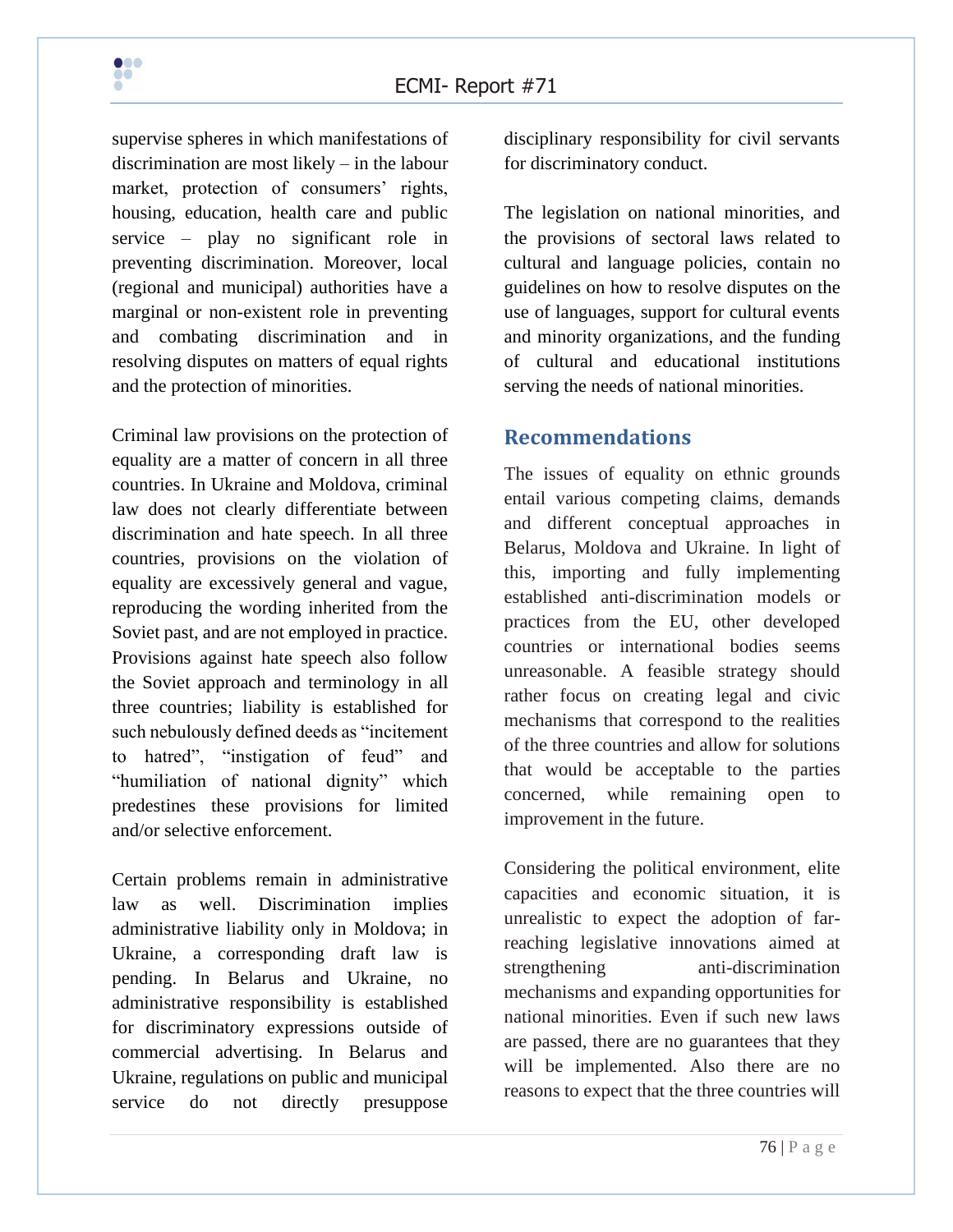supervise spheres in which manifestations of discrimination are most likely – in the labour market, protection of consumers' rights, housing, education, health care and public service – play no significant role in preventing discrimination. Moreover, local (regional and municipal) authorities have a marginal or non-existent role in preventing and combating discrimination and in resolving disputes on matters of equal rights and the protection of minorities.

Criminal law provisions on the protection of equality are a matter of concern in all three countries. In Ukraine and Moldova, criminal law does not clearly differentiate between discrimination and hate speech. In all three countries, provisions on the violation of equality are excessively general and vague, reproducing the wording inherited from the Soviet past, and are not employed in practice. Provisions against hate speech also follow the Soviet approach and terminology in all three countries; liability is established for such nebulously defined deeds as "incitement to hatred", "instigation of feud" and "humiliation of national dignity" which predestines these provisions for limited and/or selective enforcement.

Certain problems remain in administrative law as well. Discrimination implies administrative liability only in Moldova; in Ukraine, a corresponding draft law is pending. In Belarus and Ukraine, no administrative responsibility is established for discriminatory expressions outside of commercial advertising. In Belarus and Ukraine, regulations on public and municipal service do not directly presuppose disciplinary responsibility for civil servants for discriminatory conduct.

The legislation on national minorities, and the provisions of sectoral laws related to cultural and language policies, contain no guidelines on how to resolve disputes on the use of languages, support for cultural events and minority organizations, and the funding of cultural and educational institutions serving the needs of national minorities.

## Recommendations

The issues of equality on ethnic grounds entail various competing claims, demands and different conceptual approaches in Belarus, Moldova and Ukraine. In light of this, importing and fully implementing established anti-discrimination models or practices from the EU, other developed countries or international bodies seems unreasonable. A feasible strategy should rather focus on creating legal and civic mechanisms that correspond to the realities of the three countries and allow for solutions that would be acceptable to the parties concerned, while remaining open to improvement in the future.

Considering the political environment, elite capacities and economic situation, it is unrealistic to expect the adoption of far-reaching legislative innovations aimed at strengthening anti-discrimination mechanisms and expanding opportunities for national minorities. Even if such new laws are passed, there are no guarantees that they will be implemented. Also there are no reasons to expect that the three countries will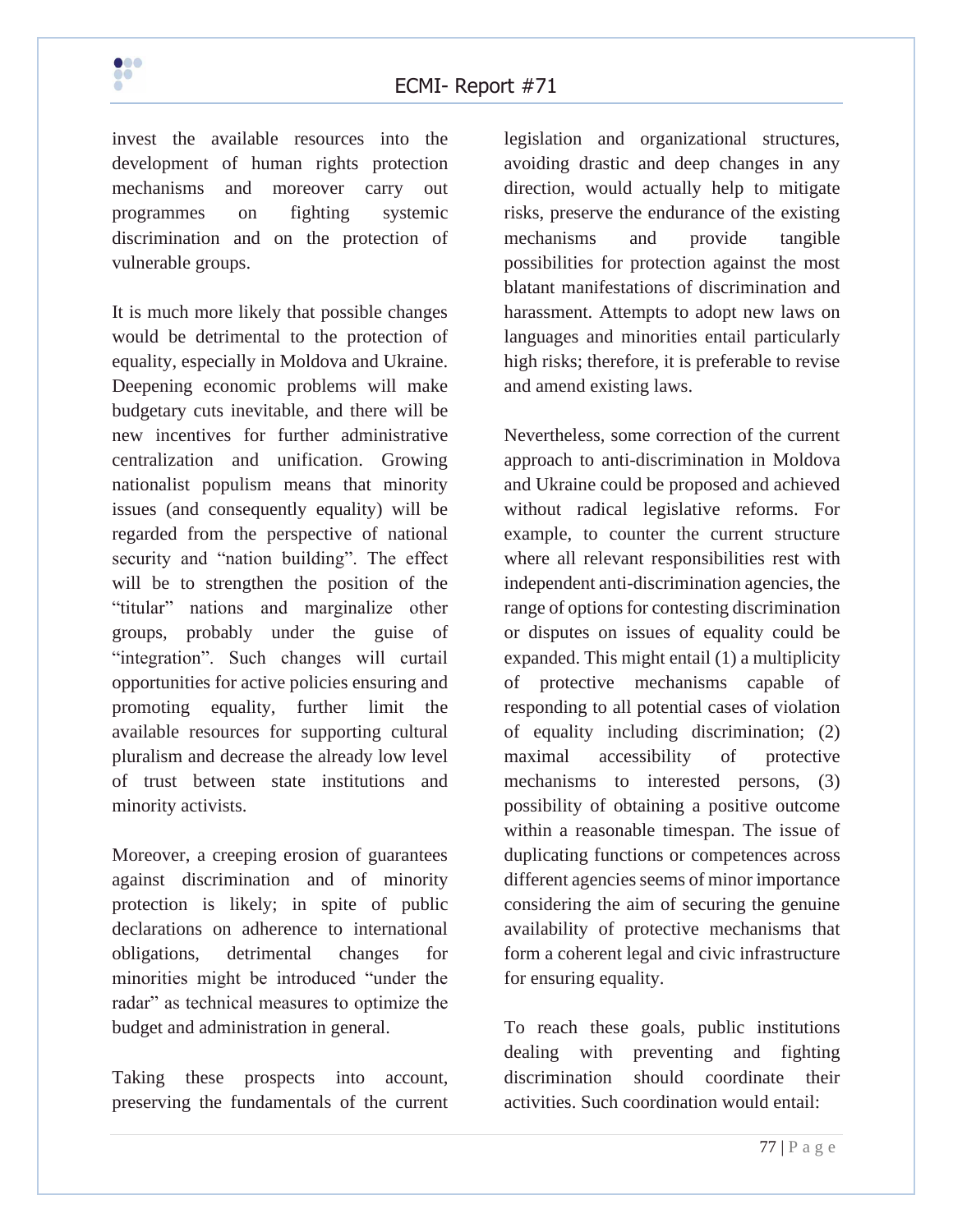invest the available resources into the development of human rights protection mechanisms and moreover carry out programmes on fighting systemic discrimination and on the protection of vulnerable groups.

It is much more likely that possible changes would be detrimental to the protection of equality, especially in Moldova and Ukraine. Deepening economic problems will make budgetary cuts inevitable, and there will be new incentives for further administrative centralization and unification. Growing nationalist populism means that minority issues (and consequently equality) will be regarded from the perspective of national security and "nation building". The effect will be to strengthen the position of the "titular" nations and marginalize other groups, probably under the guise of "integration". Such changes will curtail opportunities for active policies ensuring and promoting equality, further limit the available resources for supporting cultural pluralism and decrease the already low level of trust between state institutions and minority activists.

Moreover, a creeping erosion of guarantees against discrimination and of minority protection is likely; in spite of public declarations on adherence to international obligations, detrimental changes for minorities might be introduced "under the radar" as technical measures to optimize the budget and administration in general.

Taking these prospects into account, preserving the fundamentals of the current legislation and organizational structures, avoiding drastic and deep changes in any direction, would actually help to mitigate risks, preserve the endurance of the existing mechanisms and provide tangible possibilities for protection against the most blatant manifestations of discrimination and harassment. Attempts to adopt new laws on languages and minorities entail particularly high risks; therefore, it is preferable to revise and amend existing laws.

Nevertheless, some correction of the current approach to anti-discrimination in Moldova and Ukraine could be proposed and achieved without radical legislative reforms. For example, to counter the current structure where all relevant responsibilities rest with independent anti-discrimination agencies, the range of options for contesting discrimination or disputes on issues of equality could be expanded. This might entail (1) a multiplicity of protective mechanisms capable of responding to all potential cases of violation of equality including discrimination; (2) maximal accessibility of protective mechanisms to interested persons, (3) possibility of obtaining a positive outcome within a reasonable timespan. The issue of duplicating functions or competences across different agencies seems of minor importance considering the aim of securing the genuine availability of protective mechanisms that form a coherent legal and civic infrastructure for ensuring equality.

To reach these goals, public institutions dealing with preventing and fighting discrimination should coordinate their activities. Such coordination would entail: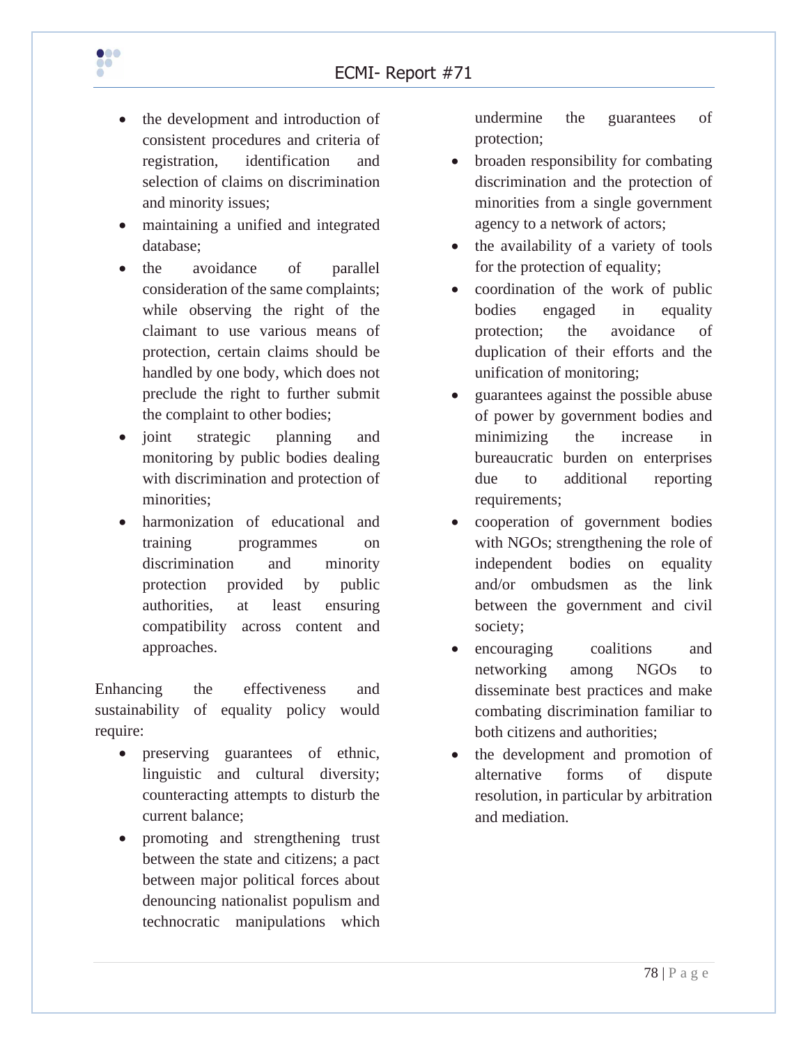- the development and introduction of consistent procedures and criteria of registration, identification and selection of claims on discrimination and minority issues;
- maintaining a unified and integrated database;
- the avoidance of parallel consideration of the same complaints; while observing the right of the claimant to use various means of protection, certain claims should be handled by one body, which does not preclude the right to further submit the complaint to other bodies;
- joint strategic planning and monitoring by public bodies dealing with discrimination and protection of minorities;
- harmonization of educational and training programmes on discrimination and minority protection provided by public authorities, at least ensuring compatibility across content and approaches.

Enhancing the effectiveness and sustainability of equality policy would require:

- preserving guarantees of ethnic, linguistic and cultural diversity; counteracting attempts to disturb the current balance;
- promoting and strengthening trust between the state and citizens; a pact between major political forces about denouncing nationalist populism and technocratic manipulations which undermine the guarantees of protection;
- broaden responsibility for combating discrimination and the protection of minorities from a single government agency to a network of actors;
- the availability of a variety of tools for the protection of equality;
- coordination of the work of public bodies engaged in equality protection; the avoidance of duplication of their efforts and the unification of monitoring;
- guarantees against the possible abuse of power by government bodies and minimizing the increase in bureaucratic burden on enterprises due to additional reporting requirements;
- cooperation of government bodies with NGOs; strengthening the role of independent bodies on equality and/or ombudsmen as the link between the government and civil society;
- encouraging coalitions and networking among NGOs to disseminate best practices and make combating discrimination familiar to both citizens and authorities;
- the development and promotion of alternative forms of dispute resolution, in particular by arbitration and mediation.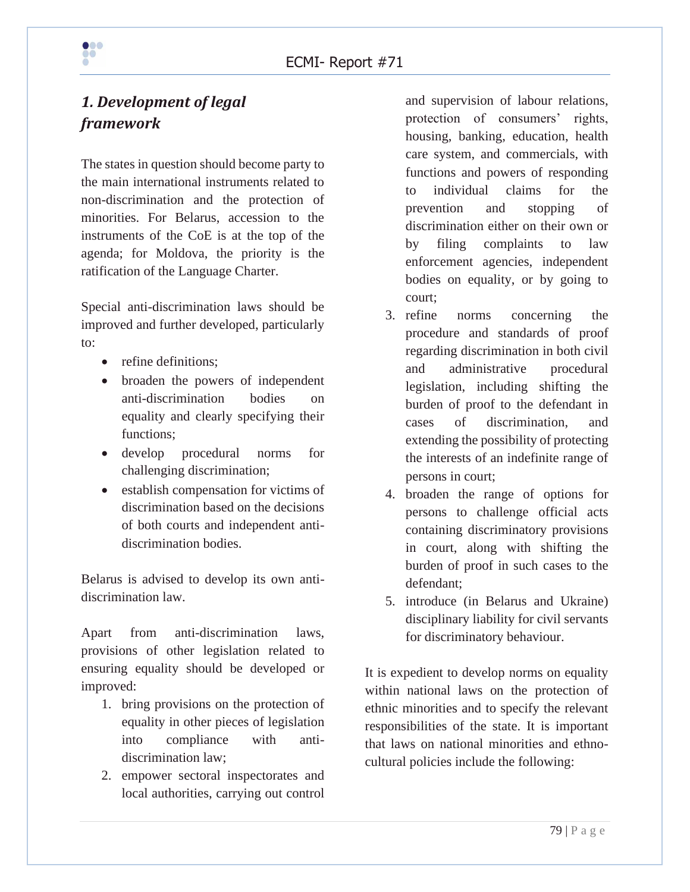## *1. Development of legal framework*

The states in question should become party to the main international instruments related to non-discrimination and the protection of minorities. For Belarus, accession to the instruments of the CoE is at the top of the agenda; for Moldova, the priority is the ratification of the Language Charter.

Special anti-discrimination laws should be improved and further developed, particularly to:

- refine definitions;
- broaden the powers of independent anti-discrimination bodies on equality and clearly specifying their functions;
- develop procedural norms for challenging discrimination;
- establish compensation for victims of discrimination based on the decisions of both courts and independent anti-discrimination bodies.

Belarus is advised to develop its own anti-discrimination law.

Apart from anti-discrimination laws, provisions of other legislation related to ensuring equality should be developed or improved:

1. bring provisions on the protection of equality in other pieces of legislation into compliance with anti-discrimination law;
2. empower sectoral inspectorates and local authorities, carrying out control and supervision of labour relations, protection of consumers' rights, housing, banking, education, health care system, and commercials, with functions and powers of responding to individual claims for the prevention and stopping of discrimination either on their own or by filing complaints to law enforcement agencies, independent bodies on equality, or by going to court;
3. refine norms concerning the procedure and standards of proof regarding discrimination in both civil and administrative procedural legislation, including shifting the burden of proof to the defendant in cases of discrimination, and extending the possibility of protecting the interests of an indefinite range of persons in court;
4. broaden the range of options for persons to challenge official acts containing discriminatory provisions in court, along with shifting the burden of proof in such cases to the defendant;
5. introduce (in Belarus and Ukraine) disciplinary liability for civil servants for discriminatory behaviour.

It is expedient to develop norms on equality within national laws on the protection of ethnic minorities and to specify the relevant responsibilities of the state. It is important that laws on national minorities and ethno-cultural policies include the following: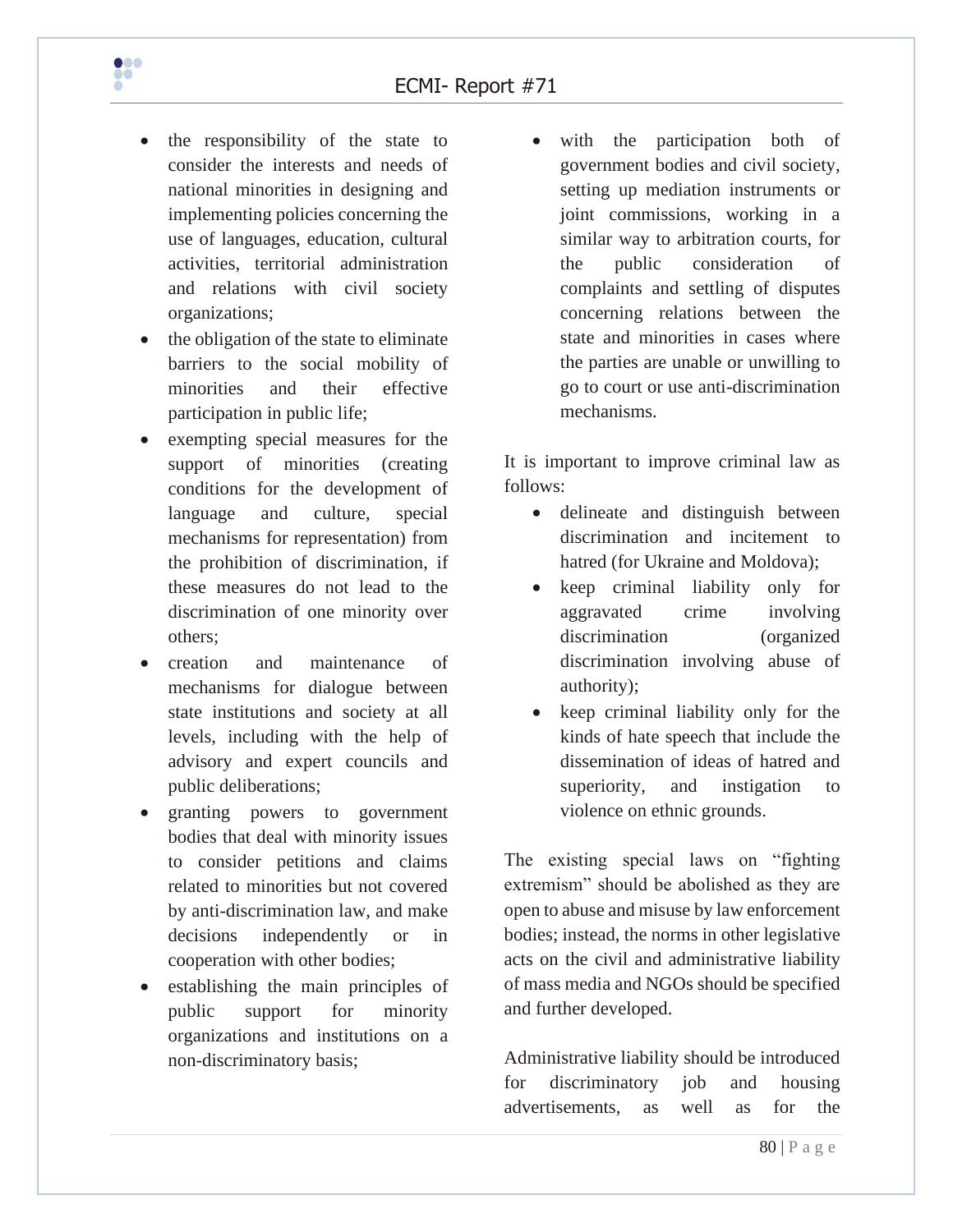- the responsibility of the state to consider the interests and needs of national minorities in designing and implementing policies concerning the use of languages, education, cultural activities, territorial administration and relations with civil society organizations;
- the obligation of the state to eliminate barriers to the social mobility of minorities and their effective participation in public life;
- exempting special measures for the support of minorities (creating conditions for the development of language and culture, special mechanisms for representation) from the prohibition of discrimination, if these measures do not lead to the discrimination of one minority over others;
- creation and maintenance of mechanisms for dialogue between state institutions and society at all levels, including with the help of advisory and expert councils and public deliberations;
- granting powers to government bodies that deal with minority issues to consider petitions and claims related to minorities but not covered by anti-discrimination law, and make decisions independently or in cooperation with other bodies;
- establishing the main principles of public support for minority organizations and institutions on a non-discriminatory basis;
- with the participation both of government bodies and civil society, setting up mediation instruments or joint commissions, working in a similar way to arbitration courts, for the public consideration of complaints and settling of disputes concerning relations between the state and minorities in cases where the parties are unable or unwilling to go to court or use anti-discrimination mechanisms.

It is important to improve criminal law as follows:

- delineate and distinguish between discrimination and incitement to hatred (for Ukraine and Moldova);
- keep criminal liability only for aggravated crime involving discrimination (organized discrimination involving abuse of authority);
- keep criminal liability only for the kinds of hate speech that include the dissemination of ideas of hatred and superiority, and instigation to violence on ethnic grounds.

The existing special laws on "fighting extremism" should be abolished as they are open to abuse and misuse by law enforcement bodies; instead, the norms in other legislative acts on the civil and administrative liability of mass media and NGOs should be specified and further developed.

Administrative liability should be introduced for discriminatory job and housing advertisements, as well as for the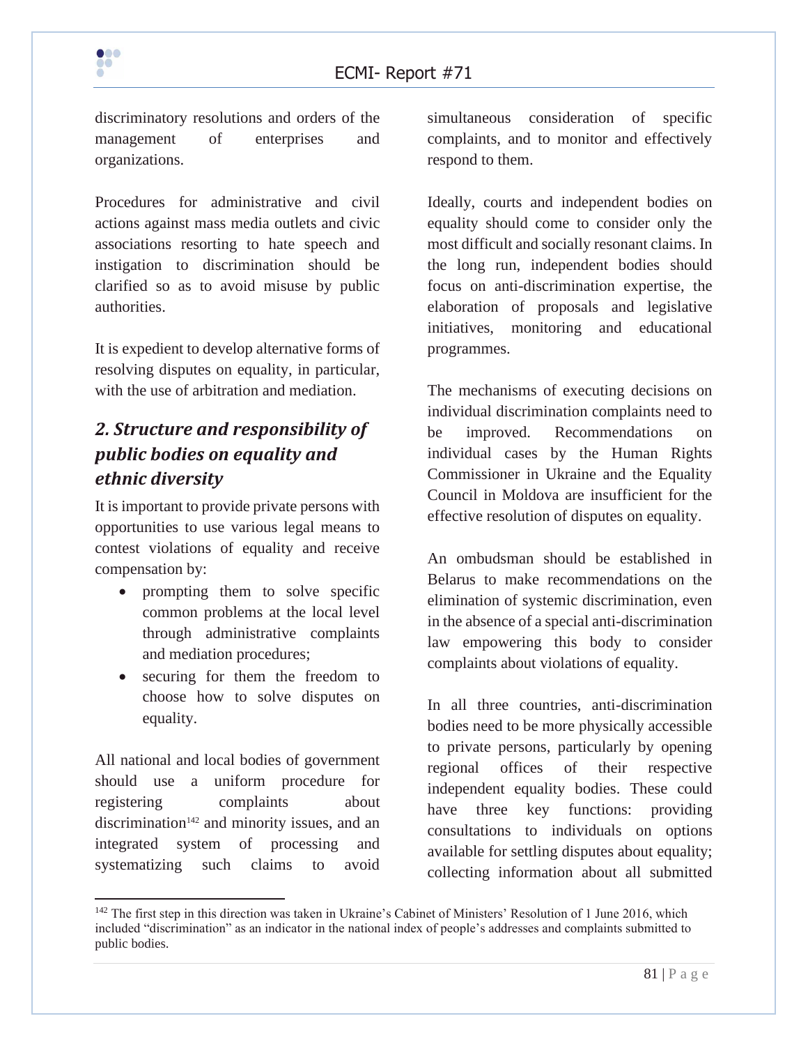discriminatory resolutions and orders of the management of enterprises and organizations.

Procedures for administrative and civil actions against mass media outlets and civic associations resorting to hate speech and instigation to discrimination should be clarified so as to avoid misuse by public authorities.

It is expedient to develop alternative forms of resolving disputes on equality, in particular, with the use of arbitration and mediation.

## *2. Structure and responsibility of public bodies on equality and ethnic diversity*

It is important to provide private persons with opportunities to use various legal means to contest violations of equality and receive compensation by:

- prompting them to solve specific common problems at the local level through administrative complaints and mediation procedures;
- securing for them the freedom to choose how to solve disputes on equality.

All national and local bodies of government should use a uniform procedure for registering complaints about discrimination[142] and minority issues, and an integrated system of processing and systematizing such claims to avoid simultaneous consideration of specific complaints, and to monitor and effectively respond to them.

Ideally, courts and independent bodies on equality should come to consider only the most difficult and socially resonant claims. In the long run, independent bodies should focus on anti-discrimination expertise, the elaboration of proposals and legislative initiatives, monitoring and educational programmes.

The mechanisms of executing decisions on individual discrimination complaints need to be improved. Recommendations on individual cases by the Human Rights Commissioner in Ukraine and the Equality Council in Moldova are insufficient for the effective resolution of disputes on equality.

An ombudsman should be established in Belarus to make recommendations on the elimination of systemic discrimination, even in the absence of a special anti-discrimination law empowering this body to consider complaints about violations of equality.

In all three countries, anti-discrimination bodies need to be more physically accessible to private persons, particularly by opening regional offices of their respective independent equality bodies. These could have three key functions: providing consultations to individuals on options available for settling disputes about equality; collecting information about all submitted

[142] The first step in this direction was taken in Ukraine's Cabinet of Ministers' Resolution of 1 June 2016, which included "discrimination" as an indicator in the national index of people's addresses and complaints submitted to public bodies.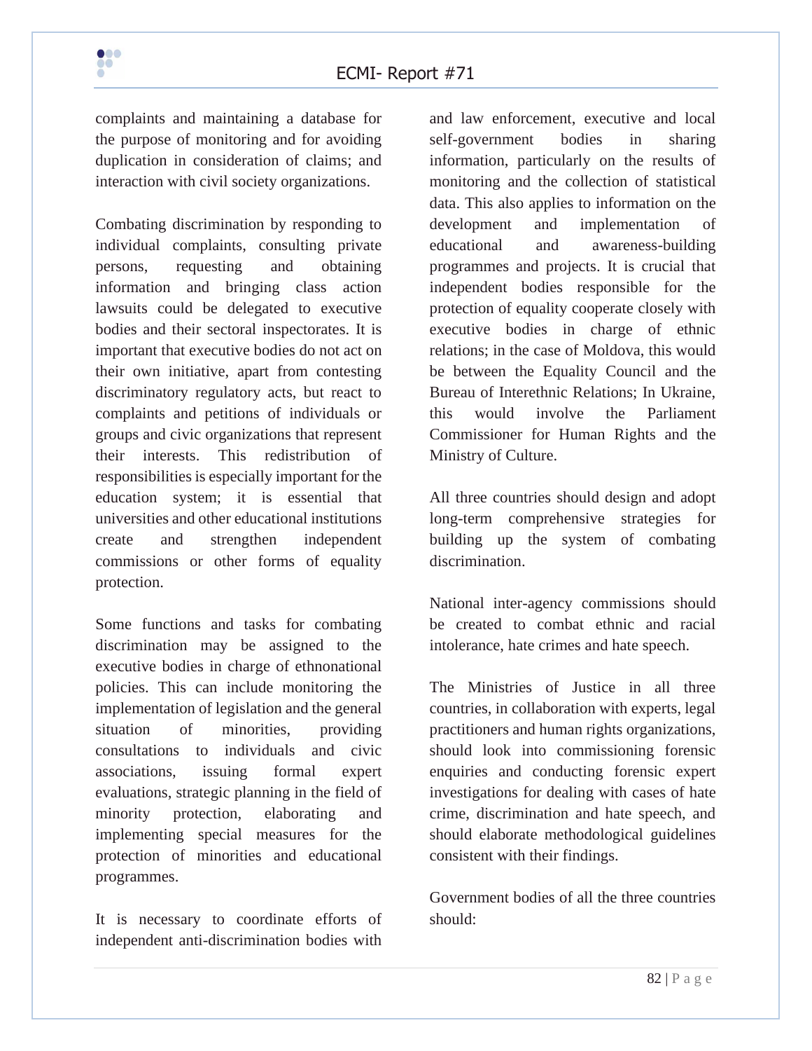complaints and maintaining a database for the purpose of monitoring and for avoiding duplication in consideration of claims; and interaction with civil society organizations.

Combating discrimination by responding to individual complaints, consulting private persons, requesting and obtaining information and bringing class action lawsuits could be delegated to executive bodies and their sectoral inspectorates. It is important that executive bodies do not act on their own initiative, apart from contesting discriminatory regulatory acts, but react to complaints and petitions of individuals or groups and civic organizations that represent their interests. This redistribution of responsibilities is especially important for the education system; it is essential that universities and other educational institutions create and strengthen independent commissions or other forms of equality protection.

Some functions and tasks for combating discrimination may be assigned to the executive bodies in charge of ethnonational policies. This can include monitoring the implementation of legislation and the general situation of minorities, providing consultations to individuals and civic associations, issuing formal expert evaluations, strategic planning in the field of minority protection, elaborating and implementing special measures for the protection of minorities and educational programmes.

It is necessary to coordinate efforts of independent anti-discrimination bodies with and law enforcement, executive and local self-government bodies in sharing information, particularly on the results of monitoring and the collection of statistical data. This also applies to information on the development and implementation of educational and awareness-building programmes and projects. It is crucial that independent bodies responsible for the protection of equality cooperate closely with executive bodies in charge of ethnic relations; in the case of Moldova, this would be between the Equality Council and the Bureau of Interethnic Relations; In Ukraine, this would involve the Parliament Commissioner for Human Rights and the Ministry of Culture.

All three countries should design and adopt long-term comprehensive strategies for building up the system of combating discrimination.

National inter-agency commissions should be created to combat ethnic and racial intolerance, hate crimes and hate speech.

The Ministries of Justice in all three countries, in collaboration with experts, legal practitioners and human rights organizations, should look into commissioning forensic enquiries and conducting forensic expert investigations for dealing with cases of hate crime, discrimination and hate speech, and should elaborate methodological guidelines consistent with their findings.

Government bodies of all the three countries should: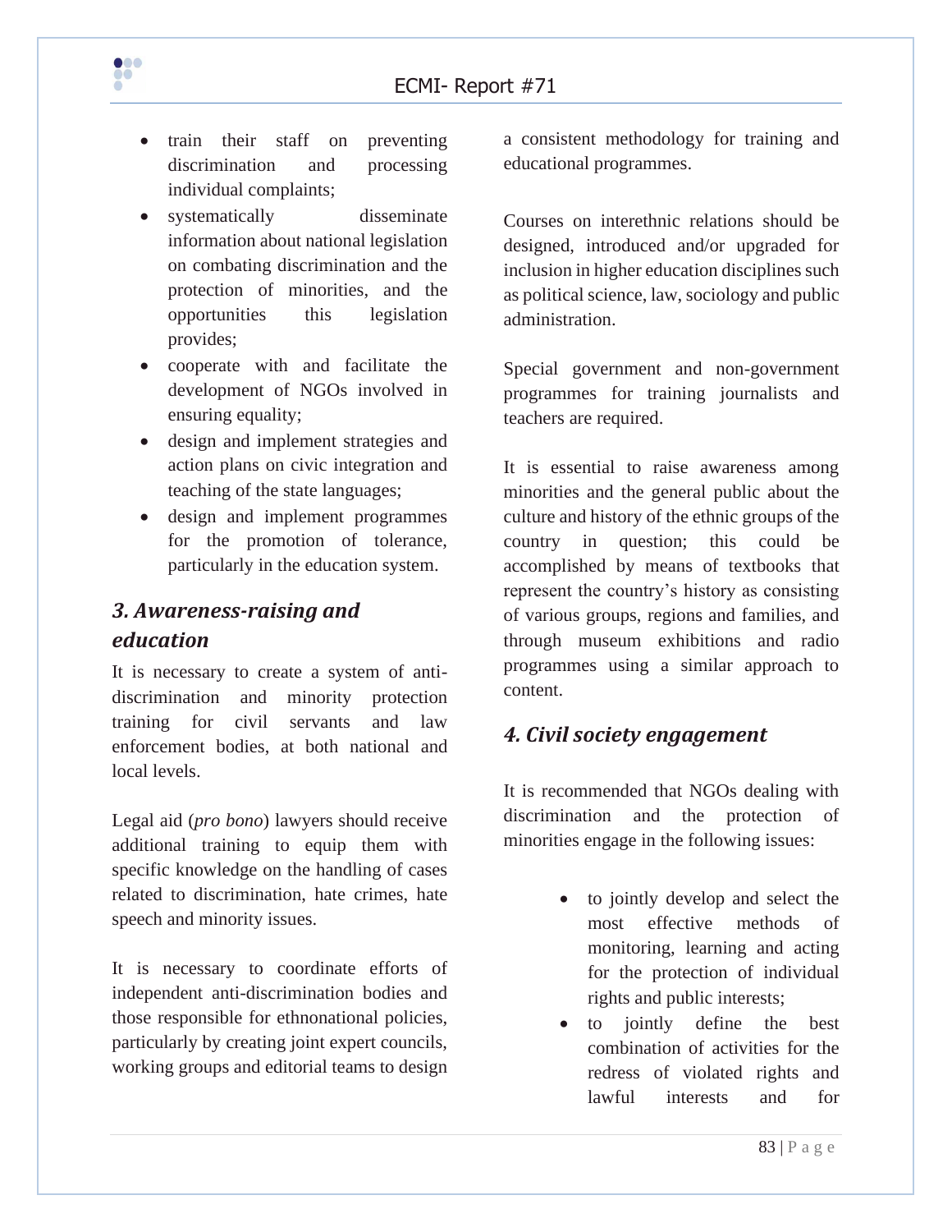- train their staff on preventing discrimination and processing individual complaints;
- systematically disseminate information about national legislation on combating discrimination and the protection of minorities, and the opportunities this legislation provides;
- cooperate with and facilitate the development of NGOs involved in ensuring equality;
- design and implement strategies and action plans on civic integration and teaching of the state languages;
- design and implement programmes for the promotion of tolerance, particularly in the education system.

### *3. Awareness-raising and education*

It is necessary to create a system of anti-discrimination and minority protection training for civil servants and law enforcement bodies, at both national and local levels.

Legal aid (*pro bono*) lawyers should receive additional training to equip them with specific knowledge on the handling of cases related to discrimination, hate crimes, hate speech and minority issues.

It is necessary to coordinate efforts of independent anti-discrimination bodies and those responsible for ethnonational policies, particularly by creating joint expert councils, working groups and editorial teams to design a consistent methodology for training and educational programmes.

Courses on interethnic relations should be designed, introduced and/or upgraded for inclusion in higher education disciplines such as political science, law, sociology and public administration.

Special government and non-government programmes for training journalists and teachers are required.

It is essential to raise awareness among minorities and the general public about the culture and history of the ethnic groups of the country in question; this could be accomplished by means of textbooks that represent the country's history as consisting of various groups, regions and families, and through museum exhibitions and radio programmes using a similar approach to content.

### *4. Civil society engagement*

It is recommended that NGOs dealing with discrimination and the protection of minorities engage in the following issues:

- to jointly develop and select the most effective methods of monitoring, learning and acting for the protection of individual rights and public interests;
- to jointly define the best combination of activities for the redress of violated rights and lawful interests and for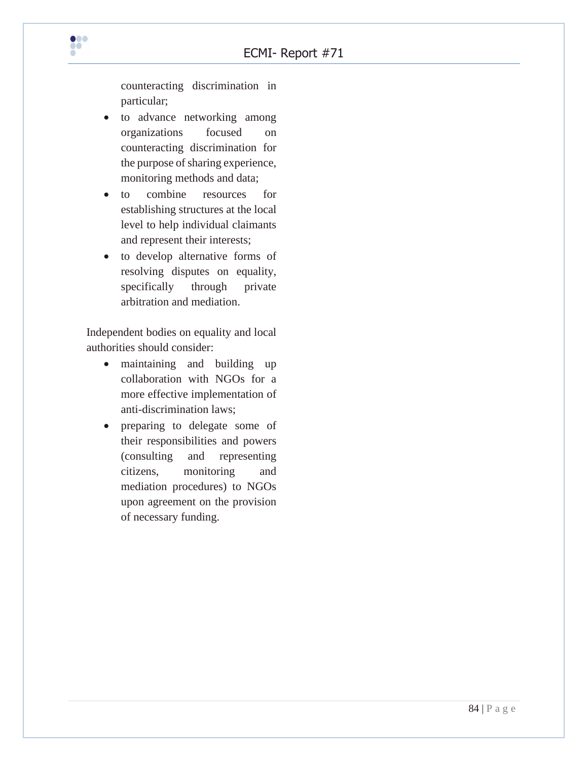counteracting discrimination in particular;

- to advance networking among organizations focused on counteracting discrimination for the purpose of sharing experience, monitoring methods and data;
- to combine resources for establishing structures at the local level to help individual claimants and represent their interests;
- to develop alternative forms of resolving disputes on equality, specifically through private arbitration and mediation.

Independent bodies on equality and local authorities should consider:

- maintaining and building up collaboration with NGOs for a more effective implementation of anti-discrimination laws;
- preparing to delegate some of their responsibilities and powers (consulting and representing citizens, monitoring and mediation procedures) to NGOs upon agreement on the provision of necessary funding.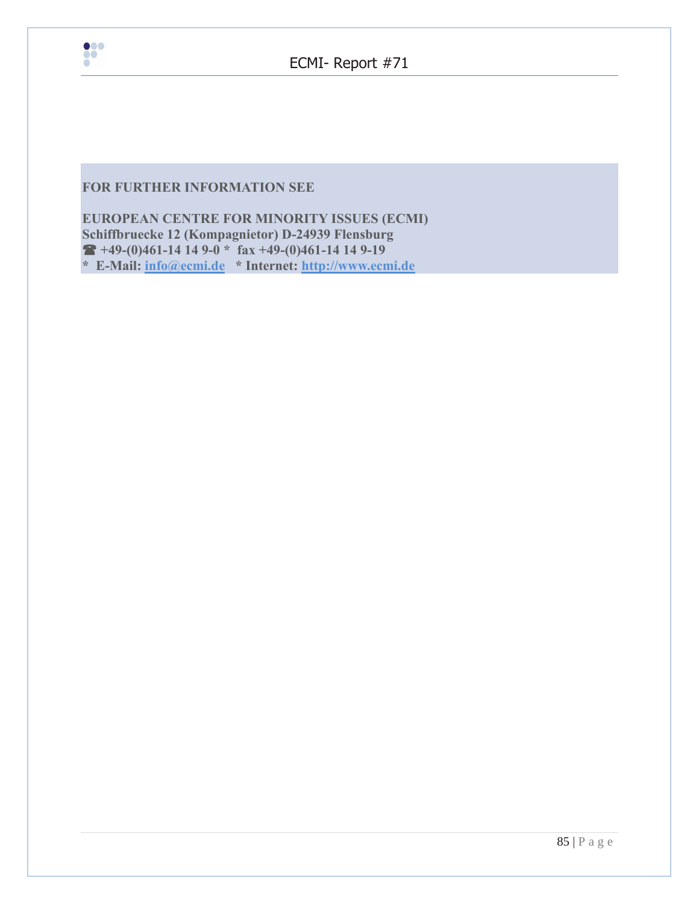**FOR FURTHER INFORMATION SEE**

**EUROPEAN CENTRE FOR MINORITY ISSUES (ECMI)**
**Schiffbruecke 12 (Kompagnietor) D-24939 Flensburg**
**☎ +49-(0)461-14 14 9-0 * fax +49-(0)461-14 14 9-19**
**\* E-Mail: info@ecmi.de * Internet: http://www.ecmi.de**